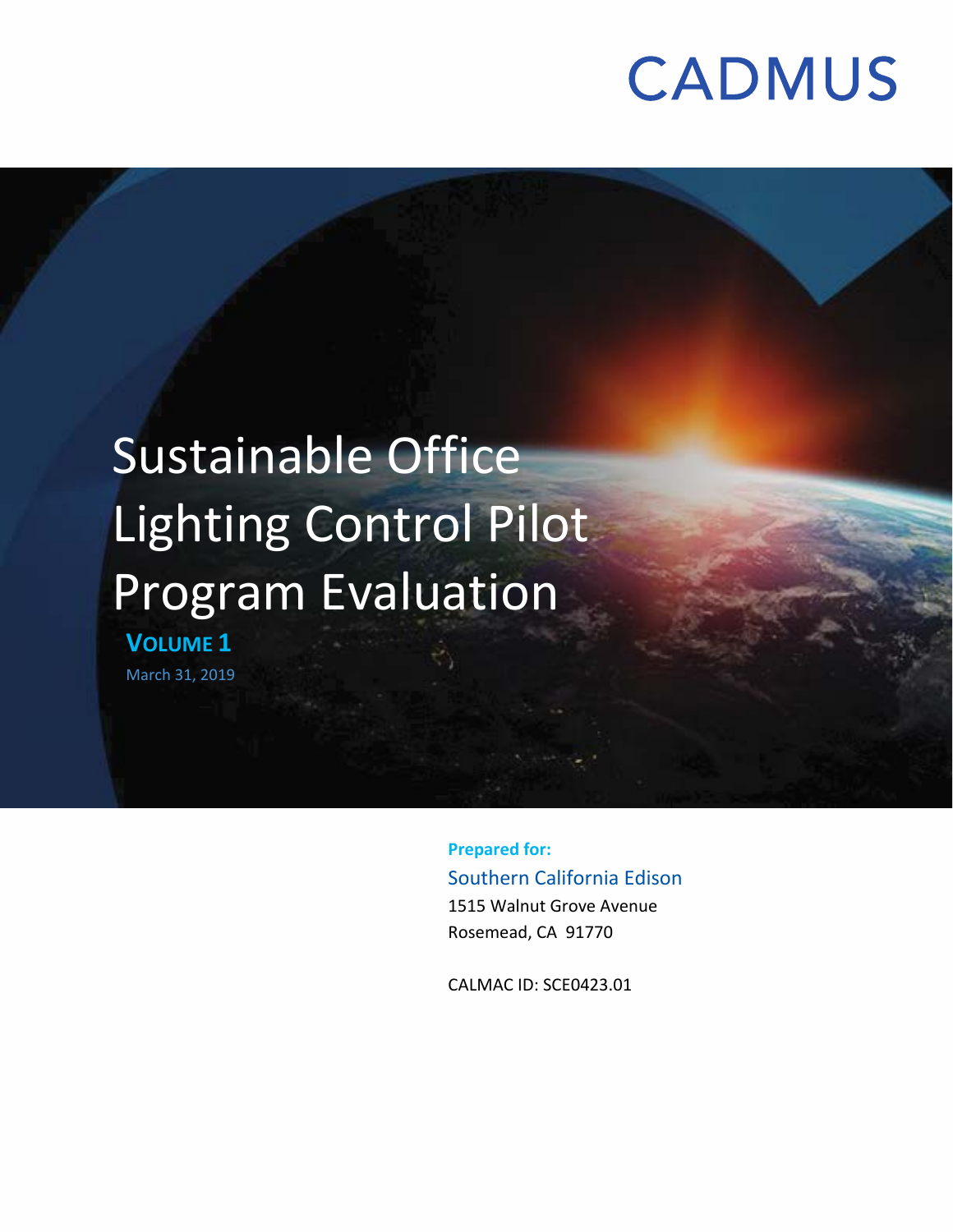CADMUS

# Sustainable Office Lighting Control Pilot Program Evaluation

**VOLUME 1**

March 31, 2019

**Prepared for:**

Southern California Edison
1515 Walnut Grove Avenue
Rosemead, CA 91770

CALMAC ID: SCE0423.01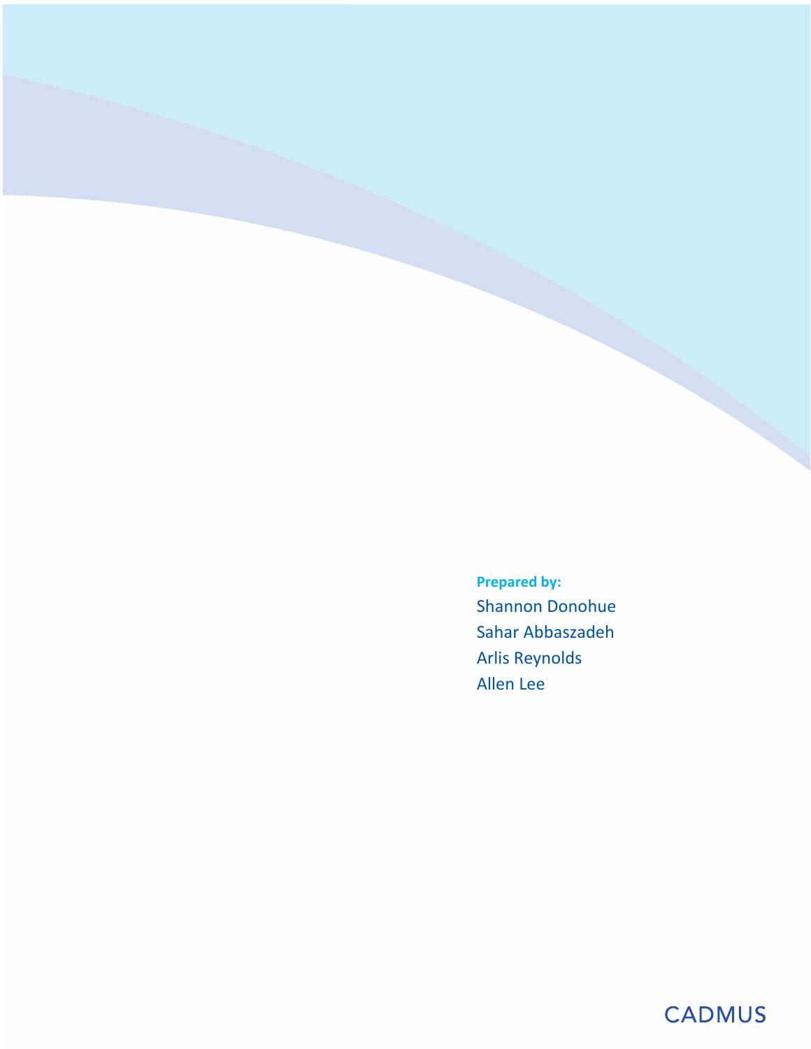**Prepared by:**

Shannon Donohue
Sahar Abbaszadeh
Arlis Reynolds
Allen Lee

CADMUS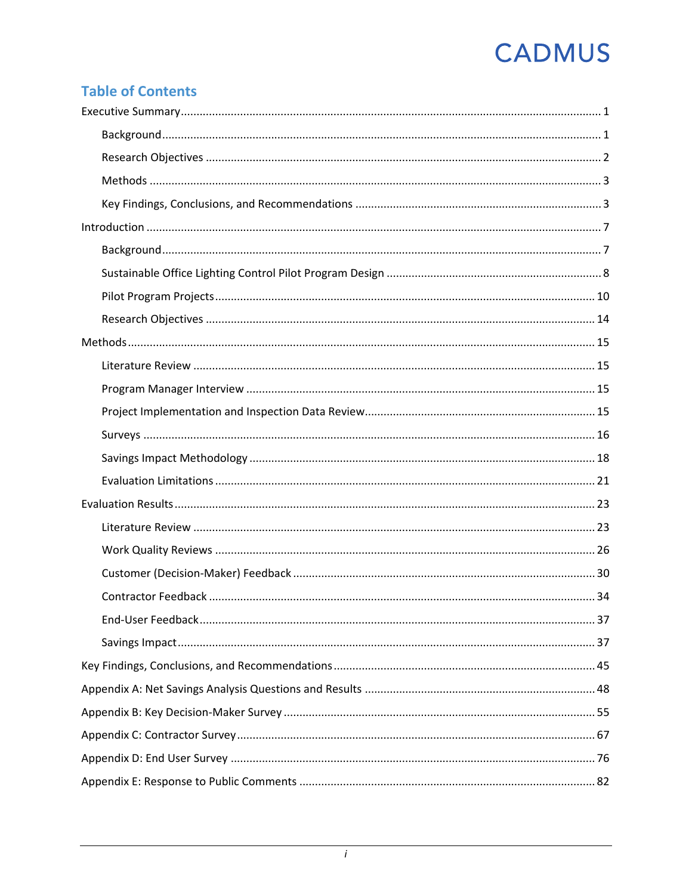## Table of Contents

- Executive Summary ..... 1
  - Background ..... 1
  - Research Objectives ..... 2
  - Methods ..... 3
  - Key Findings, Conclusions, and Recommendations ..... 3
- Introduction ..... 7
  - Background ..... 7
  - Sustainable Office Lighting Control Pilot Program Design ..... 8
  - Pilot Program Projects ..... 10
  - Research Objectives ..... 14
- Methods ..... 15
  - Literature Review ..... 15
  - Program Manager Interview ..... 15
  - Project Implementation and Inspection Data Review ..... 15
  - Surveys ..... 16
  - Savings Impact Methodology ..... 18
  - Evaluation Limitations ..... 21
- Evaluation Results ..... 23
  - Literature Review ..... 23
  - Work Quality Reviews ..... 26
  - Customer (Decision-Maker) Feedback ..... 30
  - Contractor Feedback ..... 34
  - End-User Feedback ..... 37
  - Savings Impact ..... 37
- Key Findings, Conclusions, and Recommendations ..... 45
- Appendix A: Net Savings Analysis Questions and Results ..... 48
- Appendix B: Key Decision-Maker Survey ..... 55
- Appendix C: Contractor Survey ..... 67
- Appendix D: End User Survey ..... 76
- Appendix E: Response to Public Comments ..... 82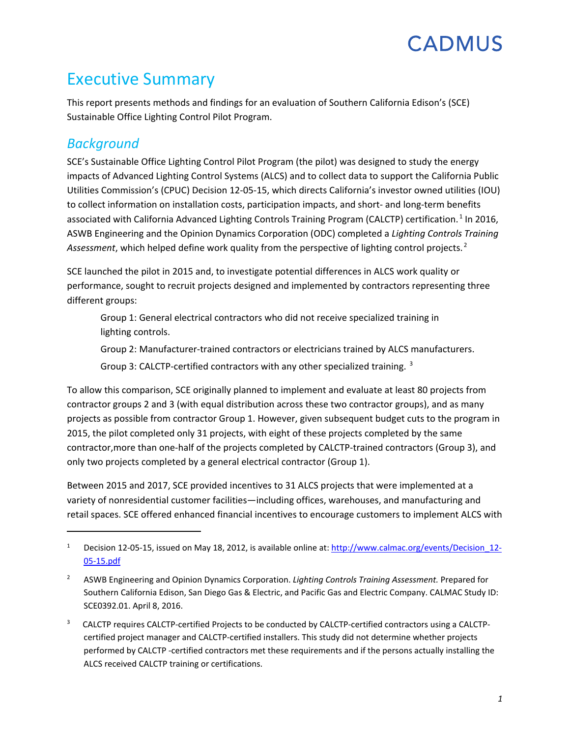# Executive Summary

This report presents methods and findings for an evaluation of Southern California Edison's (SCE) Sustainable Office Lighting Control Pilot Program.

## *Background*

SCE's Sustainable Office Lighting Control Pilot Program (the pilot) was designed to study the energy impacts of Advanced Lighting Control Systems (ALCS) and to collect data to support the California Public Utilities Commission's (CPUC) Decision 12-05-15, which directs California's investor owned utilities (IOU) to collect information on installation costs, participation impacts, and short- and long-term benefits associated with California Advanced Lighting Controls Training Program (CALCTP) certification.[1] In 2016, ASWB Engineering and the Opinion Dynamics Corporation (ODC) completed a *Lighting Controls Training Assessment*, which helped define work quality from the perspective of lighting control projects.[2]

SCE launched the pilot in 2015 and, to investigate potential differences in ALCS work quality or performance, sought to recruit projects designed and implemented by contractors representing three different groups:

> Group 1: General electrical contractors who did not receive specialized training in lighting controls.
>
> Group 2: Manufacturer-trained contractors or electricians trained by ALCS manufacturers.
>
> Group 3: CALCTP-certified contractors with any other specialized training.[3]

To allow this comparison, SCE originally planned to implement and evaluate at least 80 projects from contractor groups 2 and 3 (with equal distribution across these two contractor groups), and as many projects as possible from contractor Group 1. However, given subsequent budget cuts to the program in 2015, the pilot completed only 31 projects, with eight of these projects completed by the same contractor,more than one-half of the projects completed by CALCTP-trained contractors (Group 3), and only two projects completed by a general electrical contractor (Group 1).

Between 2015 and 2017, SCE provided incentives to 31 ALCS projects that were implemented at a variety of nonresidential customer facilities—including offices, warehouses, and manufacturing and retail spaces. SCE offered enhanced financial incentives to encourage customers to implement ALCS with

---

[1] Decision 12-05-15, issued on May 18, 2012, is available online at: http://www.calmac.org/events/Decision_12-05-15.pdf

[2] ASWB Engineering and Opinion Dynamics Corporation. *Lighting Controls Training Assessment.* Prepared for Southern California Edison, San Diego Gas & Electric, and Pacific Gas and Electric Company. CALMAC Study ID: SCE0392.01. April 8, 2016.

[3] CALCTP requires CALCTP-certified Projects to be conducted by CALCTP-certified contractors using a CALCTP-certified project manager and CALCTP-certified installers. This study did not determine whether projects performed by CALCTP -certified contractors met these requirements and if the persons actually installing the ALCS received CALCTP training or certifications.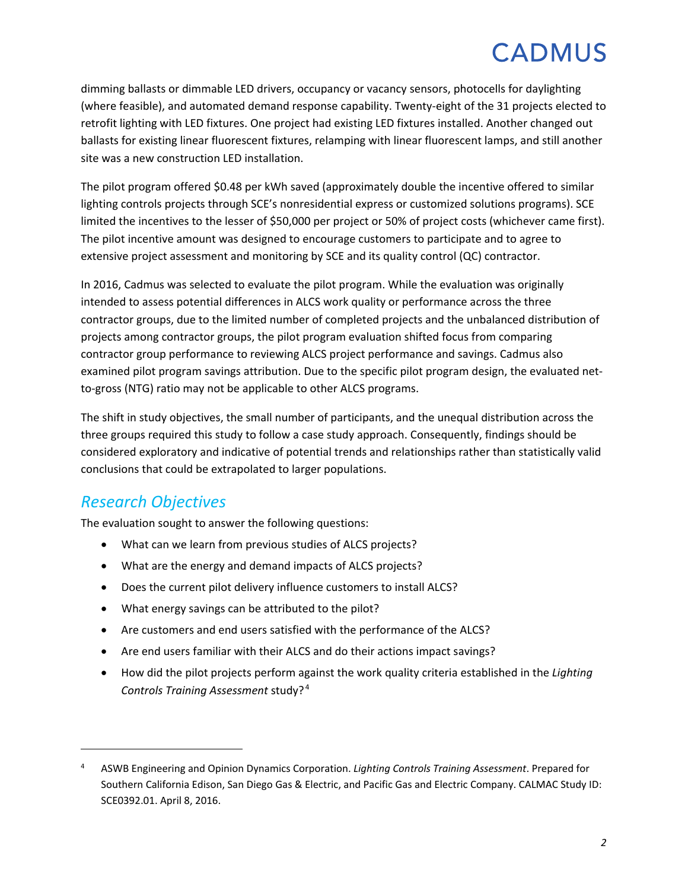dimming ballasts or dimmable LED drivers, occupancy or vacancy sensors, photocells for daylighting (where feasible), and automated demand response capability. Twenty-eight of the 31 projects elected to retrofit lighting with LED fixtures. One project had existing LED fixtures installed. Another changed out ballasts for existing linear fluorescent fixtures, relamping with linear fluorescent lamps, and still another site was a new construction LED installation.

The pilot program offered $0.48 per kWh saved (approximately double the incentive offered to similar lighting controls projects through SCE's nonresidential express or customized solutions programs). SCE limited the incentives to the lesser of $50,000 per project or 50% of project costs (whichever came first). The pilot incentive amount was designed to encourage customers to participate and to agree to extensive project assessment and monitoring by SCE and its quality control (QC) contractor.

In 2016, Cadmus was selected to evaluate the pilot program. While the evaluation was originally intended to assess potential differences in ALCS work quality or performance across the three contractor groups, due to the limited number of completed projects and the unbalanced distribution of projects among contractor groups, the pilot program evaluation shifted focus from comparing contractor group performance to reviewing ALCS project performance and savings. Cadmus also examined pilot program savings attribution. Due to the specific pilot program design, the evaluated net-to-gross (NTG) ratio may not be applicable to other ALCS programs.

The shift in study objectives, the small number of participants, and the unequal distribution across the three groups required this study to follow a case study approach. Consequently, findings should be considered exploratory and indicative of potential trends and relationships rather than statistically valid conclusions that could be extrapolated to larger populations.

## Research Objectives

The evaluation sought to answer the following questions:

- What can we learn from previous studies of ALCS projects?
- What are the energy and demand impacts of ALCS projects?
- Does the current pilot delivery influence customers to install ALCS?
- What energy savings can be attributed to the pilot?
- Are customers and end users satisfied with the performance of the ALCS?
- Are end users familiar with their ALCS and do their actions impact savings?
- How did the pilot projects perform against the work quality criteria established in the *Lighting Controls Training Assessment* study?[4]

[4] ASWB Engineering and Opinion Dynamics Corporation. *Lighting Controls Training Assessment*. Prepared for Southern California Edison, San Diego Gas & Electric, and Pacific Gas and Electric Company. CALMAC Study ID: SCE0392.01. April 8, 2016.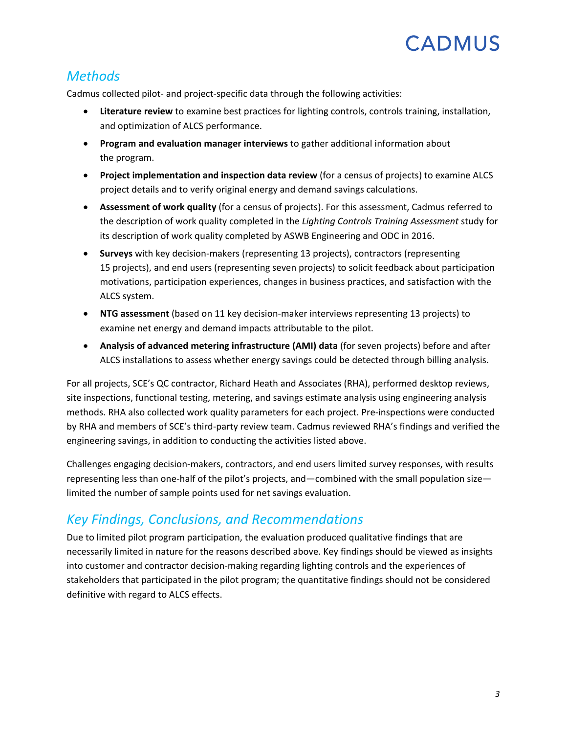## *Methods*

Cadmus collected pilot- and project-specific data through the following activities:

- **Literature review** to examine best practices for lighting controls, controls training, installation, and optimization of ALCS performance.
- **Program and evaluation manager interviews** to gather additional information about the program.
- **Project implementation and inspection data review** (for a census of projects) to examine ALCS project details and to verify original energy and demand savings calculations.
- **Assessment of work quality** (for a census of projects). For this assessment, Cadmus referred to the description of work quality completed in the *Lighting Controls Training Assessment* study for its description of work quality completed by ASWB Engineering and ODC in 2016.
- **Surveys** with key decision-makers (representing 13 projects), contractors (representing 15 projects), and end users (representing seven projects) to solicit feedback about participation motivations, participation experiences, changes in business practices, and satisfaction with the ALCS system.
- **NTG assessment** (based on 11 key decision-maker interviews representing 13 projects) to examine net energy and demand impacts attributable to the pilot.
- **Analysis of advanced metering infrastructure (AMI) data** (for seven projects) before and after ALCS installations to assess whether energy savings could be detected through billing analysis.

For all projects, SCE's QC contractor, Richard Heath and Associates (RHA), performed desktop reviews, site inspections, functional testing, metering, and savings estimate analysis using engineering analysis methods. RHA also collected work quality parameters for each project. Pre-inspections were conducted by RHA and members of SCE's third-party review team. Cadmus reviewed RHA's findings and verified the engineering savings, in addition to conducting the activities listed above.

Challenges engaging decision-makers, contractors, and end users limited survey responses, with results representing less than one-half of the pilot's projects, and—combined with the small population size—limited the number of sample points used for net savings evaluation.

## *Key Findings, Conclusions, and Recommendations*

Due to limited pilot program participation, the evaluation produced qualitative findings that are necessarily limited in nature for the reasons described above. Key findings should be viewed as insights into customer and contractor decision-making regarding lighting controls and the experiences of stakeholders that participated in the pilot program; the quantitative findings should not be considered definitive with regard to ALCS effects.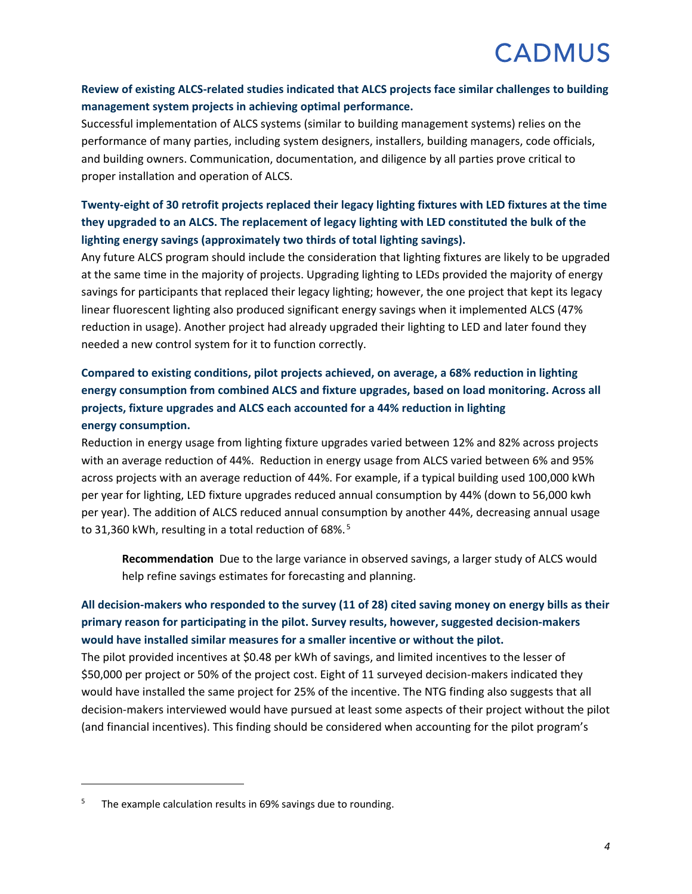**Review of existing ALCS-related studies indicated that ALCS projects face similar challenges to building management system projects in achieving optimal performance.**

Successful implementation of ALCS systems (similar to building management systems) relies on the performance of many parties, including system designers, installers, building managers, code officials, and building owners. Communication, documentation, and diligence by all parties prove critical to proper installation and operation of ALCS.

**Twenty-eight of 30 retrofit projects replaced their legacy lighting fixtures with LED fixtures at the time they upgraded to an ALCS. The replacement of legacy lighting with LED constituted the bulk of the lighting energy savings (approximately two thirds of total lighting savings).**

Any future ALCS program should include the consideration that lighting fixtures are likely to be upgraded at the same time in the majority of projects. Upgrading lighting to LEDs provided the majority of energy savings for participants that replaced their legacy lighting; however, the one project that kept its legacy linear fluorescent lighting also produced significant energy savings when it implemented ALCS (47% reduction in usage). Another project had already upgraded their lighting to LED and later found they needed a new control system for it to function correctly.

**Compared to existing conditions, pilot projects achieved, on average, a 68% reduction in lighting energy consumption from combined ALCS and fixture upgrades, based on load monitoring. Across all projects, fixture upgrades and ALCS each accounted for a 44% reduction in lighting energy consumption.**

Reduction in energy usage from lighting fixture upgrades varied between 12% and 82% across projects with an average reduction of 44%. Reduction in energy usage from ALCS varied between 6% and 95% across projects with an average reduction of 44%. For example, if a typical building used 100,000 kWh per year for lighting, LED fixture upgrades reduced annual consumption by 44% (down to 56,000 kwh per year). The addition of ALCS reduced annual consumption by another 44%, decreasing annual usage to 31,360 kWh, resulting in a total reduction of 68%.[5]

> **Recommendation** Due to the large variance in observed savings, a larger study of ALCS would help refine savings estimates for forecasting and planning.

**All decision-makers who responded to the survey (11 of 28) cited saving money on energy bills as their primary reason for participating in the pilot. Survey results, however, suggested decision-makers would have installed similar measures for a smaller incentive or without the pilot.**

The pilot provided incentives at $0.48 per kWh of savings, and limited incentives to the lesser of $50,000 per project or 50% of the project cost. Eight of 11 surveyed decision-makers indicated they would have installed the same project for 25% of the incentive. The NTG finding also suggests that all decision-makers interviewed would have pursued at least some aspects of their project without the pilot (and financial incentives). This finding should be considered when accounting for the pilot program's

[5] The example calculation results in 69% savings due to rounding.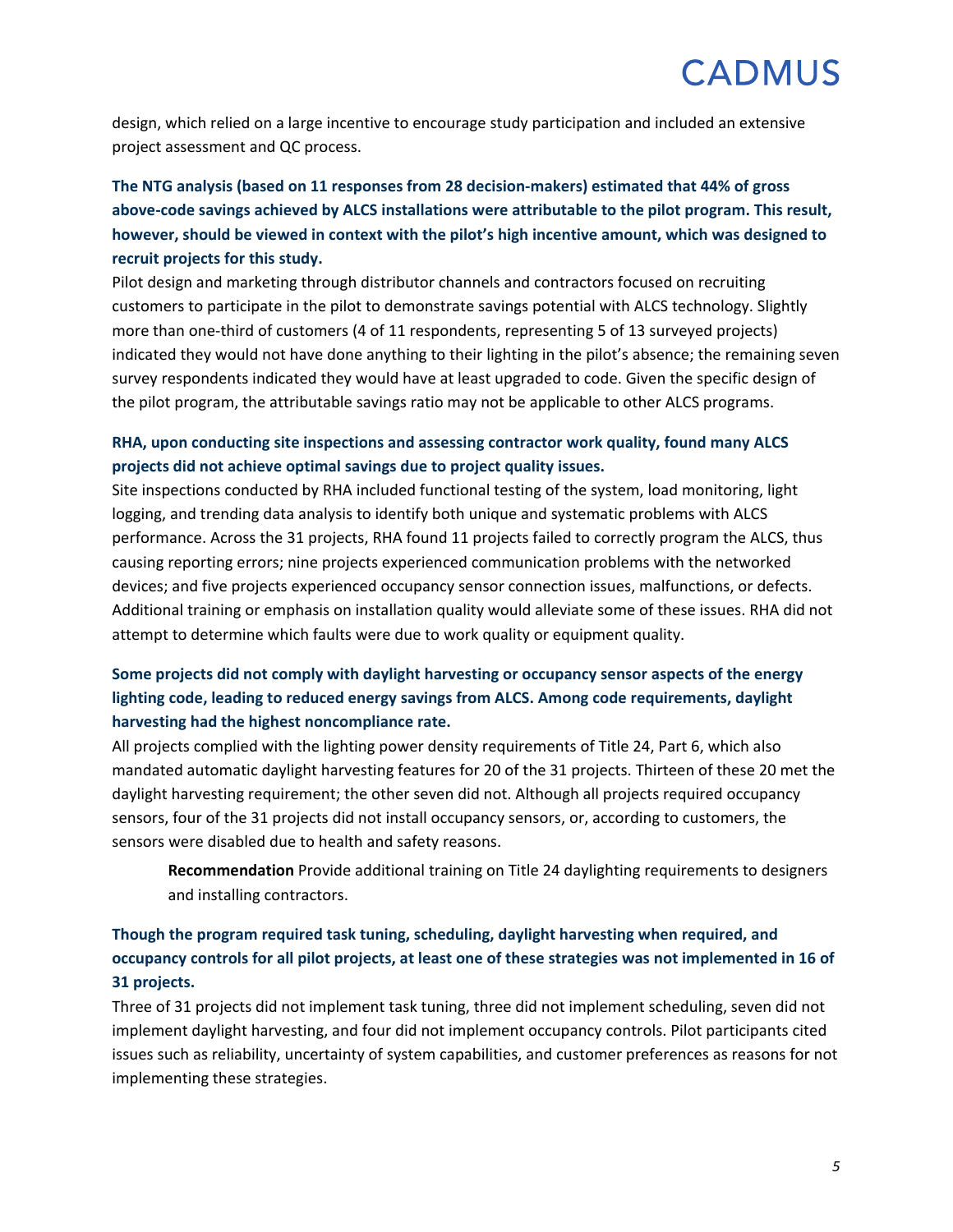design, which relied on a large incentive to encourage study participation and included an extensive project assessment and QC process.

**The NTG analysis (based on 11 responses from 28 decision-makers) estimated that 44% of gross above-code savings achieved by ALCS installations were attributable to the pilot program. This result, however, should be viewed in context with the pilot's high incentive amount, which was designed to recruit projects for this study.**

Pilot design and marketing through distributor channels and contractors focused on recruiting customers to participate in the pilot to demonstrate savings potential with ALCS technology. Slightly more than one-third of customers (4 of 11 respondents, representing 5 of 13 surveyed projects) indicated they would not have done anything to their lighting in the pilot's absence; the remaining seven survey respondents indicated they would have at least upgraded to code. Given the specific design of the pilot program, the attributable savings ratio may not be applicable to other ALCS programs.

**RHA, upon conducting site inspections and assessing contractor work quality, found many ALCS projects did not achieve optimal savings due to project quality issues.**

Site inspections conducted by RHA included functional testing of the system, load monitoring, light logging, and trending data analysis to identify both unique and systematic problems with ALCS performance. Across the 31 projects, RHA found 11 projects failed to correctly program the ALCS, thus causing reporting errors; nine projects experienced communication problems with the networked devices; and five projects experienced occupancy sensor connection issues, malfunctions, or defects. Additional training or emphasis on installation quality would alleviate some of these issues. RHA did not attempt to determine which faults were due to work quality or equipment quality.

**Some projects did not comply with daylight harvesting or occupancy sensor aspects of the energy lighting code, leading to reduced energy savings from ALCS. Among code requirements, daylight harvesting had the highest noncompliance rate.**

All projects complied with the lighting power density requirements of Title 24, Part 6, which also mandated automatic daylight harvesting features for 20 of the 31 projects. Thirteen of these 20 met the daylight harvesting requirement; the other seven did not. Although all projects required occupancy sensors, four of the 31 projects did not install occupancy sensors, or, according to customers, the sensors were disabled due to health and safety reasons.

> **Recommendation** Provide additional training on Title 24 daylighting requirements to designers and installing contractors.

**Though the program required task tuning, scheduling, daylight harvesting when required, and occupancy controls for all pilot projects, at least one of these strategies was not implemented in 16 of 31 projects.**

Three of 31 projects did not implement task tuning, three did not implement scheduling, seven did not implement daylight harvesting, and four did not implement occupancy controls. Pilot participants cited issues such as reliability, uncertainty of system capabilities, and customer preferences as reasons for not implementing these strategies.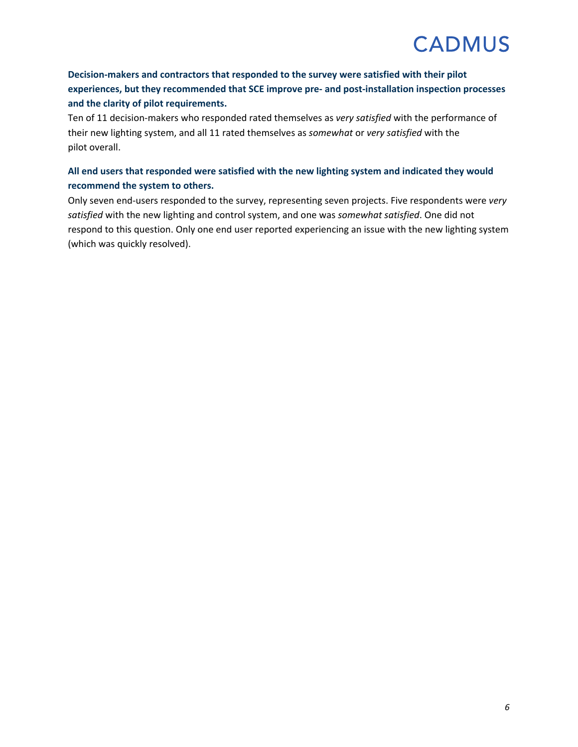**Decision-makers and contractors that responded to the survey were satisfied with their pilot experiences, but they recommended that SCE improve pre- and post-installation inspection processes and the clarity of pilot requirements.**

Ten of 11 decision-makers who responded rated themselves as *very satisfied* with the performance of their new lighting system, and all 11 rated themselves as *somewhat* or *very satisfied* with the pilot overall.

**All end users that responded were satisfied with the new lighting system and indicated they would recommend the system to others.**

Only seven end-users responded to the survey, representing seven projects. Five respondents were *very satisfied* with the new lighting and control system, and one was *somewhat satisfied*. One did not respond to this question. Only one end user reported experiencing an issue with the new lighting system (which was quickly resolved).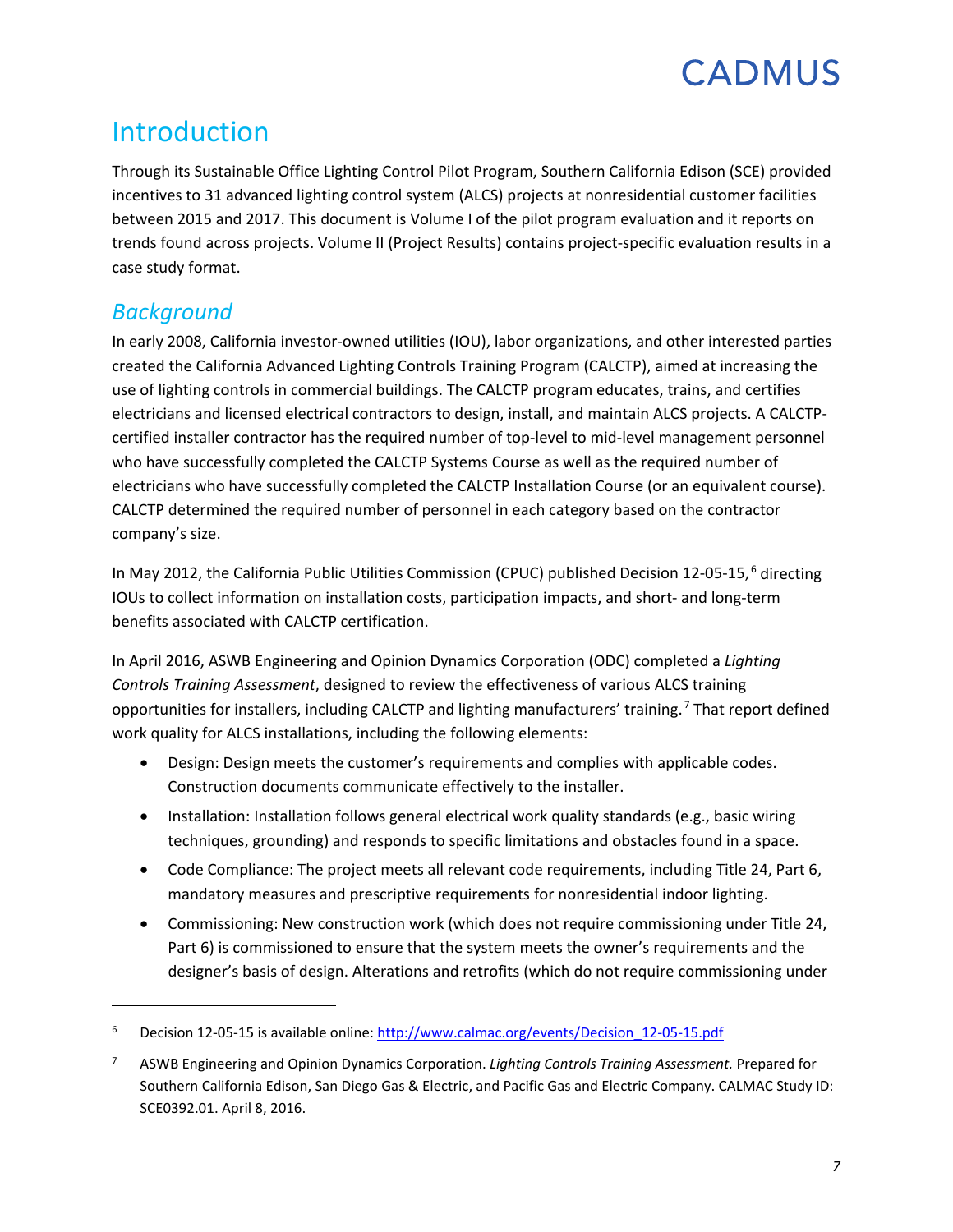# Introduction

Through its Sustainable Office Lighting Control Pilot Program, Southern California Edison (SCE) provided incentives to 31 advanced lighting control system (ALCS) projects at nonresidential customer facilities between 2015 and 2017. This document is Volume I of the pilot program evaluation and it reports on trends found across projects. Volume II (Project Results) contains project-specific evaluation results in a case study format.

## *Background*

In early 2008, California investor-owned utilities (IOU), labor organizations, and other interested parties created the California Advanced Lighting Controls Training Program (CALCTP), aimed at increasing the use of lighting controls in commercial buildings. The CALCTP program educates, trains, and certifies electricians and licensed electrical contractors to design, install, and maintain ALCS projects. A CALCTP-certified installer contractor has the required number of top-level to mid-level management personnel who have successfully completed the CALCTP Systems Course as well as the required number of electricians who have successfully completed the CALCTP Installation Course (or an equivalent course). CALCTP determined the required number of personnel in each category based on the contractor company's size.

In May 2012, the California Public Utilities Commission (CPUC) published Decision 12-05-15,[6] directing IOUs to collect information on installation costs, participation impacts, and short- and long-term benefits associated with CALCTP certification.

In April 2016, ASWB Engineering and Opinion Dynamics Corporation (ODC) completed a *Lighting Controls Training Assessment*, designed to review the effectiveness of various ALCS training opportunities for installers, including CALCTP and lighting manufacturers' training.[7] That report defined work quality for ALCS installations, including the following elements:

- Design: Design meets the customer's requirements and complies with applicable codes. Construction documents communicate effectively to the installer.
- Installation: Installation follows general electrical work quality standards (e.g., basic wiring techniques, grounding) and responds to specific limitations and obstacles found in a space.
- Code Compliance: The project meets all relevant code requirements, including Title 24, Part 6, mandatory measures and prescriptive requirements for nonresidential indoor lighting.
- Commissioning: New construction work (which does not require commissioning under Title 24, Part 6) is commissioned to ensure that the system meets the owner's requirements and the designer's basis of design. Alterations and retrofits (which do not require commissioning under

---

[6] Decision 12-05-15 is available online: http://www.calmac.org/events/Decision_12-05-15.pdf

[7] ASWB Engineering and Opinion Dynamics Corporation. *Lighting Controls Training Assessment.* Prepared for Southern California Edison, San Diego Gas & Electric, and Pacific Gas and Electric Company. CALMAC Study ID: SCE0392.01. April 8, 2016.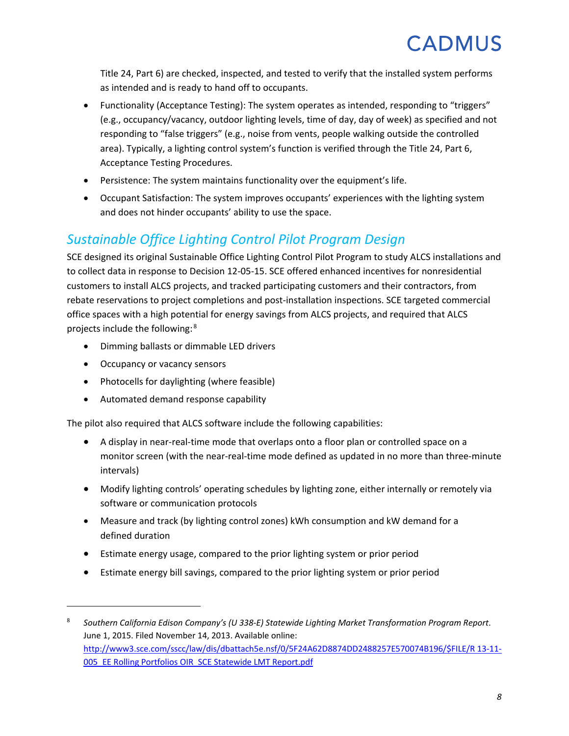Title 24, Part 6) are checked, inspected, and tested to verify that the installed system performs as intended and is ready to hand off to occupants.

- Functionality (Acceptance Testing): The system operates as intended, responding to “triggers” (e.g., occupancy/vacancy, outdoor lighting levels, time of day, day of week) as specified and not responding to “false triggers” (e.g., noise from vents, people walking outside the controlled area). Typically, a lighting control system’s function is verified through the Title 24, Part 6, Acceptance Testing Procedures.
- Persistence: The system maintains functionality over the equipment’s life.
- Occupant Satisfaction: The system improves occupants’ experiences with the lighting system and does not hinder occupants’ ability to use the space.

## *Sustainable Office Lighting Control Pilot Program Design*

SCE designed its original Sustainable Office Lighting Control Pilot Program to study ALCS installations and to collect data in response to Decision 12-05-15. SCE offered enhanced incentives for nonresidential customers to install ALCS projects, and tracked participating customers and their contractors, from rebate reservations to project completions and post-installation inspections. SCE targeted commercial office spaces with a high potential for energy savings from ALCS projects, and required that ALCS projects include the following:[8]

- Dimming ballasts or dimmable LED drivers
- Occupancy or vacancy sensors
- Photocells for daylighting (where feasible)
- Automated demand response capability

The pilot also required that ALCS software include the following capabilities:

- A display in near-real-time mode that overlaps onto a floor plan or controlled space on a monitor screen (with the near-real-time mode defined as updated in no more than three-minute intervals)
- Modify lighting controls’ operating schedules by lighting zone, either internally or remotely via software or communication protocols
- Measure and track (by lighting control zones) kWh consumption and kW demand for a defined duration
- Estimate energy usage, compared to the prior lighting system or prior period
- Estimate energy bill savings, compared to the prior lighting system or prior period

---

[8] *Southern California Edison Company’s (U 338-E) Statewide Lighting Market Transformation Program Report*. June 1, 2015. Filed November 14, 2013. Available online: http://www3.sce.com/sscc/law/dis/dbattach5e.nsf/0/5F24A62D8874DD2488257E570074B196/$FILE/R 13-11-005_EE Rolling Portfolios OIR_SCE Statewide LMT Report.pdf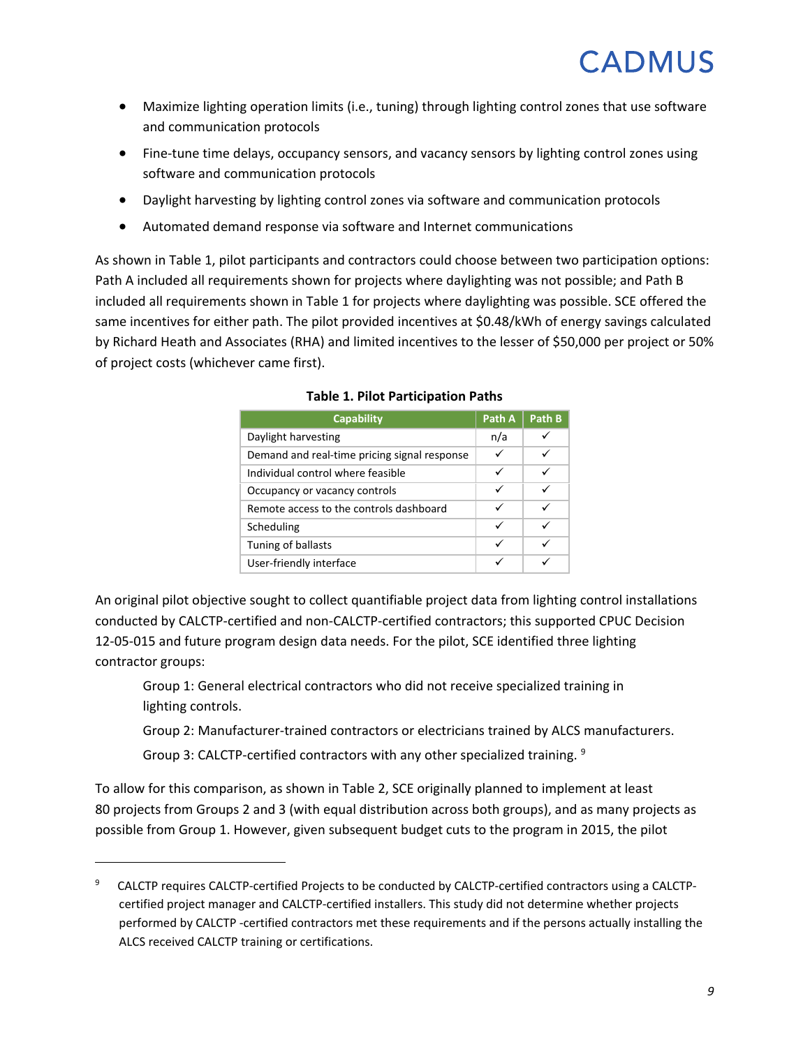- Maximize lighting operation limits (i.e., tuning) through lighting control zones that use software and communication protocols
- Fine-tune time delays, occupancy sensors, and vacancy sensors by lighting control zones using software and communication protocols
- Daylight harvesting by lighting control zones via software and communication protocols
- Automated demand response via software and Internet communications

As shown in Table 1, pilot participants and contractors could choose between two participation options: Path A included all requirements shown for projects where daylighting was not possible; and Path B included all requirements shown in Table 1 for projects where daylighting was possible. SCE offered the same incentives for either path. The pilot provided incentives at $0.48/kWh of energy savings calculated by Richard Heath and Associates (RHA) and limited incentives to the lesser of $50,000 per project or 50% of project costs (whichever came first).

**Table 1. Pilot Participation Paths**

| Capability | Path A | Path B |
|---|---|---|
| Daylight harvesting | n/a | ✓ |
| Demand and real-time pricing signal response | ✓ | ✓ |
| Individual control where feasible | ✓ | ✓ |
| Occupancy or vacancy controls | ✓ | ✓ |
| Remote access to the controls dashboard | ✓ | ✓ |
| Scheduling | ✓ | ✓ |
| Tuning of ballasts | ✓ | ✓ |
| User-friendly interface | ✓ | ✓ |

An original pilot objective sought to collect quantifiable project data from lighting control installations conducted by CALCTP-certified and non-CALCTP-certified contractors; this supported CPUC Decision 12-05-015 and future program design data needs. For the pilot, SCE identified three lighting contractor groups:

Group 1: General electrical contractors who did not receive specialized training in lighting controls.

Group 2: Manufacturer-trained contractors or electricians trained by ALCS manufacturers.

Group 3: CALCTP-certified contractors with any other specialized training. [9]

To allow for this comparison, as shown in Table 2, SCE originally planned to implement at least 80 projects from Groups 2 and 3 (with equal distribution across both groups), and as many projects as possible from Group 1. However, given subsequent budget cuts to the program in 2015, the pilot

[9] CALCTP requires CALCTP-certified Projects to be conducted by CALCTP-certified contractors using a CALCTP-certified project manager and CALCTP-certified installers. This study did not determine whether projects performed by CALCTP -certified contractors met these requirements and if the persons actually installing the ALCS received CALCTP training or certifications.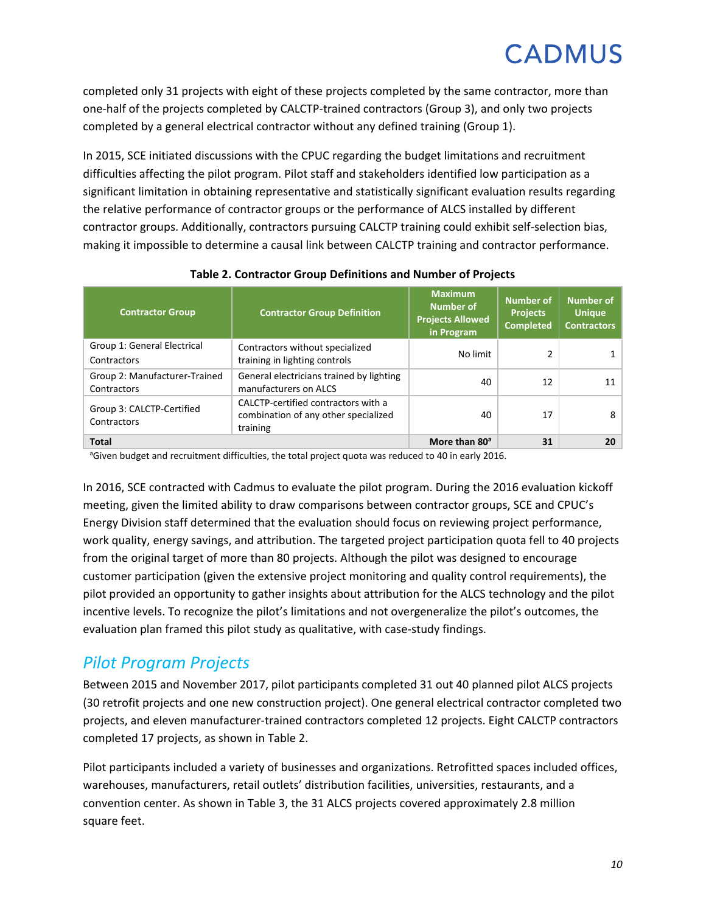completed only 31 projects with eight of these projects completed by the same contractor, more than one-half of the projects completed by CALCTP-trained contractors (Group 3), and only two projects completed by a general electrical contractor without any defined training (Group 1).

In 2015, SCE initiated discussions with the CPUC regarding the budget limitations and recruitment difficulties affecting the pilot program. Pilot staff and stakeholders identified low participation as a significant limitation in obtaining representative and statistically significant evaluation results regarding the relative performance of contractor groups or the performance of ALCS installed by different contractor groups. Additionally, contractors pursuing CALCTP training could exhibit self-selection bias, making it impossible to determine a causal link between CALCTP training and contractor performance.

**Table 2. Contractor Group Definitions and Number of Projects**

| Contractor Group | Contractor Group Definition | Maximum Number of Projects Allowed in Program | Number of Projects Completed | Number of Unique Contractors |
|---|---|---|---|---|
| Group 1: General Electrical Contractors | Contractors without specialized training in lighting controls | No limit | 2 | 1 |
| Group 2: Manufacturer-Trained Contractors | General electricians trained by lighting manufacturers on ALCS | 40 | 12 | 11 |
| Group 3: CALCTP-Certified Contractors | CALCTP-certified contractors with a combination of any other specialized training | 40 | 17 | 8 |
| **Total** | | **More than 80[a]** | **31** | **20** |

[a]Given budget and recruitment difficulties, the total project quota was reduced to 40 in early 2016.

In 2016, SCE contracted with Cadmus to evaluate the pilot program. During the 2016 evaluation kickoff meeting, given the limited ability to draw comparisons between contractor groups, SCE and CPUC's Energy Division staff determined that the evaluation should focus on reviewing project performance, work quality, energy savings, and attribution. The targeted project participation quota fell to 40 projects from the original target of more than 80 projects. Although the pilot was designed to encourage customer participation (given the extensive project monitoring and quality control requirements), the pilot provided an opportunity to gather insights about attribution for the ALCS technology and the pilot incentive levels. To recognize the pilot's limitations and not overgeneralize the pilot's outcomes, the evaluation plan framed this pilot study as qualitative, with case-study findings.

## *Pilot Program Projects*

Between 2015 and November 2017, pilot participants completed 31 out 40 planned pilot ALCS projects (30 retrofit projects and one new construction project). One general electrical contractor completed two projects, and eleven manufacturer-trained contractors completed 12 projects. Eight CALCTP contractors completed 17 projects, as shown in Table 2.

Pilot participants included a variety of businesses and organizations. Retrofitted spaces included offices, warehouses, manufacturers, retail outlets' distribution facilities, universities, restaurants, and a convention center. As shown in Table 3, the 31 ALCS projects covered approximately 2.8 million square feet.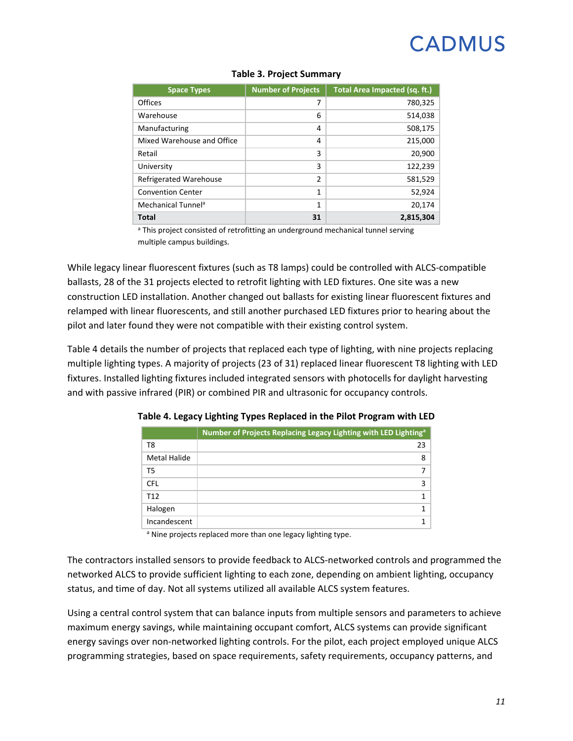**Table 3. Project Summary**

| Space Types | Number of Projects | Total Area Impacted (sq. ft.) |
|---|---|---|
| Offices | 7 | 780,325 |
| Warehouse | 6 | 514,038 |
| Manufacturing | 4 | 508,175 |
| Mixed Warehouse and Office | 4 | 215,000 |
| Retail | 3 | 20,900 |
| University | 3 | 122,239 |
| Refrigerated Warehouse | 2 | 581,529 |
| Convention Center | 1 | 52,924 |
| Mechanical Tunnel[a] | 1 | 20,174 |
| **Total** | **31** | **2,815,304** |

[a] This project consisted of retrofitting an underground mechanical tunnel serving multiple campus buildings.

While legacy linear fluorescent fixtures (such as T8 lamps) could be controlled with ALCS-compatible ballasts, 28 of the 31 projects elected to retrofit lighting with LED fixtures. One site was a new construction LED installation. Another changed out ballasts for existing linear fluorescent fixtures and relamped with linear fluorescents, and still another purchased LED fixtures prior to hearing about the pilot and later found they were not compatible with their existing control system.

Table 4 details the number of projects that replaced each type of lighting, with nine projects replacing multiple lighting types. A majority of projects (23 of 31) replaced linear fluorescent T8 lighting with LED fixtures. Installed lighting fixtures included integrated sensors with photocells for daylight harvesting and with passive infrared (PIR) or combined PIR and ultrasonic for occupancy controls.

**Table 4. Legacy Lighting Types Replaced in the Pilot Program with LED**

| | Number of Projects Replacing Legacy Lighting with LED Lighting[a] |
|---|---|
| T8 | 23 |
| Metal Halide | 8 |
| T5 | 7 |
| CFL | 3 |
| T12 | 1 |
| Halogen | 1 |
| Incandescent | 1 |

[a] Nine projects replaced more than one legacy lighting type.

The contractors installed sensors to provide feedback to ALCS-networked controls and programmed the networked ALCS to provide sufficient lighting to each zone, depending on ambient lighting, occupancy status, and time of day. Not all systems utilized all available ALCS system features.

Using a central control system that can balance inputs from multiple sensors and parameters to achieve maximum energy savings, while maintaining occupant comfort, ALCS systems can provide significant energy savings over non-networked lighting controls. For the pilot, each project employed unique ALCS programming strategies, based on space requirements, safety requirements, occupancy patterns, and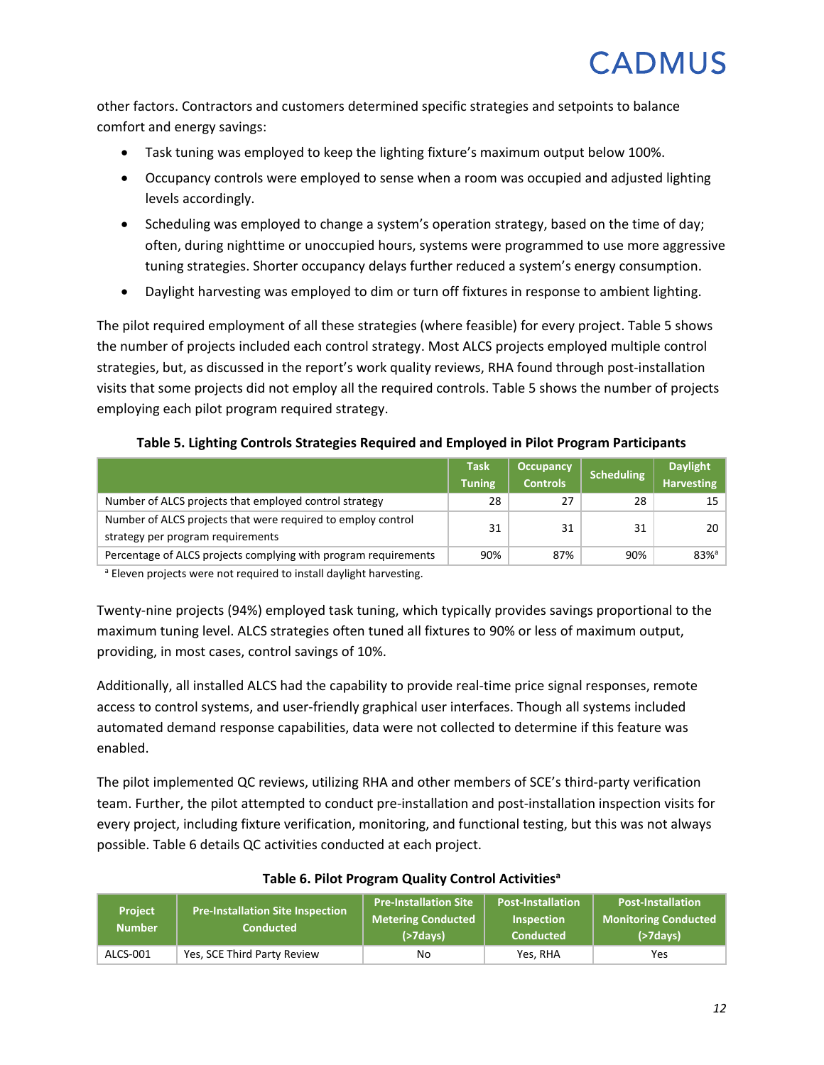other factors. Contractors and customers determined specific strategies and setpoints to balance comfort and energy savings:

- Task tuning was employed to keep the lighting fixture's maximum output below 100%.
- Occupancy controls were employed to sense when a room was occupied and adjusted lighting levels accordingly.
- Scheduling was employed to change a system's operation strategy, based on the time of day; often, during nighttime or unoccupied hours, systems were programmed to use more aggressive tuning strategies. Shorter occupancy delays further reduced a system's energy consumption.
- Daylight harvesting was employed to dim or turn off fixtures in response to ambient lighting.

The pilot required employment of all these strategies (where feasible) for every project. Table 5 shows the number of projects included each control strategy. Most ALCS projects employed multiple control strategies, but, as discussed in the report's work quality reviews, RHA found through post-installation visits that some projects did not employ all the required controls. Table 5 shows the number of projects employing each pilot program required strategy.

**Table 5. Lighting Controls Strategies Required and Employed in Pilot Program Participants**

| | Task Tuning | Occupancy Controls | Scheduling | Daylight Harvesting |
|---|---|---|---|---|
| Number of ALCS projects that employed control strategy | 28 | 27 | 28 | 15 |
| Number of ALCS projects that were required to employ control strategy per program requirements | 31 | 31 | 31 | 20 |
| Percentage of ALCS projects complying with program requirements | 90% | 87% | 90% | 83%[a] |

[a] Eleven projects were not required to install daylight harvesting.

Twenty-nine projects (94%) employed task tuning, which typically provides savings proportional to the maximum tuning level. ALCS strategies often tuned all fixtures to 90% or less of maximum output, providing, in most cases, control savings of 10%.

Additionally, all installed ALCS had the capability to provide real-time price signal responses, remote access to control systems, and user-friendly graphical user interfaces. Though all systems included automated demand response capabilities, data were not collected to determine if this feature was enabled.

The pilot implemented QC reviews, utilizing RHA and other members of SCE's third-party verification team. Further, the pilot attempted to conduct pre-installation and post-installation inspection visits for every project, including fixture verification, monitoring, and functional testing, but this was not always possible. Table 6 details QC activities conducted at each project.

**Table 6. Pilot Program Quality Control Activities[a]**

| Project Number | Pre-Installation Site Inspection Conducted | Pre-Installation Site Metering Conducted (>7days) | Post-Installation Inspection Conducted | Post-Installation Monitoring Conducted (>7days) |
|---|---|---|---|---|
| ALCS-001 | Yes, SCE Third Party Review | No | Yes, RHA | Yes |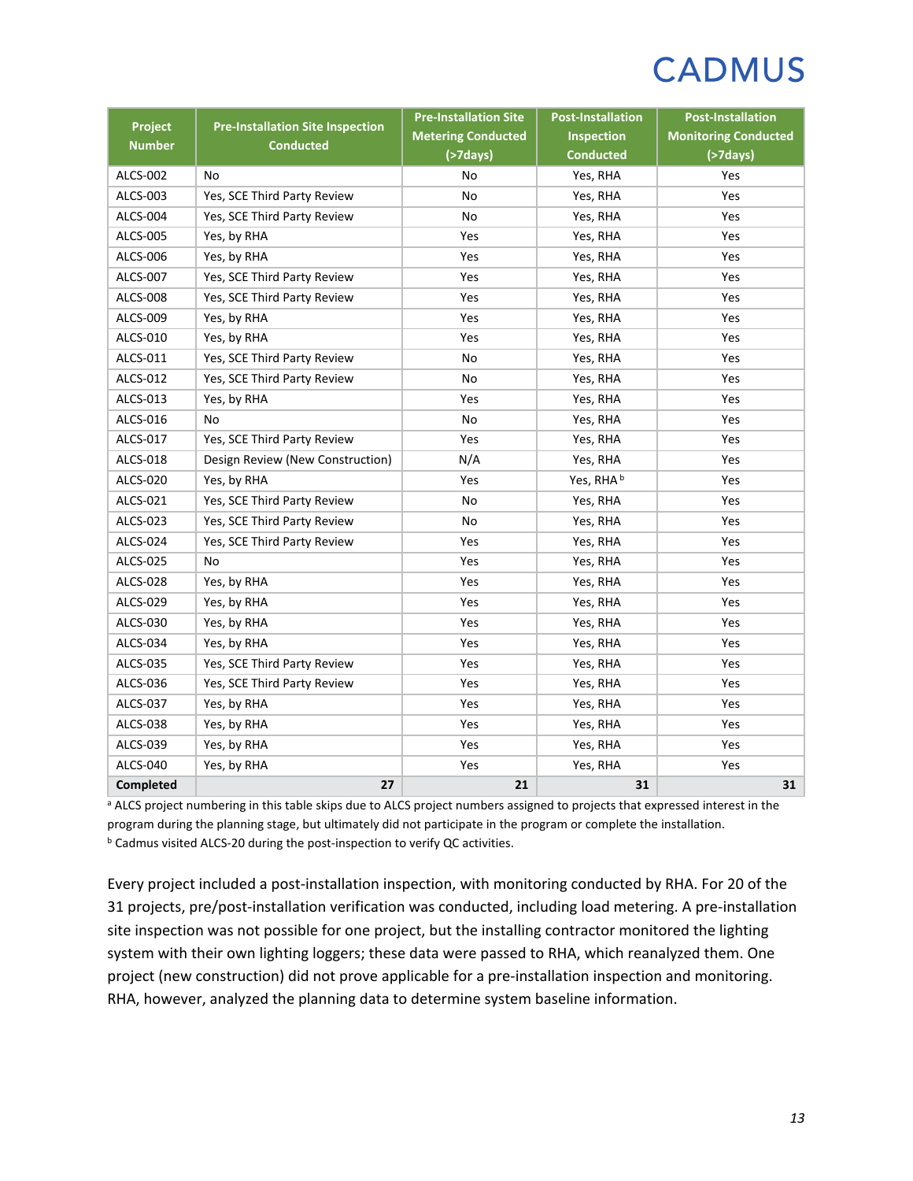| Project Number | Pre-Installation Site Inspection Conducted | Pre-Installation Site Metering Conducted (>7days) | Post-Installation Inspection Conducted | Post-Installation Monitoring Conducted (>7days) |
|---|---|---|---|---|
| ALCS-002 | No | No | Yes, RHA | Yes |
| ALCS-003 | Yes, SCE Third Party Review | No | Yes, RHA | Yes |
| ALCS-004 | Yes, SCE Third Party Review | No | Yes, RHA | Yes |
| ALCS-005 | Yes, by RHA | Yes | Yes, RHA | Yes |
| ALCS-006 | Yes, by RHA | Yes | Yes, RHA | Yes |
| ALCS-007 | Yes, SCE Third Party Review | Yes | Yes, RHA | Yes |
| ALCS-008 | Yes, SCE Third Party Review | Yes | Yes, RHA | Yes |
| ALCS-009 | Yes, by RHA | Yes | Yes, RHA | Yes |
| ALCS-010 | Yes, by RHA | Yes | Yes, RHA | Yes |
| ALCS-011 | Yes, SCE Third Party Review | No | Yes, RHA | Yes |
| ALCS-012 | Yes, SCE Third Party Review | No | Yes, RHA | Yes |
| ALCS-013 | Yes, by RHA | Yes | Yes, RHA | Yes |
| ALCS-016 | No | No | Yes, RHA | Yes |
| ALCS-017 | Yes, SCE Third Party Review | Yes | Yes, RHA | Yes |
| ALCS-018 | Design Review (New Construction) | N/A | Yes, RHA | Yes |
| ALCS-020 | Yes, by RHA | Yes | Yes, RHA [b] | Yes |
| ALCS-021 | Yes, SCE Third Party Review | No | Yes, RHA | Yes |
| ALCS-023 | Yes, SCE Third Party Review | No | Yes, RHA | Yes |
| ALCS-024 | Yes, SCE Third Party Review | Yes | Yes, RHA | Yes |
| ALCS-025 | No | Yes | Yes, RHA | Yes |
| ALCS-028 | Yes, by RHA | Yes | Yes, RHA | Yes |
| ALCS-029 | Yes, by RHA | Yes | Yes, RHA | Yes |
| ALCS-030 | Yes, by RHA | Yes | Yes, RHA | Yes |
| ALCS-034 | Yes, by RHA | Yes | Yes, RHA | Yes |
| ALCS-035 | Yes, SCE Third Party Review | Yes | Yes, RHA | Yes |
| ALCS-036 | Yes, SCE Third Party Review | Yes | Yes, RHA | Yes |
| ALCS-037 | Yes, by RHA | Yes | Yes, RHA | Yes |
| ALCS-038 | Yes, by RHA | Yes | Yes, RHA | Yes |
| ALCS-039 | Yes, by RHA | Yes | Yes, RHA | Yes |
| ALCS-040 | Yes, by RHA | Yes | Yes, RHA | Yes |
| **Completed** | 27 | 21 | 31 | 31 |

[a] ALCS project numbering in this table skips due to ALCS project numbers assigned to projects that expressed interest in the program during the planning stage, but ultimately did not participate in the program or complete the installation.
[b] Cadmus visited ALCS-20 during the post-inspection to verify QC activities.

Every project included a post-installation inspection, with monitoring conducted by RHA. For 20 of the 31 projects, pre/post-installation verification was conducted, including load metering. A pre-installation site inspection was not possible for one project, but the installing contractor monitored the lighting system with their own lighting loggers; these data were passed to RHA, which reanalyzed them. One project (new construction) did not prove applicable for a pre-installation inspection and monitoring. RHA, however, analyzed the planning data to determine system baseline information.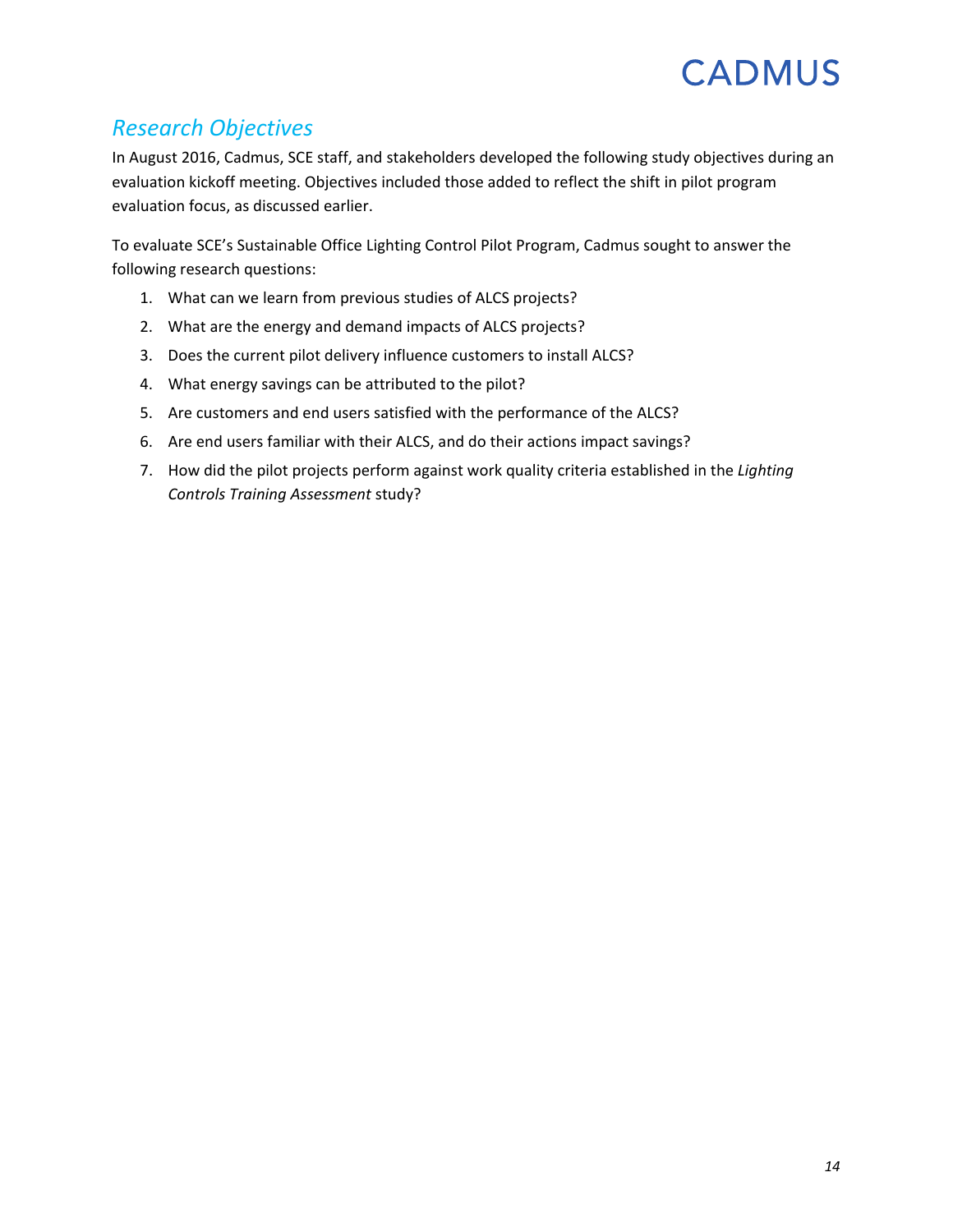## *Research Objectives*

In August 2016, Cadmus, SCE staff, and stakeholders developed the following study objectives during an evaluation kickoff meeting. Objectives included those added to reflect the shift in pilot program evaluation focus, as discussed earlier.

To evaluate SCE's Sustainable Office Lighting Control Pilot Program, Cadmus sought to answer the following research questions:

1. What can we learn from previous studies of ALCS projects?
2. What are the energy and demand impacts of ALCS projects?
3. Does the current pilot delivery influence customers to install ALCS?
4. What energy savings can be attributed to the pilot?
5. Are customers and end users satisfied with the performance of the ALCS?
6. Are end users familiar with their ALCS, and do their actions impact savings?
7. How did the pilot projects perform against work quality criteria established in the *Lighting Controls Training Assessment* study?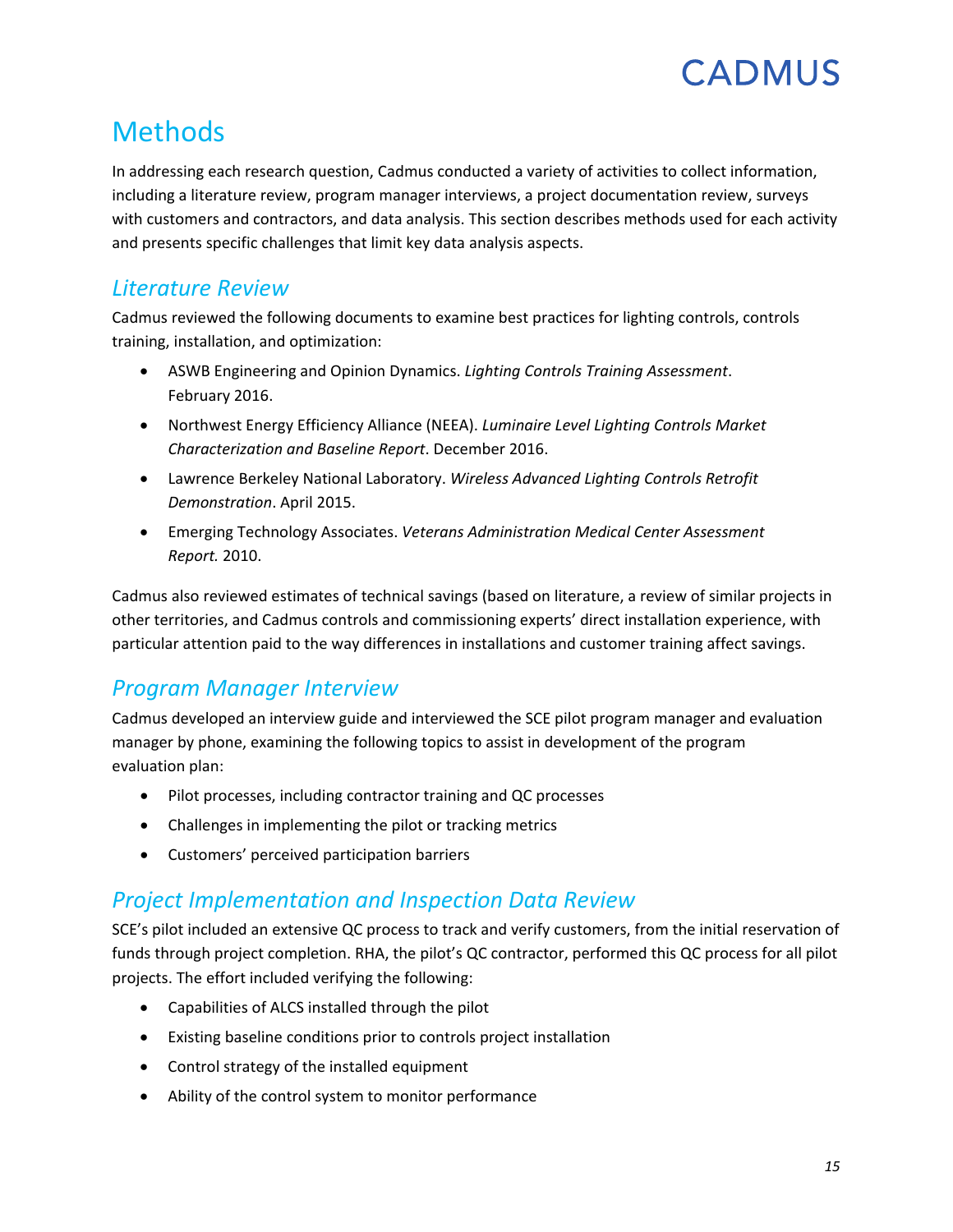# Methods

In addressing each research question, Cadmus conducted a variety of activities to collect information, including a literature review, program manager interviews, a project documentation review, surveys with customers and contractors, and data analysis. This section describes methods used for each activity and presents specific challenges that limit key data analysis aspects.

## *Literature Review*

Cadmus reviewed the following documents to examine best practices for lighting controls, controls training, installation, and optimization:

- ASWB Engineering and Opinion Dynamics. *Lighting Controls Training Assessment*. February 2016.
- Northwest Energy Efficiency Alliance (NEEA). *Luminaire Level Lighting Controls Market Characterization and Baseline Report*. December 2016.
- Lawrence Berkeley National Laboratory. *Wireless Advanced Lighting Controls Retrofit Demonstration*. April 2015.
- Emerging Technology Associates. *Veterans Administration Medical Center Assessment Report.* 2010.

Cadmus also reviewed estimates of technical savings (based on literature, a review of similar projects in other territories, and Cadmus controls and commissioning experts' direct installation experience, with particular attention paid to the way differences in installations and customer training affect savings.

## *Program Manager Interview*

Cadmus developed an interview guide and interviewed the SCE pilot program manager and evaluation manager by phone, examining the following topics to assist in development of the program evaluation plan:

- Pilot processes, including contractor training and QC processes
- Challenges in implementing the pilot or tracking metrics
- Customers' perceived participation barriers

## *Project Implementation and Inspection Data Review*

SCE's pilot included an extensive QC process to track and verify customers, from the initial reservation of funds through project completion. RHA, the pilot's QC contractor, performed this QC process for all pilot projects. The effort included verifying the following:

- Capabilities of ALCS installed through the pilot
- Existing baseline conditions prior to controls project installation
- Control strategy of the installed equipment
- Ability of the control system to monitor performance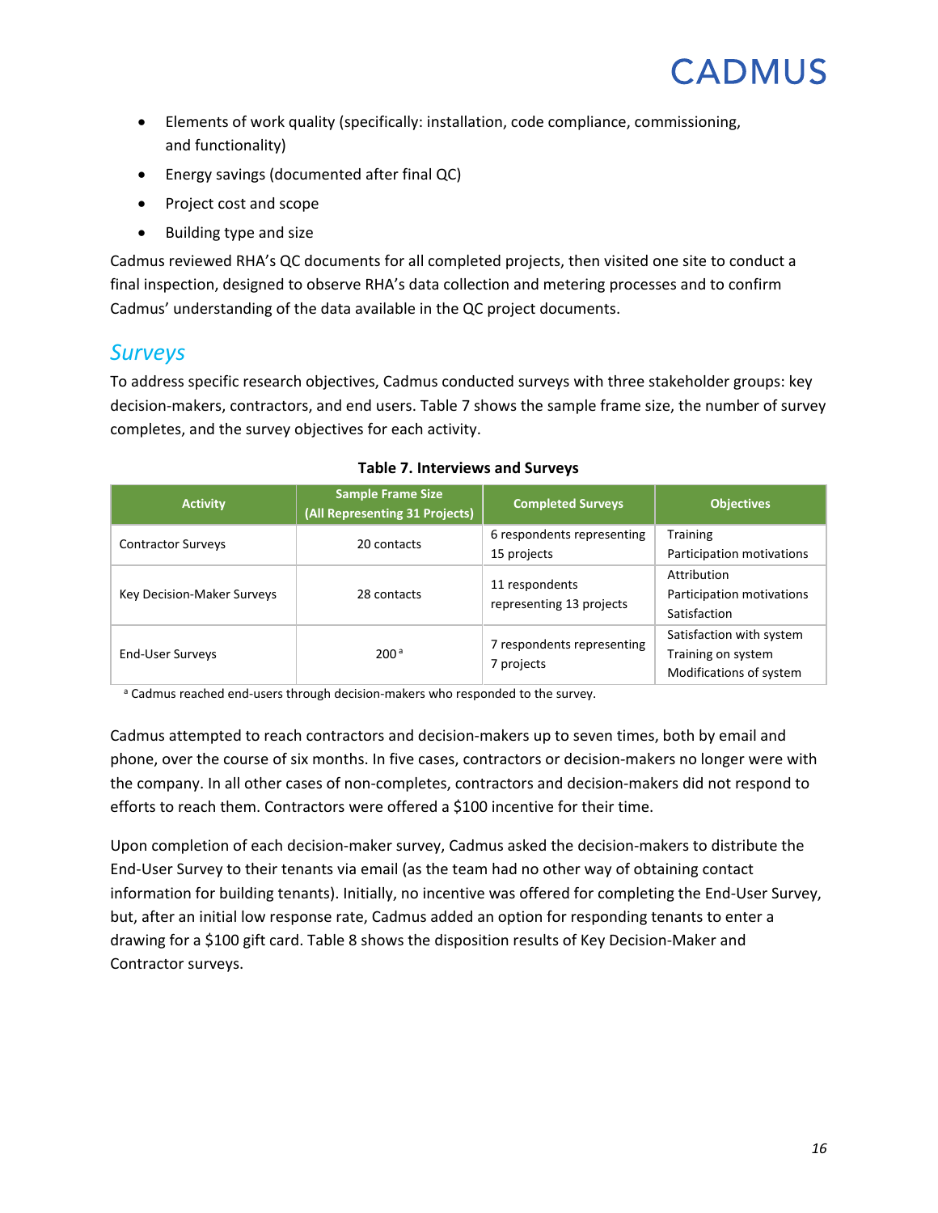- Elements of work quality (specifically: installation, code compliance, commissioning, and functionality)
- Energy savings (documented after final QC)
- Project cost and scope
- Building type and size

Cadmus reviewed RHA's QC documents for all completed projects, then visited one site to conduct a final inspection, designed to observe RHA's data collection and metering processes and to confirm Cadmus' understanding of the data available in the QC project documents.

## *Surveys*

To address specific research objectives, Cadmus conducted surveys with three stakeholder groups: key decision-makers, contractors, and end users. Table 7 shows the sample frame size, the number of survey completes, and the survey objectives for each activity.

**Table 7. Interviews and Surveys**

| Activity | Sample Frame Size (All Representing 31 Projects) | Completed Surveys | Objectives |
|---|---|---|---|
| Contractor Surveys | 20 contacts | 6 respondents representing 15 projects | Training<br>Participation motivations |
| Key Decision-Maker Surveys | 28 contacts | 11 respondents representing 13 projects | Attribution<br>Participation motivations<br>Satisfaction |
| End-User Surveys | 200 [a] | 7 respondents representing 7 projects | Satisfaction with system<br>Training on system<br>Modifications of system |

[a] Cadmus reached end-users through decision-makers who responded to the survey.

Cadmus attempted to reach contractors and decision-makers up to seven times, both by email and phone, over the course of six months. In five cases, contractors or decision-makers no longer were with the company. In all other cases of non-completes, contractors and decision-makers did not respond to efforts to reach them. Contractors were offered a $100 incentive for their time.

Upon completion of each decision-maker survey, Cadmus asked the decision-makers to distribute the End-User Survey to their tenants via email (as the team had no other way of obtaining contact information for building tenants). Initially, no incentive was offered for completing the End-User Survey, but, after an initial low response rate, Cadmus added an option for responding tenants to enter a drawing for a $100 gift card. Table 8 shows the disposition results of Key Decision-Maker and Contractor surveys.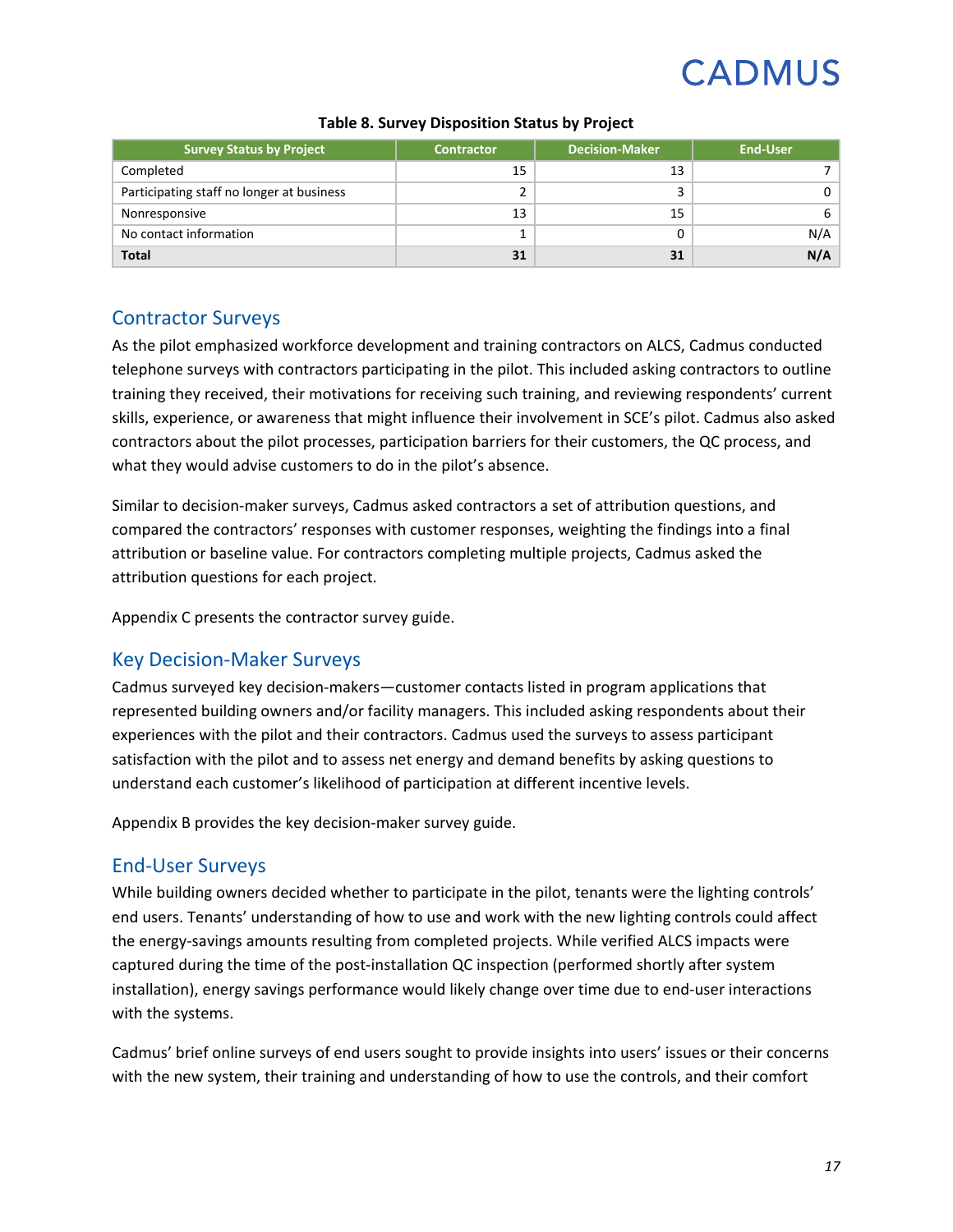**Table 8. Survey Disposition Status by Project**

| Survey Status by Project | Contractor | Decision-Maker | End-User |
|---|---|---|---|
| Completed | 15 | 13 | 7 |
| Participating staff no longer at business | 2 | 3 | 0 |
| Nonresponsive | 13 | 15 | 6 |
| No contact information | 1 | 0 | N/A |
| **Total** | **31** | **31** | **N/A** |

## Contractor Surveys

As the pilot emphasized workforce development and training contractors on ALCS, Cadmus conducted telephone surveys with contractors participating in the pilot. This included asking contractors to outline training they received, their motivations for receiving such training, and reviewing respondents' current skills, experience, or awareness that might influence their involvement in SCE's pilot. Cadmus also asked contractors about the pilot processes, participation barriers for their customers, the QC process, and what they would advise customers to do in the pilot's absence.

Similar to decision-maker surveys, Cadmus asked contractors a set of attribution questions, and compared the contractors' responses with customer responses, weighting the findings into a final attribution or baseline value. For contractors completing multiple projects, Cadmus asked the attribution questions for each project.

Appendix C presents the contractor survey guide.

## Key Decision-Maker Surveys

Cadmus surveyed key decision-makers—customer contacts listed in program applications that represented building owners and/or facility managers. This included asking respondents about their experiences with the pilot and their contractors. Cadmus used the surveys to assess participant satisfaction with the pilot and to assess net energy and demand benefits by asking questions to understand each customer's likelihood of participation at different incentive levels.

Appendix B provides the key decision-maker survey guide.

## End-User Surveys

While building owners decided whether to participate in the pilot, tenants were the lighting controls' end users. Tenants' understanding of how to use and work with the new lighting controls could affect the energy-savings amounts resulting from completed projects. While verified ALCS impacts were captured during the time of the post-installation QC inspection (performed shortly after system installation), energy savings performance would likely change over time due to end-user interactions with the systems.

Cadmus' brief online surveys of end users sought to provide insights into users' issues or their concerns with the new system, their training and understanding of how to use the controls, and their comfort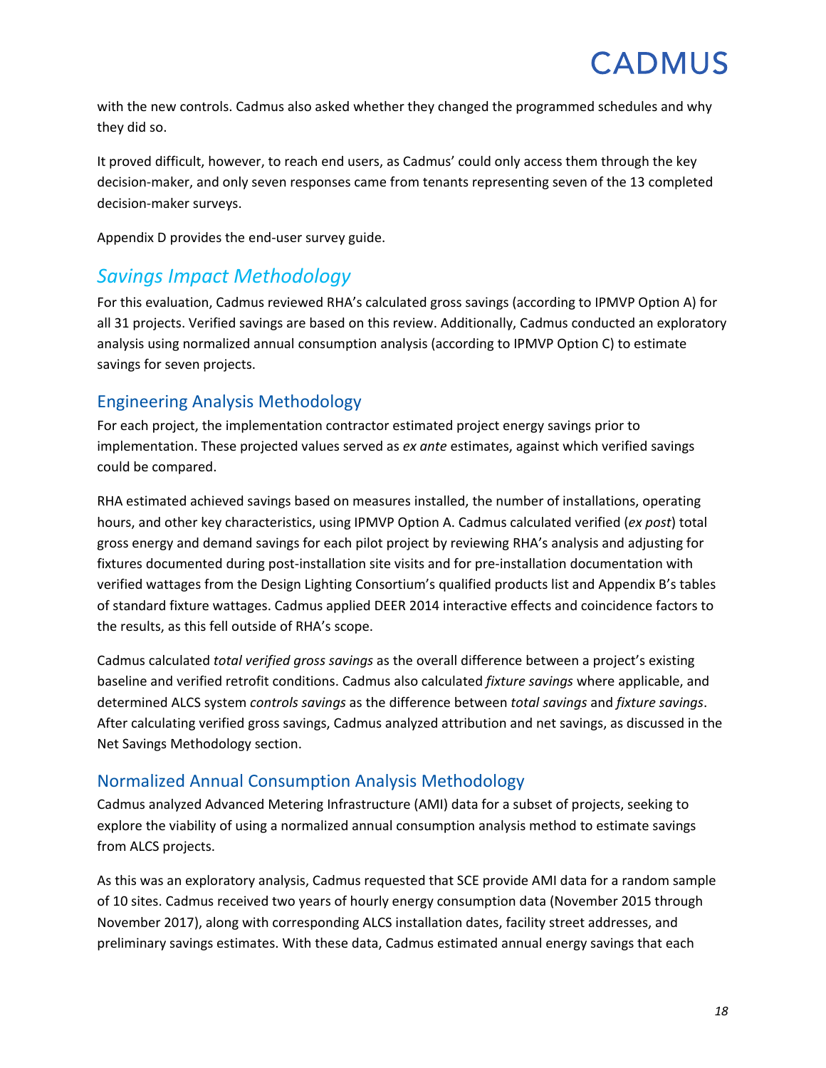with the new controls. Cadmus also asked whether they changed the programmed schedules and why they did so.

It proved difficult, however, to reach end users, as Cadmus' could only access them through the key decision-maker, and only seven responses came from tenants representing seven of the 13 completed decision-maker surveys.

Appendix D provides the end-user survey guide.

## *Savings Impact Methodology*

For this evaluation, Cadmus reviewed RHA's calculated gross savings (according to IPMVP Option A) for all 31 projects. Verified savings are based on this review. Additionally, Cadmus conducted an exploratory analysis using normalized annual consumption analysis (according to IPMVP Option C) to estimate savings for seven projects.

### Engineering Analysis Methodology

For each project, the implementation contractor estimated project energy savings prior to implementation. These projected values served as *ex ante* estimates, against which verified savings could be compared.

RHA estimated achieved savings based on measures installed, the number of installations, operating hours, and other key characteristics, using IPMVP Option A. Cadmus calculated verified (*ex post*) total gross energy and demand savings for each pilot project by reviewing RHA's analysis and adjusting for fixtures documented during post-installation site visits and for pre-installation documentation with verified wattages from the Design Lighting Consortium's qualified products list and Appendix B's tables of standard fixture wattages. Cadmus applied DEER 2014 interactive effects and coincidence factors to the results, as this fell outside of RHA's scope.

Cadmus calculated *total verified gross savings* as the overall difference between a project's existing baseline and verified retrofit conditions. Cadmus also calculated *fixture savings* where applicable, and determined ALCS system *controls savings* as the difference between *total savings* and *fixture savings*. After calculating verified gross savings, Cadmus analyzed attribution and net savings, as discussed in the Net Savings Methodology section.

### Normalized Annual Consumption Analysis Methodology

Cadmus analyzed Advanced Metering Infrastructure (AMI) data for a subset of projects, seeking to explore the viability of using a normalized annual consumption analysis method to estimate savings from ALCS projects.

As this was an exploratory analysis, Cadmus requested that SCE provide AMI data for a random sample of 10 sites. Cadmus received two years of hourly energy consumption data (November 2015 through November 2017), along with corresponding ALCS installation dates, facility street addresses, and preliminary savings estimates. With these data, Cadmus estimated annual energy savings that each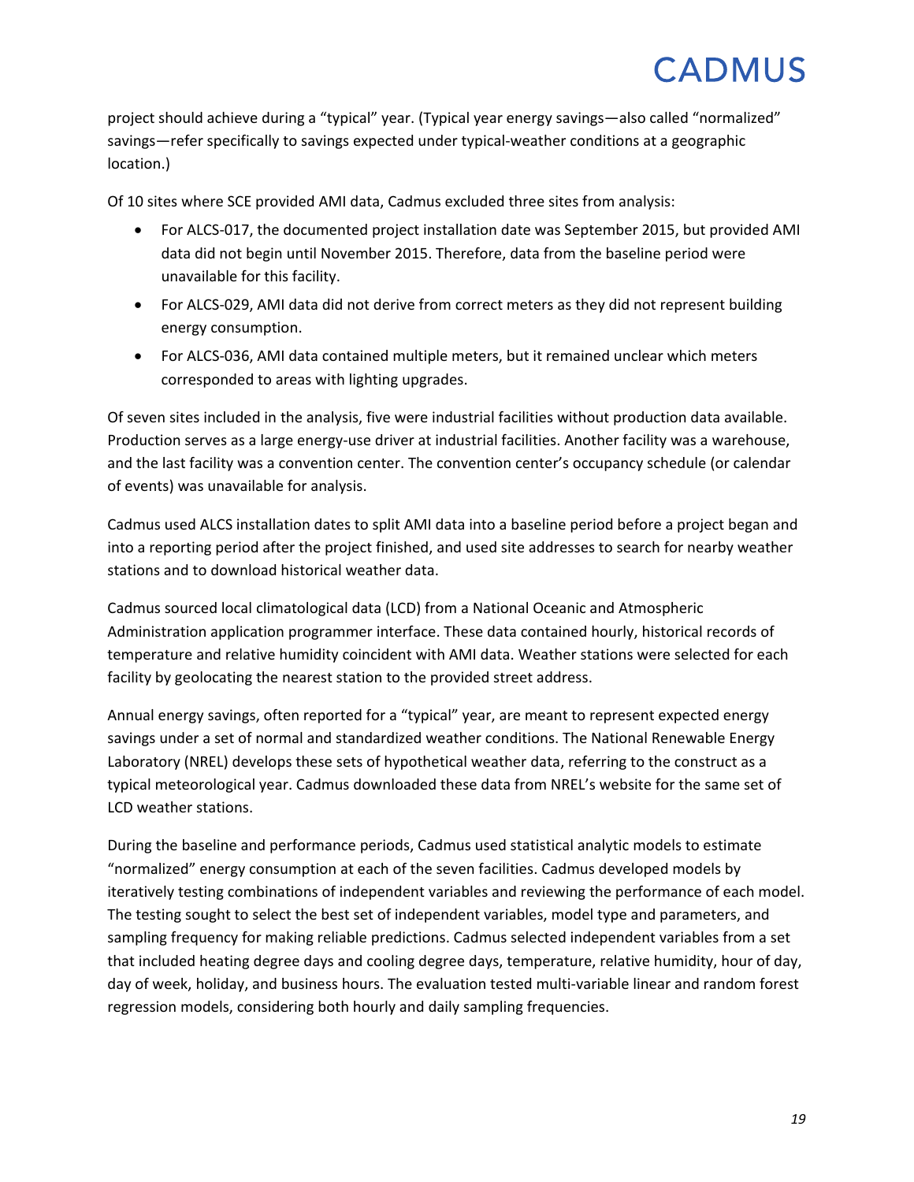project should achieve during a "typical" year. (Typical year energy savings—also called "normalized" savings—refer specifically to savings expected under typical-weather conditions at a geographic location.)

Of 10 sites where SCE provided AMI data, Cadmus excluded three sites from analysis:

- For ALCS-017, the documented project installation date was September 2015, but provided AMI data did not begin until November 2015. Therefore, data from the baseline period were unavailable for this facility.
- For ALCS-029, AMI data did not derive from correct meters as they did not represent building energy consumption.
- For ALCS-036, AMI data contained multiple meters, but it remained unclear which meters corresponded to areas with lighting upgrades.

Of seven sites included in the analysis, five were industrial facilities without production data available. Production serves as a large energy-use driver at industrial facilities. Another facility was a warehouse, and the last facility was a convention center. The convention center's occupancy schedule (or calendar of events) was unavailable for analysis.

Cadmus used ALCS installation dates to split AMI data into a baseline period before a project began and into a reporting period after the project finished, and used site addresses to search for nearby weather stations and to download historical weather data.

Cadmus sourced local climatological data (LCD) from a National Oceanic and Atmospheric Administration application programmer interface. These data contained hourly, historical records of temperature and relative humidity coincident with AMI data. Weather stations were selected for each facility by geolocating the nearest station to the provided street address.

Annual energy savings, often reported for a "typical" year, are meant to represent expected energy savings under a set of normal and standardized weather conditions. The National Renewable Energy Laboratory (NREL) develops these sets of hypothetical weather data, referring to the construct as a typical meteorological year. Cadmus downloaded these data from NREL's website for the same set of LCD weather stations.

During the baseline and performance periods, Cadmus used statistical analytic models to estimate "normalized" energy consumption at each of the seven facilities. Cadmus developed models by iteratively testing combinations of independent variables and reviewing the performance of each model. The testing sought to select the best set of independent variables, model type and parameters, and sampling frequency for making reliable predictions. Cadmus selected independent variables from a set that included heating degree days and cooling degree days, temperature, relative humidity, hour of day, day of week, holiday, and business hours. The evaluation tested multi-variable linear and random forest regression models, considering both hourly and daily sampling frequencies.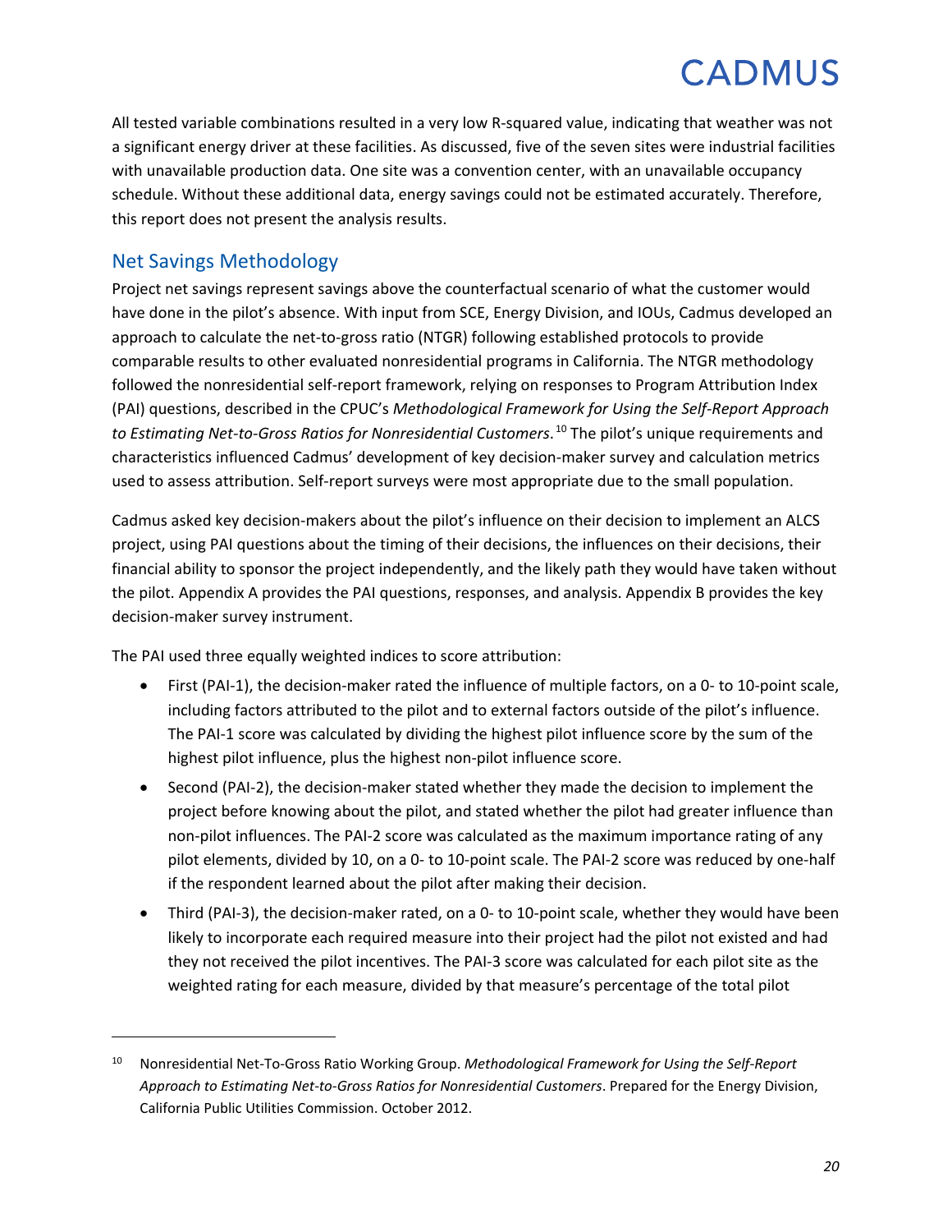All tested variable combinations resulted in a very low R-squared value, indicating that weather was not a significant energy driver at these facilities. As discussed, five of the seven sites were industrial facilities with unavailable production data. One site was a convention center, with an unavailable occupancy schedule. Without these additional data, energy savings could not be estimated accurately. Therefore, this report does not present the analysis results.

## Net Savings Methodology

Project net savings represent savings above the counterfactual scenario of what the customer would have done in the pilot's absence. With input from SCE, Energy Division, and IOUs, Cadmus developed an approach to calculate the net-to-gross ratio (NTGR) following established protocols to provide comparable results to other evaluated nonresidential programs in California. The NTGR methodology followed the nonresidential self-report framework, relying on responses to Program Attribution Index (PAI) questions, described in the CPUC's *Methodological Framework for Using the Self-Report Approach to Estimating Net-to-Gross Ratios for Nonresidential Customers*.[10] The pilot's unique requirements and characteristics influenced Cadmus' development of key decision-maker survey and calculation metrics used to assess attribution. Self-report surveys were most appropriate due to the small population.

Cadmus asked key decision-makers about the pilot's influence on their decision to implement an ALCS project, using PAI questions about the timing of their decisions, the influences on their decisions, their financial ability to sponsor the project independently, and the likely path they would have taken without the pilot. Appendix A provides the PAI questions, responses, and analysis. Appendix B provides the key decision-maker survey instrument.

The PAI used three equally weighted indices to score attribution:

- First (PAI-1), the decision-maker rated the influence of multiple factors, on a 0- to 10-point scale, including factors attributed to the pilot and to external factors outside of the pilot's influence. The PAI-1 score was calculated by dividing the highest pilot influence score by the sum of the highest pilot influence, plus the highest non-pilot influence score.
- Second (PAI-2), the decision-maker stated whether they made the decision to implement the project before knowing about the pilot, and stated whether the pilot had greater influence than non-pilot influences. The PAI-2 score was calculated as the maximum importance rating of any pilot elements, divided by 10, on a 0- to 10-point scale. The PAI-2 score was reduced by one-half if the respondent learned about the pilot after making their decision.
- Third (PAI-3), the decision-maker rated, on a 0- to 10-point scale, whether they would have been likely to incorporate each required measure into their project had the pilot not existed and had they not received the pilot incentives. The PAI-3 score was calculated for each pilot site as the weighted rating for each measure, divided by that measure's percentage of the total pilot

[10] Nonresidential Net-To-Gross Ratio Working Group. *Methodological Framework for Using the Self-Report Approach to Estimating Net-to-Gross Ratios for Nonresidential Customers*. Prepared for the Energy Division, California Public Utilities Commission. October 2012.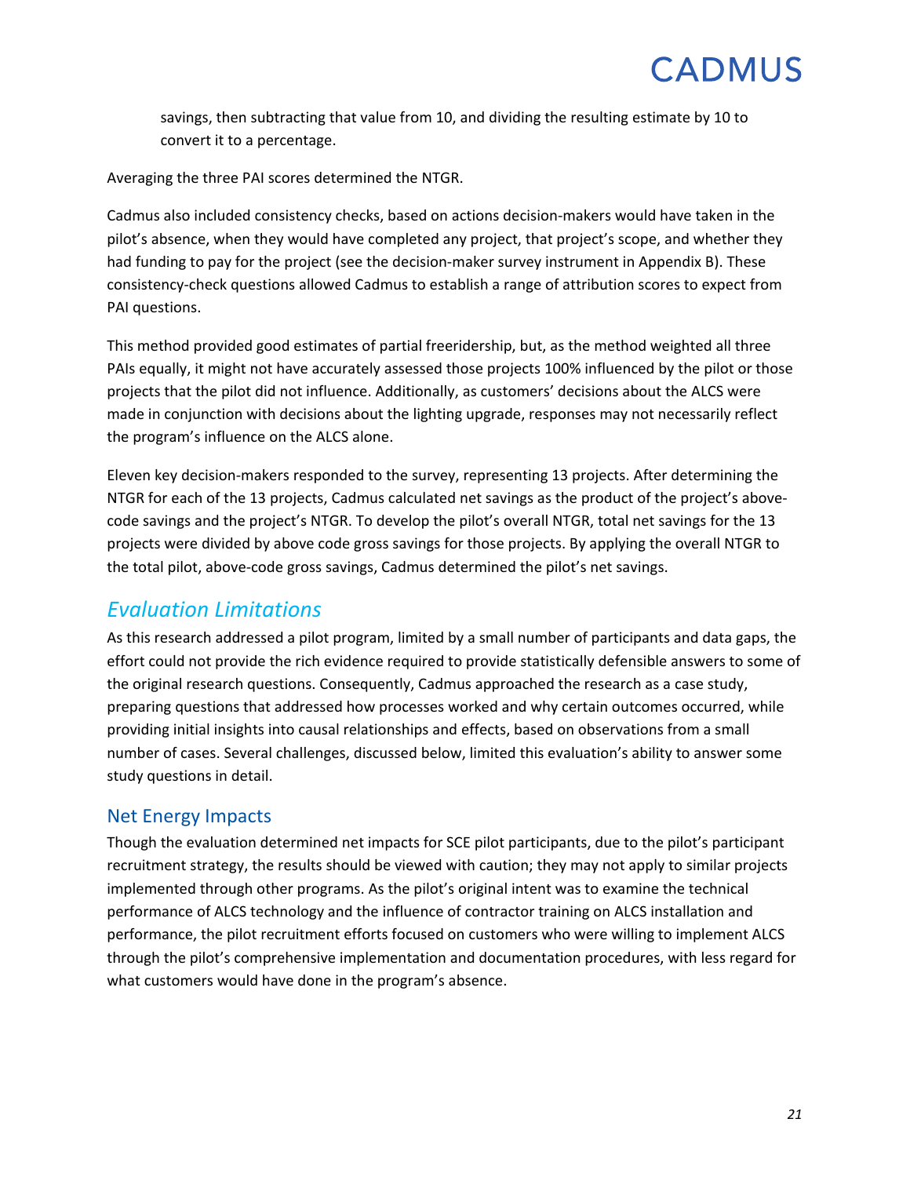savings, then subtracting that value from 10, and dividing the resulting estimate by 10 to convert it to a percentage.

Averaging the three PAI scores determined the NTGR.

Cadmus also included consistency checks, based on actions decision-makers would have taken in the pilot's absence, when they would have completed any project, that project's scope, and whether they had funding to pay for the project (see the decision-maker survey instrument in Appendix B). These consistency-check questions allowed Cadmus to establish a range of attribution scores to expect from PAI questions.

This method provided good estimates of partial freeridership, but, as the method weighted all three PAIs equally, it might not have accurately assessed those projects 100% influenced by the pilot or those projects that the pilot did not influence. Additionally, as customers' decisions about the ALCS were made in conjunction with decisions about the lighting upgrade, responses may not necessarily reflect the program's influence on the ALCS alone.

Eleven key decision-makers responded to the survey, representing 13 projects. After determining the NTGR for each of the 13 projects, Cadmus calculated net savings as the product of the project's above-code savings and the project's NTGR. To develop the pilot's overall NTGR, total net savings for the 13 projects were divided by above code gross savings for those projects. By applying the overall NTGR to the total pilot, above-code gross savings, Cadmus determined the pilot's net savings.

## *Evaluation Limitations*

As this research addressed a pilot program, limited by a small number of participants and data gaps, the effort could not provide the rich evidence required to provide statistically defensible answers to some of the original research questions. Consequently, Cadmus approached the research as a case study, preparing questions that addressed how processes worked and why certain outcomes occurred, while providing initial insights into causal relationships and effects, based on observations from a small number of cases. Several challenges, discussed below, limited this evaluation's ability to answer some study questions in detail.

### Net Energy Impacts

Though the evaluation determined net impacts for SCE pilot participants, due to the pilot's participant recruitment strategy, the results should be viewed with caution; they may not apply to similar projects implemented through other programs. As the pilot's original intent was to examine the technical performance of ALCS technology and the influence of contractor training on ALCS installation and performance, the pilot recruitment efforts focused on customers who were willing to implement ALCS through the pilot's comprehensive implementation and documentation procedures, with less regard for what customers would have done in the program's absence.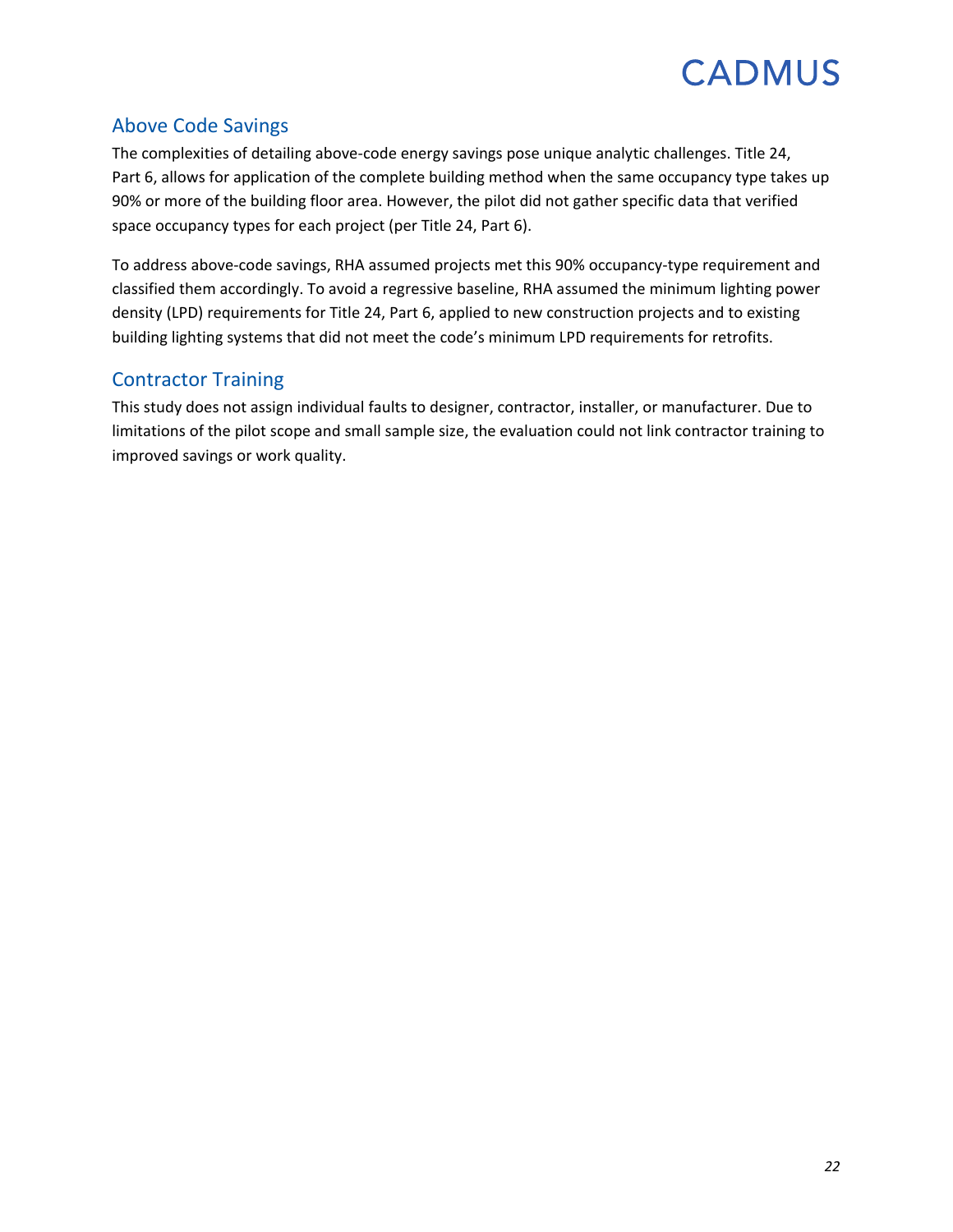## Above Code Savings

The complexities of detailing above-code energy savings pose unique analytic challenges. Title 24, Part 6, allows for application of the complete building method when the same occupancy type takes up 90% or more of the building floor area. However, the pilot did not gather specific data that verified space occupancy types for each project (per Title 24, Part 6).

To address above-code savings, RHA assumed projects met this 90% occupancy-type requirement and classified them accordingly. To avoid a regressive baseline, RHA assumed the minimum lighting power density (LPD) requirements for Title 24, Part 6, applied to new construction projects and to existing building lighting systems that did not meet the code's minimum LPD requirements for retrofits.

## Contractor Training

This study does not assign individual faults to designer, contractor, installer, or manufacturer. Due to limitations of the pilot scope and small sample size, the evaluation could not link contractor training to improved savings or work quality.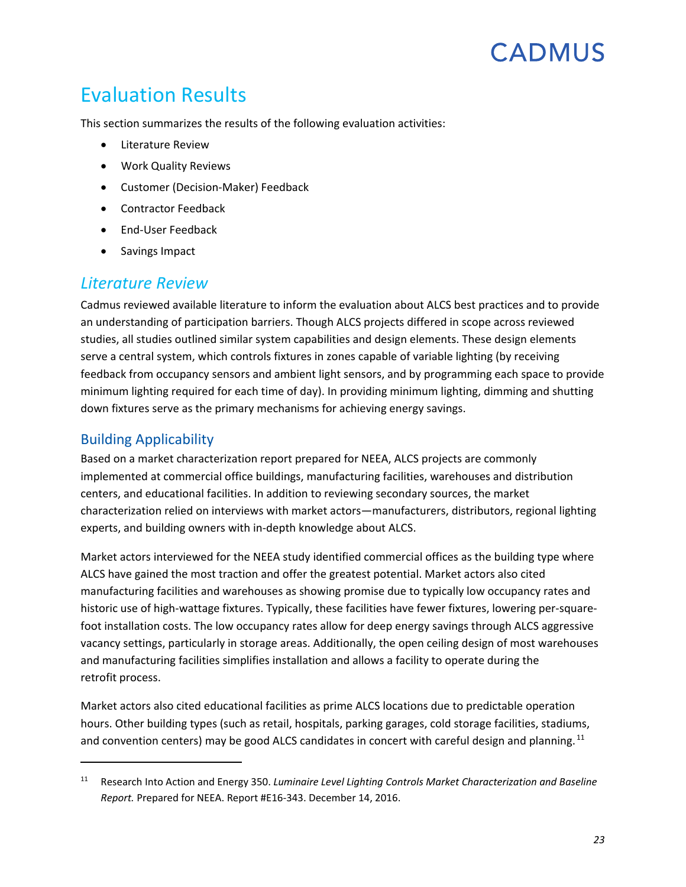# Evaluation Results

This section summarizes the results of the following evaluation activities:

- Literature Review
- Work Quality Reviews
- Customer (Decision-Maker) Feedback
- Contractor Feedback
- End-User Feedback
- Savings Impact

## *Literature Review*

Cadmus reviewed available literature to inform the evaluation about ALCS best practices and to provide an understanding of participation barriers. Though ALCS projects differed in scope across reviewed studies, all studies outlined similar system capabilities and design elements. These design elements serve a central system, which controls fixtures in zones capable of variable lighting (by receiving feedback from occupancy sensors and ambient light sensors, and by programming each space to provide minimum lighting required for each time of day). In providing minimum lighting, dimming and shutting down fixtures serve as the primary mechanisms for achieving energy savings.

### Building Applicability

Based on a market characterization report prepared for NEEA, ALCS projects are commonly implemented at commercial office buildings, manufacturing facilities, warehouses and distribution centers, and educational facilities. In addition to reviewing secondary sources, the market characterization relied on interviews with market actors—manufacturers, distributors, regional lighting experts, and building owners with in-depth knowledge about ALCS.

Market actors interviewed for the NEEA study identified commercial offices as the building type where ALCS have gained the most traction and offer the greatest potential. Market actors also cited manufacturing facilities and warehouses as showing promise due to typically low occupancy rates and historic use of high-wattage fixtures. Typically, these facilities have fewer fixtures, lowering per-square-foot installation costs. The low occupancy rates allow for deep energy savings through ALCS aggressive vacancy settings, particularly in storage areas. Additionally, the open ceiling design of most warehouses and manufacturing facilities simplifies installation and allows a facility to operate during the retrofit process.

Market actors also cited educational facilities as prime ALCS locations due to predictable operation hours. Other building types (such as retail, hospitals, parking garages, cold storage facilities, stadiums, and convention centers) may be good ALCS candidates in concert with careful design and planning.[11]

[11] Research Into Action and Energy 350. *Luminaire Level Lighting Controls Market Characterization and Baseline Report.* Prepared for NEEA. Report #E16-343. December 14, 2016.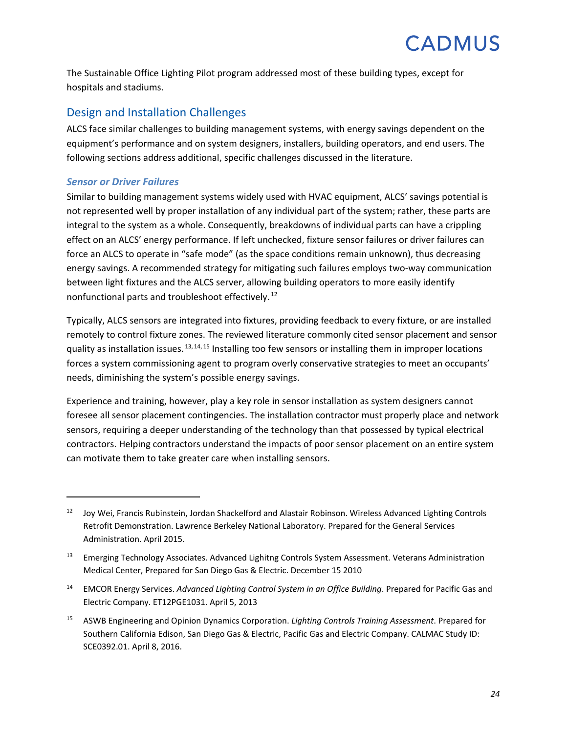The Sustainable Office Lighting Pilot program addressed most of these building types, except for hospitals and stadiums.

## Design and Installation Challenges

ALCS face similar challenges to building management systems, with energy savings dependent on the equipment's performance and on system designers, installers, building operators, and end users. The following sections address additional, specific challenges discussed in the literature.

### *Sensor or Driver Failures*

Similar to building management systems widely used with HVAC equipment, ALCS' savings potential is not represented well by proper installation of any individual part of the system; rather, these parts are integral to the system as a whole. Consequently, breakdowns of individual parts can have a crippling effect on an ALCS' energy performance. If left unchecked, fixture sensor failures or driver failures can force an ALCS to operate in "safe mode" (as the space conditions remain unknown), thus decreasing energy savings. A recommended strategy for mitigating such failures employs two-way communication between light fixtures and the ALCS server, allowing building operators to more easily identify nonfunctional parts and troubleshoot effectively.[12]

Typically, ALCS sensors are integrated into fixtures, providing feedback to every fixture, or are installed remotely to control fixture zones. The reviewed literature commonly cited sensor placement and sensor quality as installation issues.[13,14,15] Installing too few sensors or installing them in improper locations forces a system commissioning agent to program overly conservative strategies to meet an occupants' needs, diminishing the system's possible energy savings.

Experience and training, however, play a key role in sensor installation as system designers cannot foresee all sensor placement contingencies. The installation contractor must properly place and network sensors, requiring a deeper understanding of the technology than that possessed by typical electrical contractors. Helping contractors understand the impacts of poor sensor placement on an entire system can motivate them to take greater care when installing sensors.

---

[12] Joy Wei, Francis Rubinstein, Jordan Shackelford and Alastair Robinson. Wireless Advanced Lighting Controls Retrofit Demonstration. Lawrence Berkeley National Laboratory. Prepared for the General Services Administration. April 2015.

[13] Emerging Technology Associates. Advanced Lighitng Controls System Assessment. Veterans Administration Medical Center, Prepared for San Diego Gas & Electric. December 15 2010

[14] EMCOR Energy Services. *Advanced Lighting Control System in an Office Building*. Prepared for Pacific Gas and Electric Company. ET12PGE1031. April 5, 2013

[15] ASWB Engineering and Opinion Dynamics Corporation. *Lighting Controls Training Assessment*. Prepared for Southern California Edison, San Diego Gas & Electric, Pacific Gas and Electric Company. CALMAC Study ID: SCE0392.01. April 8, 2016.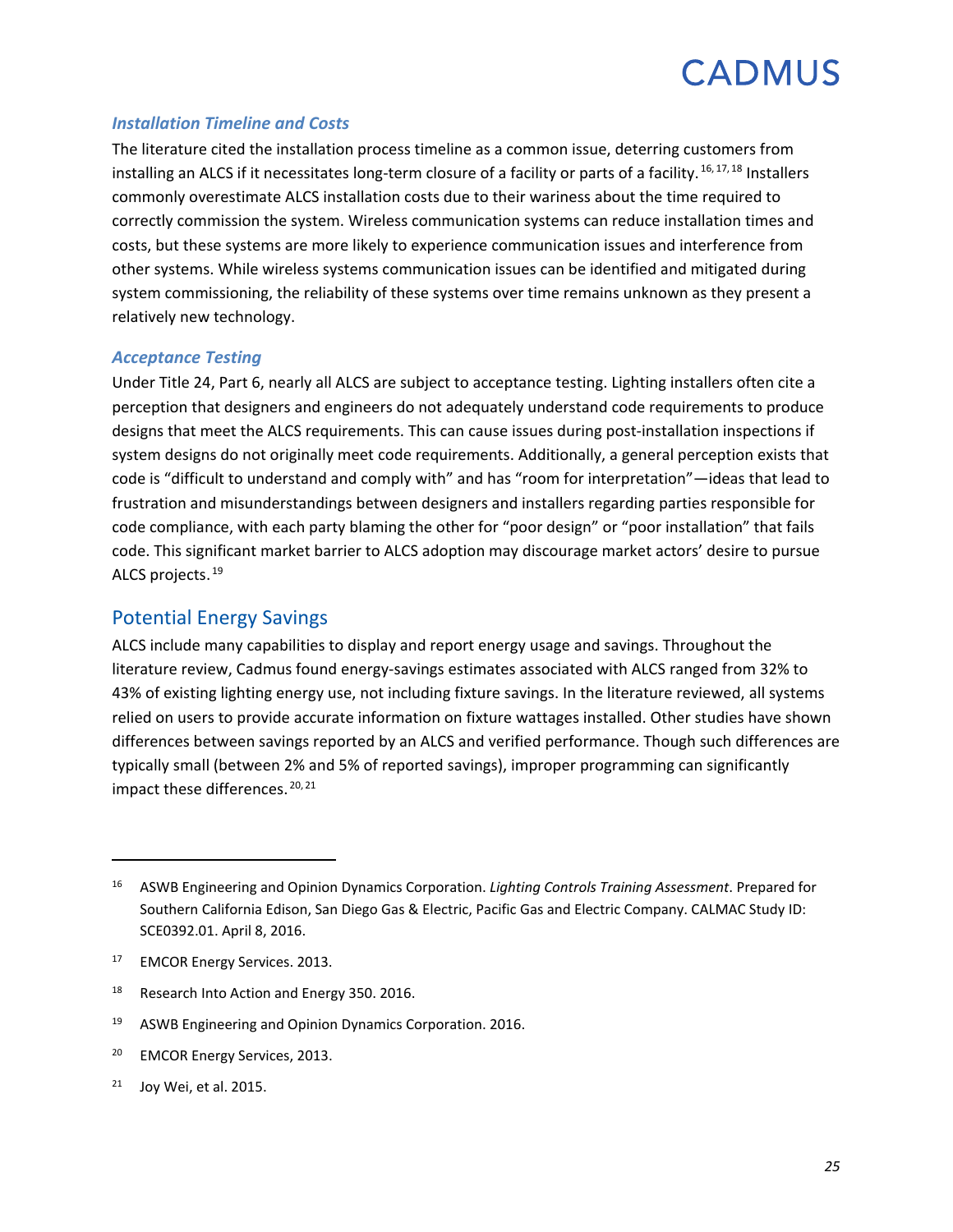### *Installation Timeline and Costs*

The literature cited the installation process timeline as a common issue, deterring customers from installing an ALCS if it necessitates long-term closure of a facility or parts of a facility.[16, 17, 18] Installers commonly overestimate ALCS installation costs due to their wariness about the time required to correctly commission the system. Wireless communication systems can reduce installation times and costs, but these systems are more likely to experience communication issues and interference from other systems. While wireless systems communication issues can be identified and mitigated during system commissioning, the reliability of these systems over time remains unknown as they present a relatively new technology.

### *Acceptance Testing*

Under Title 24, Part 6, nearly all ALCS are subject to acceptance testing. Lighting installers often cite a perception that designers and engineers do not adequately understand code requirements to produce designs that meet the ALCS requirements. This can cause issues during post-installation inspections if system designs do not originally meet code requirements. Additionally, a general perception exists that code is "difficult to understand and comply with" and has "room for interpretation"—ideas that lead to frustration and misunderstandings between designers and installers regarding parties responsible for code compliance, with each party blaming the other for "poor design" or "poor installation" that fails code. This significant market barrier to ALCS adoption may discourage market actors' desire to pursue ALCS projects.[19]

## Potential Energy Savings

ALCS include many capabilities to display and report energy usage and savings. Throughout the literature review, Cadmus found energy-savings estimates associated with ALCS ranged from 32% to 43% of existing lighting energy use, not including fixture savings. In the literature reviewed, all systems relied on users to provide accurate information on fixture wattages installed. Other studies have shown differences between savings reported by an ALCS and verified performance. Though such differences are typically small (between 2% and 5% of reported savings), improper programming can significantly impact these differences.[20, 21]

---

[16] ASWB Engineering and Opinion Dynamics Corporation. *Lighting Controls Training Assessment*. Prepared for Southern California Edison, San Diego Gas & Electric, Pacific Gas and Electric Company. CALMAC Study ID: SCE0392.01. April 8, 2016.

[17] EMCOR Energy Services. 2013.

[18] Research Into Action and Energy 350. 2016.

[19] ASWB Engineering and Opinion Dynamics Corporation. 2016.

[20] EMCOR Energy Services, 2013.

[21] Joy Wei, et al. 2015.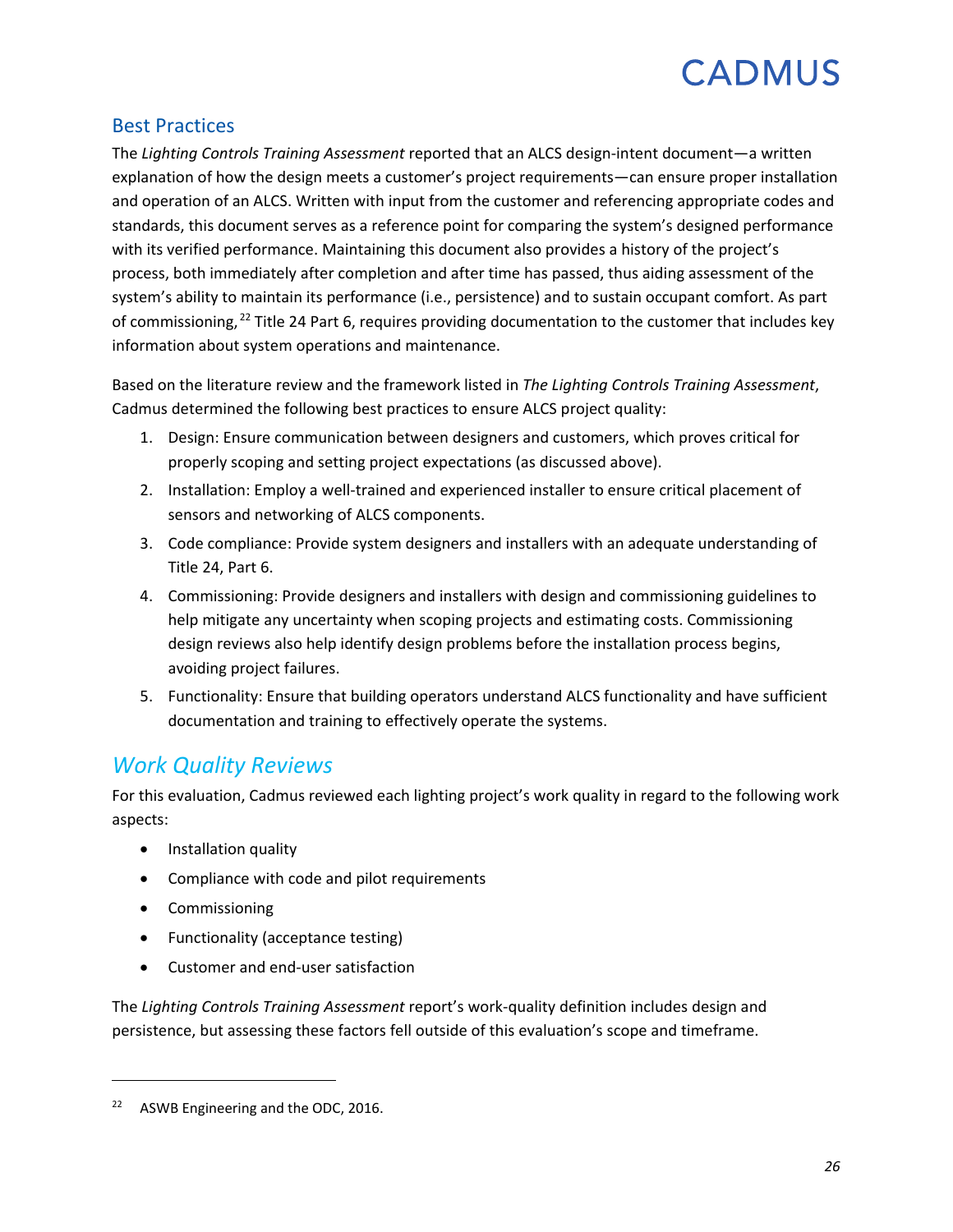## Best Practices

The *Lighting Controls Training Assessment* reported that an ALCS design-intent document—a written explanation of how the design meets a customer's project requirements—can ensure proper installation and operation of an ALCS. Written with input from the customer and referencing appropriate codes and standards, this document serves as a reference point for comparing the system's designed performance with its verified performance. Maintaining this document also provides a history of the project's process, both immediately after completion and after time has passed, thus aiding assessment of the system's ability to maintain its performance (i.e., persistence) and to sustain occupant comfort. As part of commissioning,[22] Title 24 Part 6, requires providing documentation to the customer that includes key information about system operations and maintenance.

Based on the literature review and the framework listed in *The Lighting Controls Training Assessment*, Cadmus determined the following best practices to ensure ALCS project quality:

1. Design: Ensure communication between designers and customers, which proves critical for properly scoping and setting project expectations (as discussed above).
2. Installation: Employ a well-trained and experienced installer to ensure critical placement of sensors and networking of ALCS components.
3. Code compliance: Provide system designers and installers with an adequate understanding of Title 24, Part 6.
4. Commissioning: Provide designers and installers with design and commissioning guidelines to help mitigate any uncertainty when scoping projects and estimating costs. Commissioning design reviews also help identify design problems before the installation process begins, avoiding project failures.
5. Functionality: Ensure that building operators understand ALCS functionality and have sufficient documentation and training to effectively operate the systems.

## *Work Quality Reviews*

For this evaluation, Cadmus reviewed each lighting project's work quality in regard to the following work aspects:

- Installation quality
- Compliance with code and pilot requirements
- Commissioning
- Functionality (acceptance testing)
- Customer and end-user satisfaction

The *Lighting Controls Training Assessment* report's work-quality definition includes design and persistence, but assessing these factors fell outside of this evaluation's scope and timeframe.

[22] ASWB Engineering and the ODC, 2016.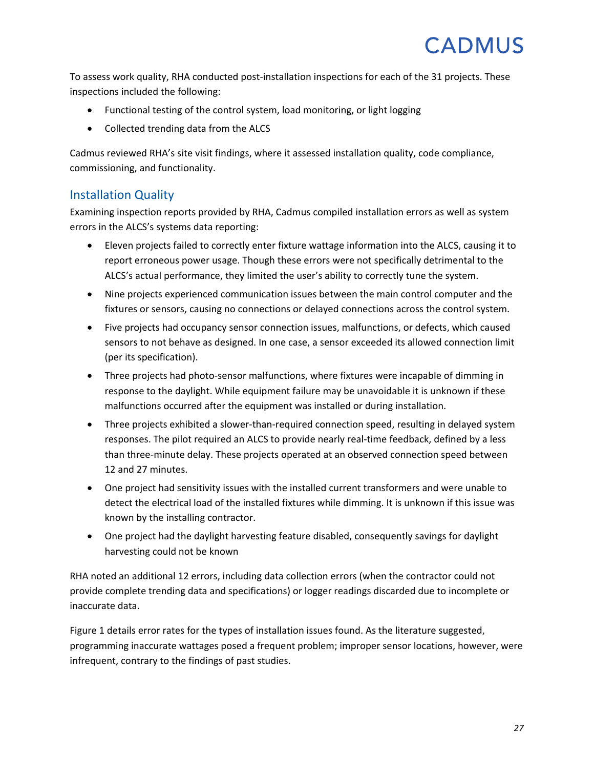To assess work quality, RHA conducted post-installation inspections for each of the 31 projects. These inspections included the following:

- Functional testing of the control system, load monitoring, or light logging
- Collected trending data from the ALCS

Cadmus reviewed RHA's site visit findings, where it assessed installation quality, code compliance, commissioning, and functionality.

## Installation Quality

Examining inspection reports provided by RHA, Cadmus compiled installation errors as well as system errors in the ALCS's systems data reporting:

- Eleven projects failed to correctly enter fixture wattage information into the ALCS, causing it to report erroneous power usage. Though these errors were not specifically detrimental to the ALCS's actual performance, they limited the user's ability to correctly tune the system.
- Nine projects experienced communication issues between the main control computer and the fixtures or sensors, causing no connections or delayed connections across the control system.
- Five projects had occupancy sensor connection issues, malfunctions, or defects, which caused sensors to not behave as designed. In one case, a sensor exceeded its allowed connection limit (per its specification).
- Three projects had photo-sensor malfunctions, where fixtures were incapable of dimming in response to the daylight. While equipment failure may be unavoidable it is unknown if these malfunctions occurred after the equipment was installed or during installation.
- Three projects exhibited a slower-than-required connection speed, resulting in delayed system responses. The pilot required an ALCS to provide nearly real-time feedback, defined by a less than three-minute delay. These projects operated at an observed connection speed between 12 and 27 minutes.
- One project had sensitivity issues with the installed current transformers and were unable to detect the electrical load of the installed fixtures while dimming. It is unknown if this issue was known by the installing contractor.
- One project had the daylight harvesting feature disabled, consequently savings for daylight harvesting could not be known

RHA noted an additional 12 errors, including data collection errors (when the contractor could not provide complete trending data and specifications) or logger readings discarded due to incomplete or inaccurate data.

Figure 1 details error rates for the types of installation issues found. As the literature suggested, programming inaccurate wattages posed a frequent problem; improper sensor locations, however, were infrequent, contrary to the findings of past studies.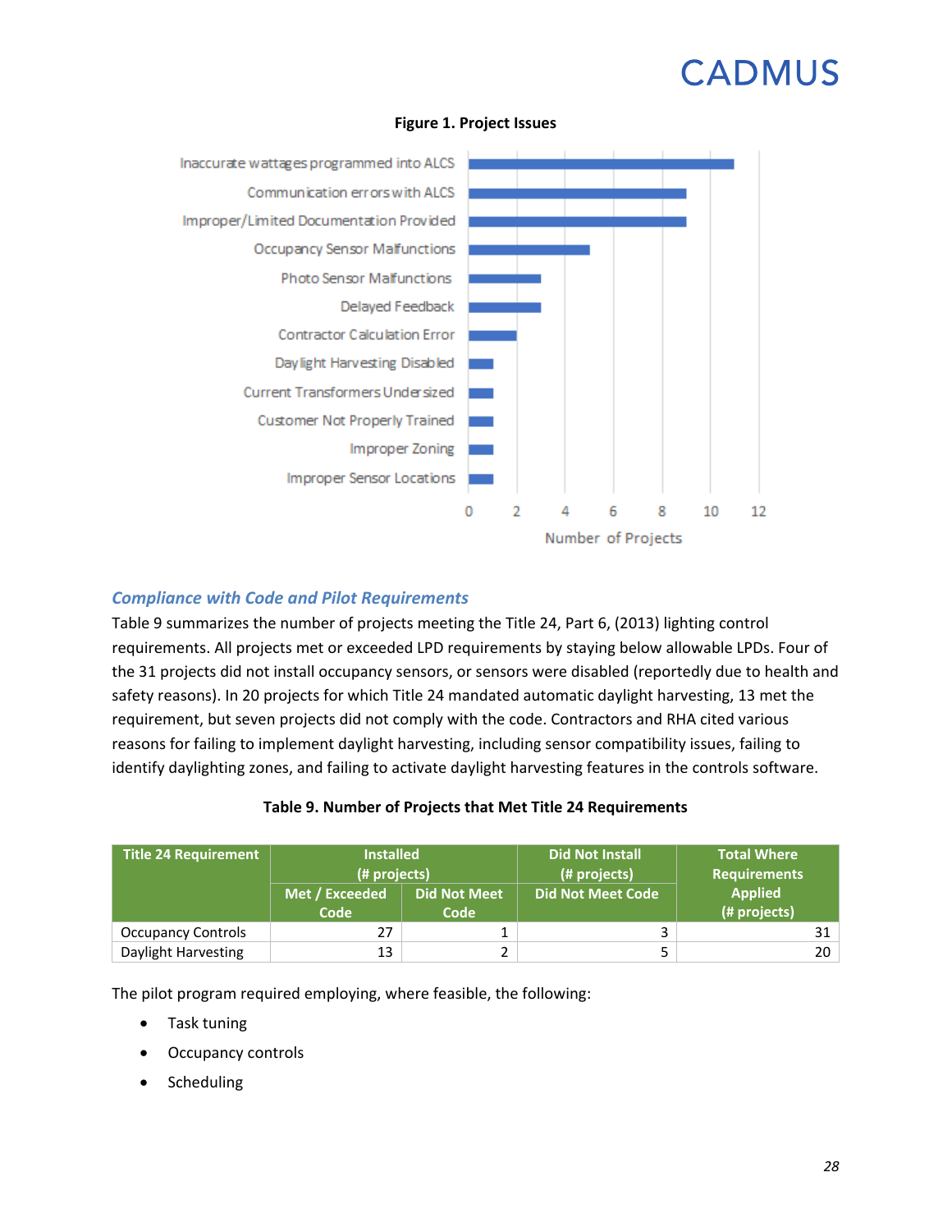**Figure 1. Project Issues**

| Issue | Number of Projects |
|---|---|
| Inaccurate wattages programmed into ALCS | 11 |
| Communication errors with ALCS | 9 |
| Improper/Limited Documentation Provided | 9 |
| Occupancy Sensor Malfunctions | 5 |
| Photo Sensor Malfunctions | 3 |
| Delayed Feedback | 3 |
| Contractor Calculation Error | 2 |
| Daylight Harvesting Disabled | 1 |
| Current Transformers Undersized | 1 |
| Customer Not Properly Trained | 1 |
| Improper Zoning | 1 |
| Improper Sensor Locations | 1 |

### *Compliance with Code and Pilot Requirements*

Table 9 summarizes the number of projects meeting the Title 24, Part 6, (2013) lighting control requirements. All projects met or exceeded LPD requirements by staying below allowable LPDs. Four of the 31 projects did not install occupancy sensors, or sensors were disabled (reportedly due to health and safety reasons). In 20 projects for which Title 24 mandated automatic daylight harvesting, 13 met the requirement, but seven projects did not comply with the code. Contractors and RHA cited various reasons for failing to implement daylight harvesting, including sensor compatibility issues, failing to identify daylighting zones, and failing to activate daylight harvesting features in the controls software.

**Table 9. Number of Projects that Met Title 24 Requirements**

| Title 24 Requirement | Installed (# projects) | | Did Not Install (# projects) | Total Where Requirements Applied (# projects) |
|---|---|---|---|---|
| | Met / Exceeded Code | Did Not Meet Code | Did Not Meet Code | |
| Occupancy Controls | 27 | 1 | 3 | 31 |
| Daylight Harvesting | 13 | 2 | 5 | 20 |

The pilot program required employing, where feasible, the following:

- Task tuning
- Occupancy controls
- Scheduling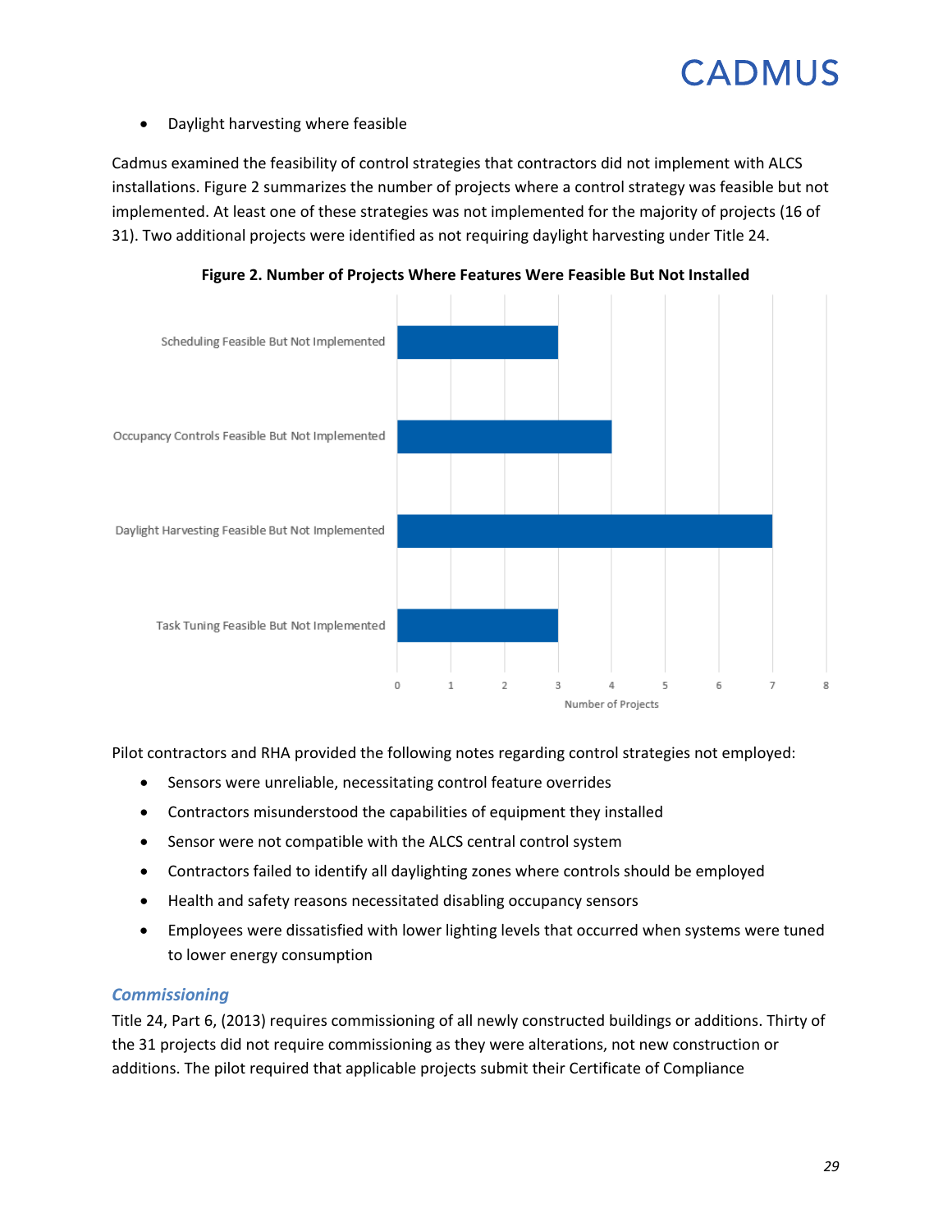- Daylight harvesting where feasible

Cadmus examined the feasibility of control strategies that contractors did not implement with ALCS installations. Figure 2 summarizes the number of projects where a control strategy was feasible but not implemented. At least one of these strategies was not implemented for the majority of projects (16 of 31). Two additional projects were identified as not requiring daylight harvesting under Title 24.

**Figure 2. Number of Projects Where Features Were Feasible But Not Installed**

| Feature | Number of Projects |
| --- | --- |
| Scheduling Feasible But Not Implemented | 3 |
| Occupancy Controls Feasible But Not Implemented | 4 |
| Daylight Harvesting Feasible But Not Implemented | 7 |
| Task Tuning Feasible But Not Implemented | 3 |

Pilot contractors and RHA provided the following notes regarding control strategies not employed:

- Sensors were unreliable, necessitating control feature overrides
- Contractors misunderstood the capabilities of equipment they installed
- Sensor were not compatible with the ALCS central control system
- Contractors failed to identify all daylighting zones where controls should be employed
- Health and safety reasons necessitated disabling occupancy sensors
- Employees were dissatisfied with lower lighting levels that occurred when systems were tuned to lower energy consumption

### *Commissioning*

Title 24, Part 6, (2013) requires commissioning of all newly constructed buildings or additions. Thirty of the 31 projects did not require commissioning as they were alterations, not new construction or additions. The pilot required that applicable projects submit their Certificate of Compliance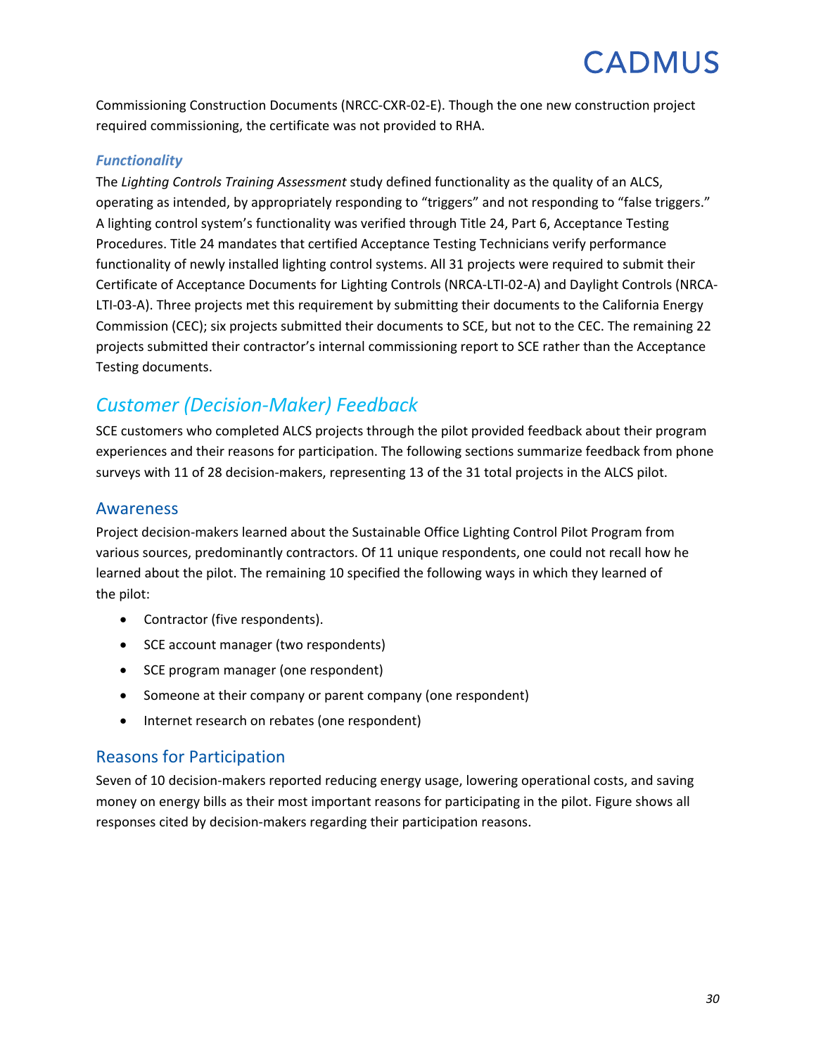Commissioning Construction Documents (NRCC-CXR-02-E). Though the one new construction project required commissioning, the certificate was not provided to RHA.

#### *Functionality*

The *Lighting Controls Training Assessment* study defined functionality as the quality of an ALCS, operating as intended, by appropriately responding to "triggers" and not responding to "false triggers." A lighting control system's functionality was verified through Title 24, Part 6, Acceptance Testing Procedures. Title 24 mandates that certified Acceptance Testing Technicians verify performance functionality of newly installed lighting control systems. All 31 projects were required to submit their Certificate of Acceptance Documents for Lighting Controls (NRCA-LTI-02-A) and Daylight Controls (NRCA-LTI-03-A). Three projects met this requirement by submitting their documents to the California Energy Commission (CEC); six projects submitted their documents to SCE, but not to the CEC. The remaining 22 projects submitted their contractor's internal commissioning report to SCE rather than the Acceptance Testing documents.

## *Customer (Decision-Maker) Feedback*

SCE customers who completed ALCS projects through the pilot provided feedback about their program experiences and their reasons for participation. The following sections summarize feedback from phone surveys with 11 of 28 decision-makers, representing 13 of the 31 total projects in the ALCS pilot.

### Awareness

Project decision-makers learned about the Sustainable Office Lighting Control Pilot Program from various sources, predominantly contractors. Of 11 unique respondents, one could not recall how he learned about the pilot. The remaining 10 specified the following ways in which they learned of the pilot:

- Contractor (five respondents).
- SCE account manager (two respondents)
- SCE program manager (one respondent)
- Someone at their company or parent company (one respondent)
- Internet research on rebates (one respondent)

### Reasons for Participation

Seven of 10 decision-makers reported reducing energy usage, lowering operational costs, and saving money on energy bills as their most important reasons for participating in the pilot. Figure shows all responses cited by decision-makers regarding their participation reasons.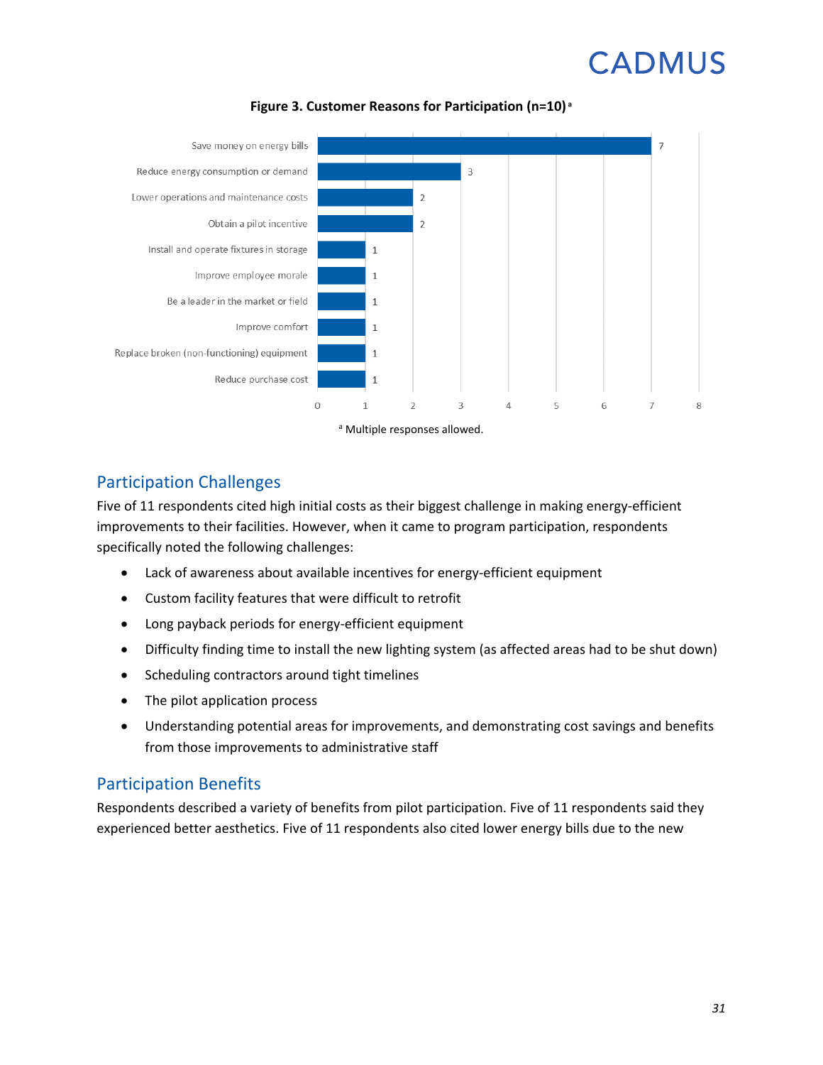**Figure 3. Customer Reasons for Participation (n=10)** [a]

| Reason | Count |
|---|---|
| Save money on energy bills | 7 |
| Reduce energy consumption or demand | 3 |
| Lower operations and maintenance costs | 2 |
| Obtain a pilot incentive | 2 |
| Install and operate fixtures in storage | 1 |
| Improve employee morale | 1 |
| Be a leader in the market or field | 1 |
| Improve comfort | 1 |
| Replace broken (non-functioning) equipment | 1 |
| Reduce purchase cost | 1 |

[a] Multiple responses allowed.

## Participation Challenges

Five of 11 respondents cited high initial costs as their biggest challenge in making energy-efficient improvements to their facilities. However, when it came to program participation, respondents specifically noted the following challenges:

- Lack of awareness about available incentives for energy-efficient equipment
- Custom facility features that were difficult to retrofit
- Long payback periods for energy-efficient equipment
- Difficulty finding time to install the new lighting system (as affected areas had to be shut down)
- Scheduling contractors around tight timelines
- The pilot application process
- Understanding potential areas for improvements, and demonstrating cost savings and benefits from those improvements to administrative staff

## Participation Benefits

Respondents described a variety of benefits from pilot participation. Five of 11 respondents said they experienced better aesthetics. Five of 11 respondents also cited lower energy bills due to the new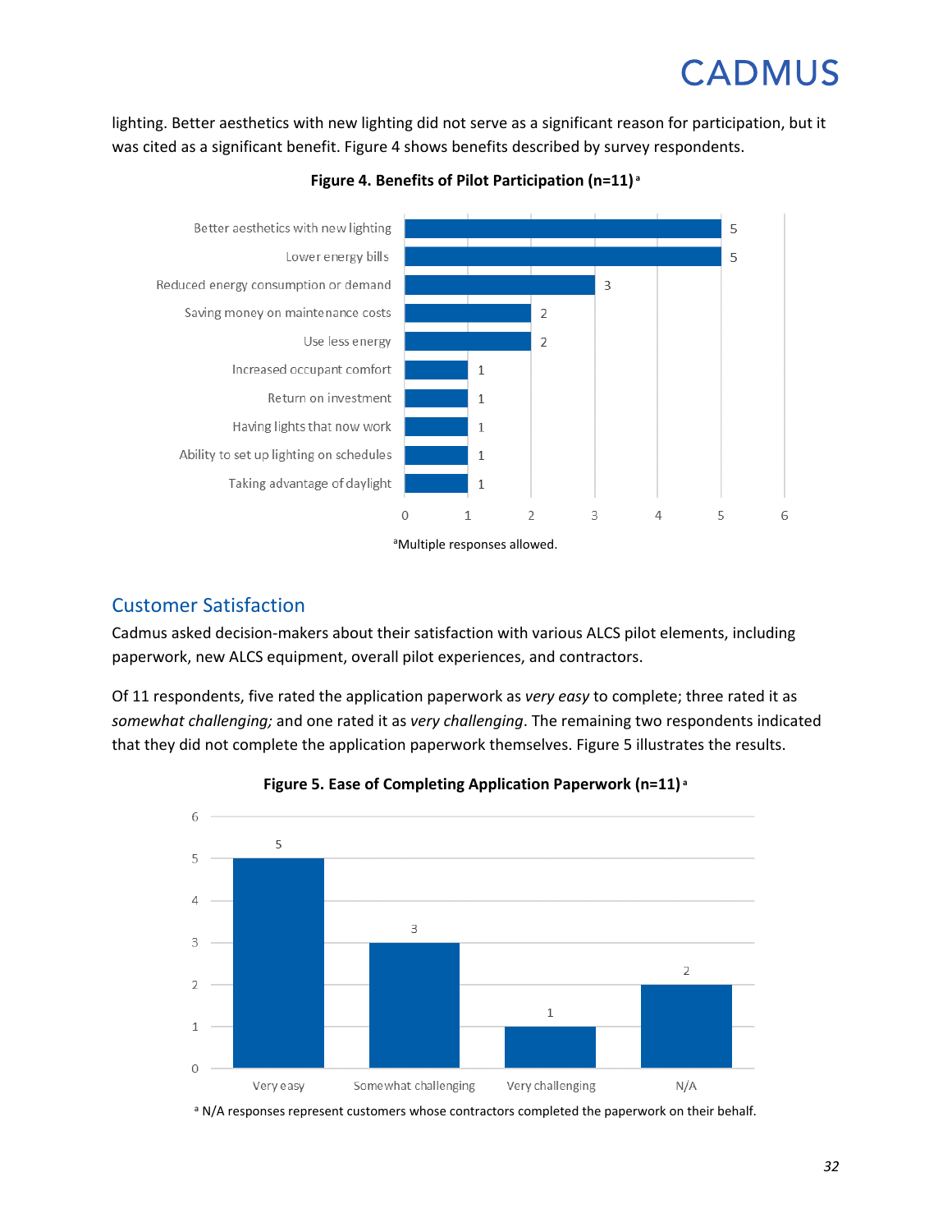lighting. Better aesthetics with new lighting did not serve as a significant reason for participation, but it was cited as a significant benefit. Figure 4 shows benefits described by survey respondents.

**Figure 4. Benefits of Pilot Participation (n=11)** [a]

| Benefit | Responses |
|---|---|
| Better aesthetics with new lighting | 5 |
| Lower energy bills | 5 |
| Reduced energy consumption or demand | 3 |
| Saving money on maintenance costs | 2 |
| Use less energy | 2 |
| Increased occupant comfort | 1 |
| Return on investment | 1 |
| Having lights that now work | 1 |
| Ability to set up lighting on schedules | 1 |
| Taking advantage of daylight | 1 |

[a]Multiple responses allowed.

## Customer Satisfaction

Cadmus asked decision-makers about their satisfaction with various ALCS pilot elements, including paperwork, new ALCS equipment, overall pilot experiences, and contractors.

Of 11 respondents, five rated the application paperwork as *very easy* to complete; three rated it as *somewhat challenging;* and one rated it as *very challenging*. The remaining two respondents indicated that they did not complete the application paperwork themselves. Figure 5 illustrates the results.

**Figure 5. Ease of Completing Application Paperwork (n=11)** [a]

| Rating | Responses |
|---|---|
| Very easy | 5 |
| Somewhat challenging | 3 |
| Very challenging | 1 |
| N/A | 2 |

[a] N/A responses represent customers whose contractors completed the paperwork on their behalf.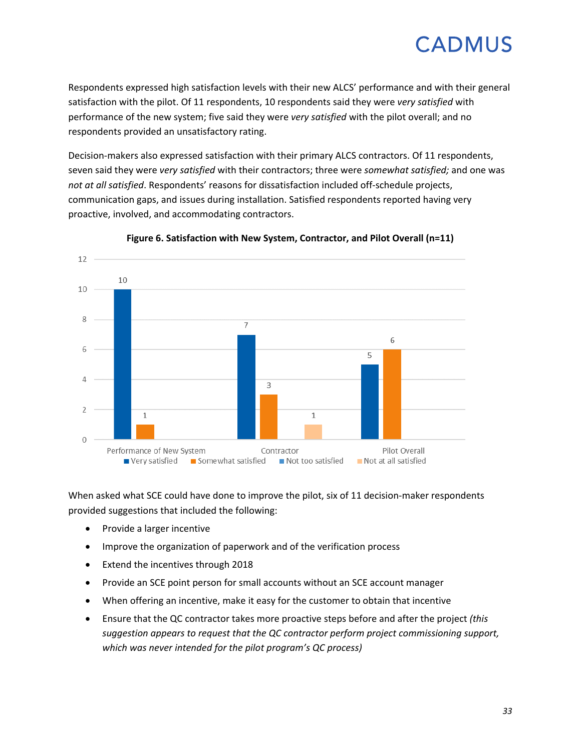Respondents expressed high satisfaction levels with their new ALCS' performance and with their general satisfaction with the pilot. Of 11 respondents, 10 respondents said they were *very satisfied* with performance of the new system; five said they were *very satisfied* with the pilot overall; and no respondents provided an unsatisfactory rating.

Decision-makers also expressed satisfaction with their primary ALCS contractors. Of 11 respondents, seven said they were *very satisfied* with their contractors; three were *somewhat satisfied;* and one was *not at all satisfied*. Respondents' reasons for dissatisfaction included off-schedule projects, communication gaps, and issues during installation. Satisfied respondents reported having very proactive, involved, and accommodating contractors.

**Figure 6. Satisfaction with New System, Contractor, and Pilot Overall (n=11)**

| | Very satisfied | Somewhat satisfied | Not too satisfied | Not at all satisfied |
|---|---|---|---|---|
| Performance of New System | 10 | 1 | | |
| Contractor | 7 | 3 | | 1 |
| Pilot Overall | 5 | 6 | | |

When asked what SCE could have done to improve the pilot, six of 11 decision-maker respondents provided suggestions that included the following:

- Provide a larger incentive
- Improve the organization of paperwork and of the verification process
- Extend the incentives through 2018
- Provide an SCE point person for small accounts without an SCE account manager
- When offering an incentive, make it easy for the customer to obtain that incentive
- Ensure that the QC contractor takes more proactive steps before and after the project *(this suggestion appears to request that the QC contractor perform project commissioning support, which was never intended for the pilot program's QC process)*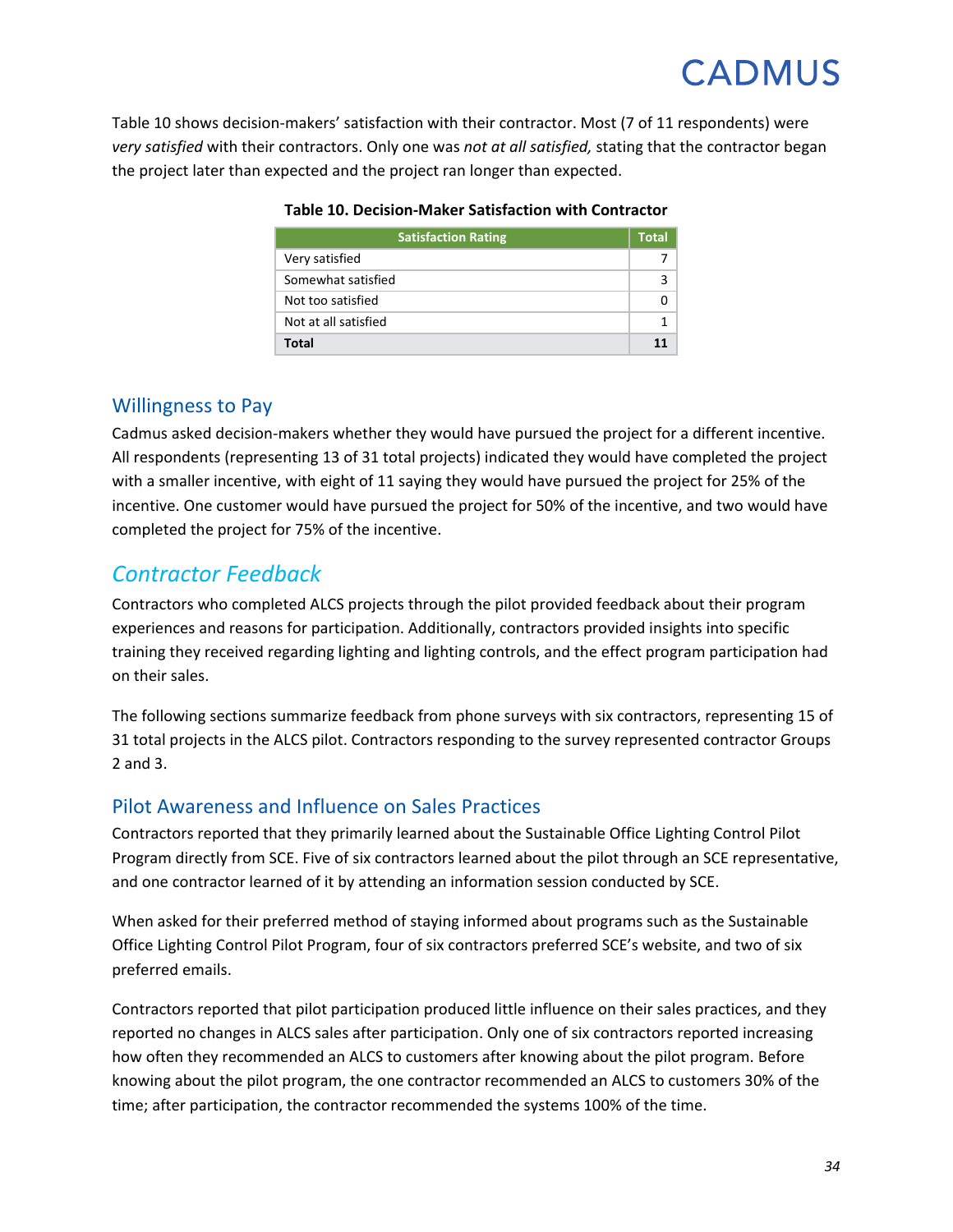Table 10 shows decision-makers' satisfaction with their contractor. Most (7 of 11 respondents) were *very satisfied* with their contractors. Only one was *not at all satisfied,* stating that the contractor began the project later than expected and the project ran longer than expected.

**Table 10. Decision-Maker Satisfaction with Contractor**

| Satisfaction Rating | Total |
|---|---|
| Very satisfied | 7 |
| Somewhat satisfied | 3 |
| Not too satisfied | 0 |
| Not at all satisfied | 1 |
| **Total** | **11** |

### Willingness to Pay

Cadmus asked decision-makers whether they would have pursued the project for a different incentive. All respondents (representing 13 of 31 total projects) indicated they would have completed the project with a smaller incentive, with eight of 11 saying they would have pursued the project for 25% of the incentive. One customer would have pursued the project for 50% of the incentive, and two would have completed the project for 75% of the incentive.

## *Contractor Feedback*

Contractors who completed ALCS projects through the pilot provided feedback about their program experiences and reasons for participation. Additionally, contractors provided insights into specific training they received regarding lighting and lighting controls, and the effect program participation had on their sales.

The following sections summarize feedback from phone surveys with six contractors, representing 15 of 31 total projects in the ALCS pilot. Contractors responding to the survey represented contractor Groups 2 and 3.

### Pilot Awareness and Influence on Sales Practices

Contractors reported that they primarily learned about the Sustainable Office Lighting Control Pilot Program directly from SCE. Five of six contractors learned about the pilot through an SCE representative, and one contractor learned of it by attending an information session conducted by SCE.

When asked for their preferred method of staying informed about programs such as the Sustainable Office Lighting Control Pilot Program, four of six contractors preferred SCE's website, and two of six preferred emails.

Contractors reported that pilot participation produced little influence on their sales practices, and they reported no changes in ALCS sales after participation. Only one of six contractors reported increasing how often they recommended an ALCS to customers after knowing about the pilot program. Before knowing about the pilot program, the one contractor recommended an ALCS to customers 30% of the time; after participation, the contractor recommended the systems 100% of the time.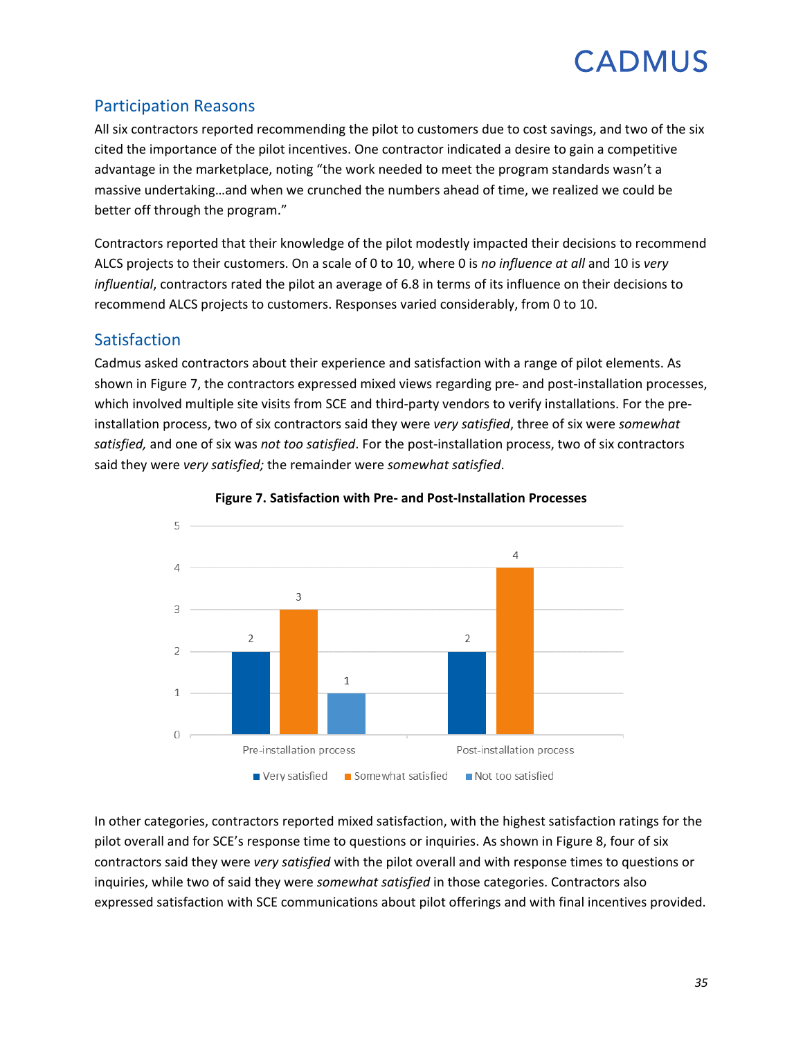## Participation Reasons

All six contractors reported recommending the pilot to customers due to cost savings, and two of the six cited the importance of the pilot incentives. One contractor indicated a desire to gain a competitive advantage in the marketplace, noting "the work needed to meet the program standards wasn't a massive undertaking…and when we crunched the numbers ahead of time, we realized we could be better off through the program."

Contractors reported that their knowledge of the pilot modestly impacted their decisions to recommend ALCS projects to their customers. On a scale of 0 to 10, where 0 is *no influence at all* and 10 is *very influential*, contractors rated the pilot an average of 6.8 in terms of its influence on their decisions to recommend ALCS projects to customers. Responses varied considerably, from 0 to 10.

## Satisfaction

Cadmus asked contractors about their experience and satisfaction with a range of pilot elements. As shown in Figure 7, the contractors expressed mixed views regarding pre- and post-installation processes, which involved multiple site visits from SCE and third-party vendors to verify installations. For the pre-installation process, two of six contractors said they were *very satisfied*, three of six were *somewhat satisfied,* and one of six was *not too satisfied*. For the post-installation process, two of six contractors said they were *very satisfied;* the remainder were *somewhat satisfied*.

**Figure 7. Satisfaction with Pre- and Post-Installation Processes**

| | Very satisfied | Somewhat satisfied | Not too satisfied |
|---|---|---|---|
| Pre-installation process | 2 | 3 | 1 |
| Post-installation process | 2 | 4 | |

In other categories, contractors reported mixed satisfaction, with the highest satisfaction ratings for the pilot overall and for SCE's response time to questions or inquiries. As shown in Figure 8, four of six contractors said they were *very satisfied* with the pilot overall and with response times to questions or inquiries, while two of said they were *somewhat satisfied* in those categories. Contractors also expressed satisfaction with SCE communications about pilot offerings and with final incentives provided.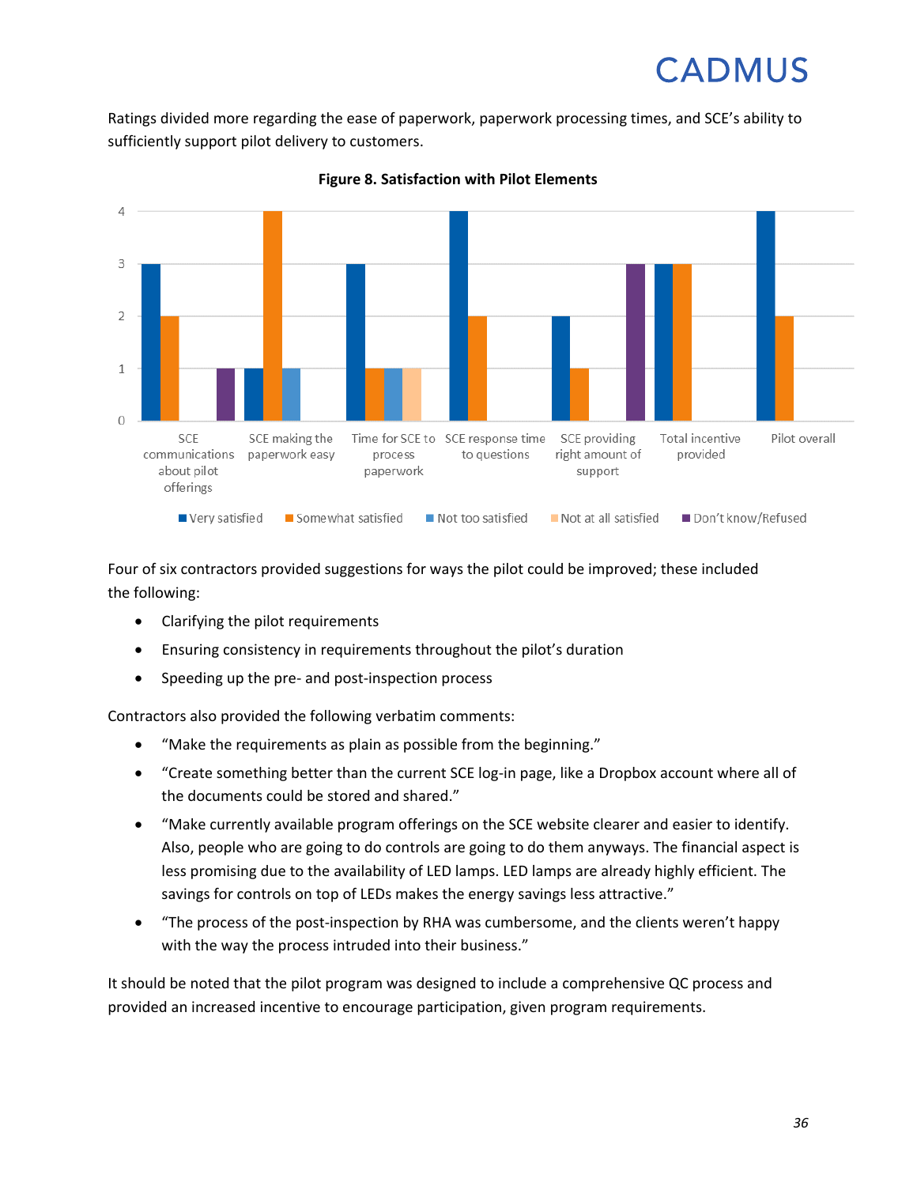Ratings divided more regarding the ease of paperwork, paperwork processing times, and SCE's ability to sufficiently support pilot delivery to customers.

**Figure 8. Satisfaction with Pilot Elements**

| | Very satisfied | Somewhat satisfied | Not too satisfied | Not at all satisfied | Don't know/Refused |
|---|---|---|---|---|---|
| SCE communications about pilot offerings | 3 | 2 | | | 1 |
| SCE making the paperwork easy | 1 | 4 | 1 | | |
| Time for SCE to process paperwork | 3 | 1 | 1 | 1 | |
| SCE response time to questions | 4 | 2 | | | |
| SCE providing right amount of support | 2 | 1 | | | 3 |
| Total incentive provided | 3 | 3 | | | |
| Pilot overall | 4 | 2 | | | |

Four of six contractors provided suggestions for ways the pilot could be improved; these included the following:

- Clarifying the pilot requirements
- Ensuring consistency in requirements throughout the pilot's duration
- Speeding up the pre- and post-inspection process

Contractors also provided the following verbatim comments:

- "Make the requirements as plain as possible from the beginning."
- "Create something better than the current SCE log-in page, like a Dropbox account where all of the documents could be stored and shared."
- "Make currently available program offerings on the SCE website clearer and easier to identify. Also, people who are going to do controls are going to do them anyways. The financial aspect is less promising due to the availability of LED lamps. LED lamps are already highly efficient. The savings for controls on top of LEDs makes the energy savings less attractive."
- "The process of the post-inspection by RHA was cumbersome, and the clients weren't happy with the way the process intruded into their business."

It should be noted that the pilot program was designed to include a comprehensive QC process and provided an increased incentive to encourage participation, given program requirements.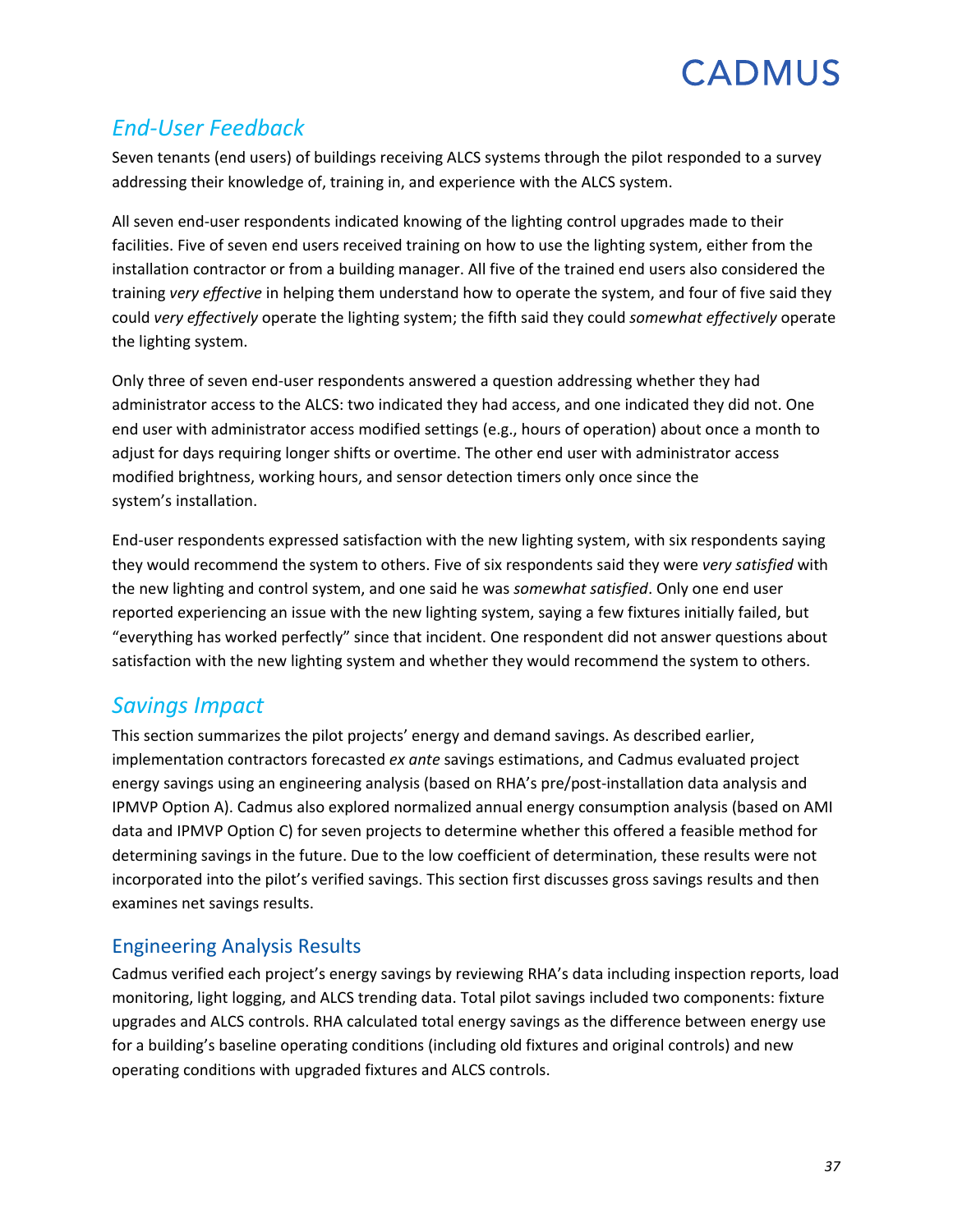## *End-User Feedback*

Seven tenants (end users) of buildings receiving ALCS systems through the pilot responded to a survey addressing their knowledge of, training in, and experience with the ALCS system.

All seven end-user respondents indicated knowing of the lighting control upgrades made to their facilities. Five of seven end users received training on how to use the lighting system, either from the installation contractor or from a building manager. All five of the trained end users also considered the training *very effective* in helping them understand how to operate the system, and four of five said they could *very effectively* operate the lighting system; the fifth said they could *somewhat effectively* operate the lighting system.

Only three of seven end-user respondents answered a question addressing whether they had administrator access to the ALCS: two indicated they had access, and one indicated they did not. One end user with administrator access modified settings (e.g., hours of operation) about once a month to adjust for days requiring longer shifts or overtime. The other end user with administrator access modified brightness, working hours, and sensor detection timers only once since the system's installation.

End-user respondents expressed satisfaction with the new lighting system, with six respondents saying they would recommend the system to others. Five of six respondents said they were *very satisfied* with the new lighting and control system, and one said he was *somewhat satisfied*. Only one end user reported experiencing an issue with the new lighting system, saying a few fixtures initially failed, but "everything has worked perfectly" since that incident. One respondent did not answer questions about satisfaction with the new lighting system and whether they would recommend the system to others.

## *Savings Impact*

This section summarizes the pilot projects' energy and demand savings. As described earlier, implementation contractors forecasted *ex ante* savings estimations, and Cadmus evaluated project energy savings using an engineering analysis (based on RHA's pre/post-installation data analysis and IPMVP Option A). Cadmus also explored normalized annual energy consumption analysis (based on AMI data and IPMVP Option C) for seven projects to determine whether this offered a feasible method for determining savings in the future. Due to the low coefficient of determination, these results were not incorporated into the pilot's verified savings. This section first discusses gross savings results and then examines net savings results.

### Engineering Analysis Results

Cadmus verified each project's energy savings by reviewing RHA's data including inspection reports, load monitoring, light logging, and ALCS trending data. Total pilot savings included two components: fixture upgrades and ALCS controls. RHA calculated total energy savings as the difference between energy use for a building's baseline operating conditions (including old fixtures and original controls) and new operating conditions with upgraded fixtures and ALCS controls.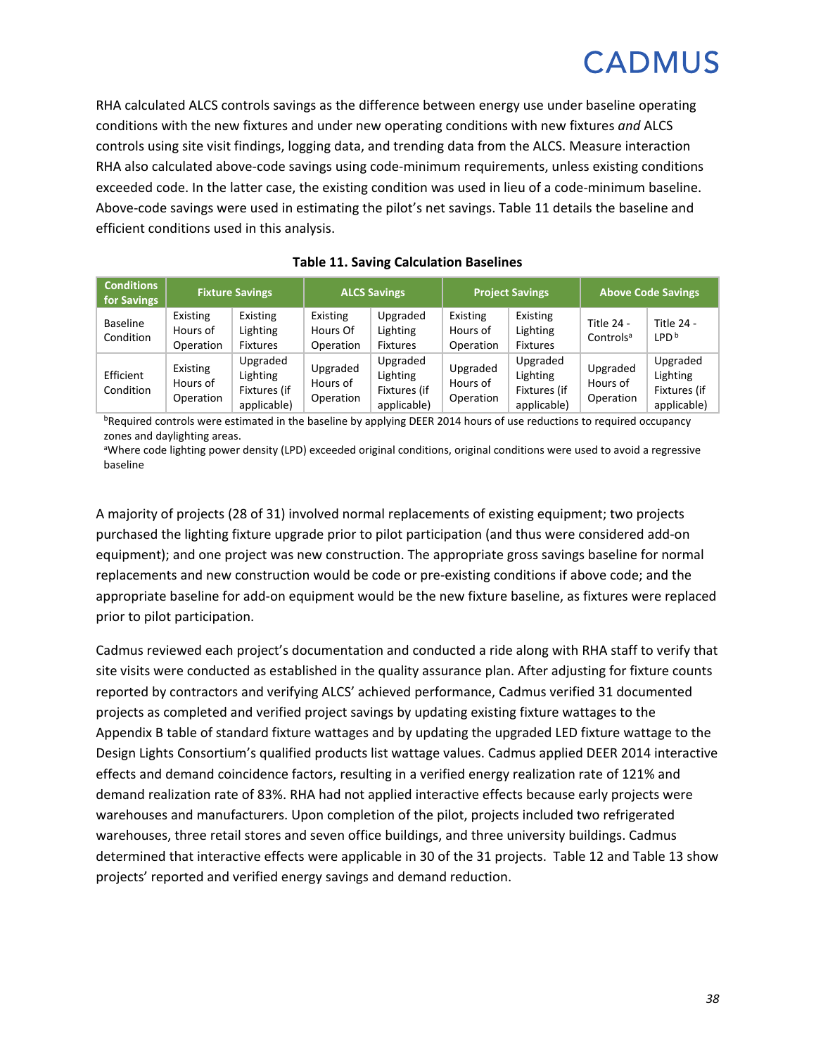RHA calculated ALCS controls savings as the difference between energy use under baseline operating conditions with the new fixtures and under new operating conditions with new fixtures *and* ALCS controls using site visit findings, logging data, and trending data from the ALCS. Measure interaction RHA also calculated above-code savings using code-minimum requirements, unless existing conditions exceeded code. In the latter case, the existing condition was used in lieu of a code-minimum baseline. Above-code savings were used in estimating the pilot's net savings. Table 11 details the baseline and efficient conditions used in this analysis.

**Table 11. Saving Calculation Baselines**

| Conditions for Savings | Fixture Savings | | ALCS Savings | | Project Savings | | Above Code Savings | |
|---|---|---|---|---|---|---|---|---|
| Baseline Condition | Existing Hours of Operation | Existing Lighting Fixtures | Existing Hours Of Operation | Upgraded Lighting Fixtures | Existing Hours of Operation | Existing Lighting Fixtures | Title 24 - Controls[a] | Title 24 - LPD[b] |
| Efficient Condition | Existing Hours of Operation | Upgraded Lighting Fixtures (if applicable) | Upgraded Hours of Operation | Upgraded Lighting Fixtures (if applicable) | Upgraded Hours of Operation | Upgraded Lighting Fixtures (if applicable) | Upgraded Hours of Operation | Upgraded Lighting Fixtures (if applicable) |

[b]Required controls were estimated in the baseline by applying DEER 2014 hours of use reductions to required occupancy zones and daylighting areas.

[a]Where code lighting power density (LPD) exceeded original conditions, original conditions were used to avoid a regressive baseline

A majority of projects (28 of 31) involved normal replacements of existing equipment; two projects purchased the lighting fixture upgrade prior to pilot participation (and thus were considered add-on equipment); and one project was new construction. The appropriate gross savings baseline for normal replacements and new construction would be code or pre-existing conditions if above code; and the appropriate baseline for add-on equipment would be the new fixture baseline, as fixtures were replaced prior to pilot participation.

Cadmus reviewed each project's documentation and conducted a ride along with RHA staff to verify that site visits were conducted as established in the quality assurance plan. After adjusting for fixture counts reported by contractors and verifying ALCS' achieved performance, Cadmus verified 31 documented projects as completed and verified project savings by updating existing fixture wattages to the Appendix B table of standard fixture wattages and by updating the upgraded LED fixture wattage to the Design Lights Consortium's qualified products list wattage values. Cadmus applied DEER 2014 interactive effects and demand coincidence factors, resulting in a verified energy realization rate of 121% and demand realization rate of 83%. RHA had not applied interactive effects because early projects were warehouses and manufacturers. Upon completion of the pilot, projects included two refrigerated warehouses, three retail stores and seven office buildings, and three university buildings. Cadmus determined that interactive effects were applicable in 30 of the 31 projects. Table 12 and Table 13 show projects' reported and verified energy savings and demand reduction.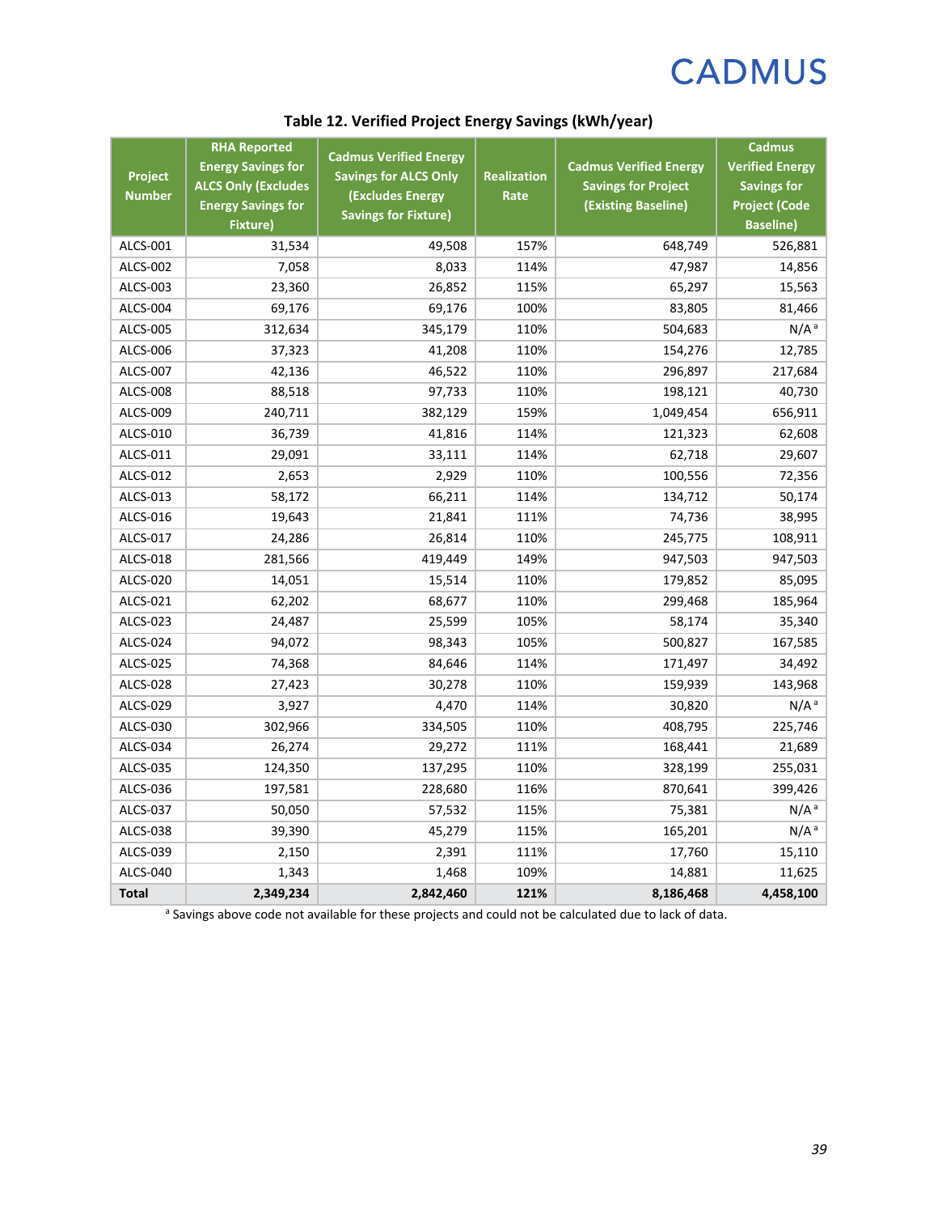**Table 12. Verified Project Energy Savings (kWh/year)**

| Project Number | RHA Reported Energy Savings for ALCS Only (Excludes Energy Savings for Fixture) | Cadmus Verified Energy Savings for ALCS Only (Excludes Energy Savings for Fixture) | Realization Rate | Cadmus Verified Energy Savings for Project (Existing Baseline) | Cadmus Verified Energy Savings for Project (Code Baseline) |
|---|---|---|---|---|---|
| ALCS-001 | 31,534 | 49,508 | 157% | 648,749 | 526,881 |
| ALCS-002 | 7,058 | 8,033 | 114% | 47,987 | 14,856 |
| ALCS-003 | 23,360 | 26,852 | 115% | 65,297 | 15,563 |
| ALCS-004 | 69,176 | 69,176 | 100% | 83,805 | 81,466 |
| ALCS-005 | 312,634 | 345,179 | 110% | 504,683 | N/A [a] |
| ALCS-006 | 37,323 | 41,208 | 110% | 154,276 | 12,785 |
| ALCS-007 | 42,136 | 46,522 | 110% | 296,897 | 217,684 |
| ALCS-008 | 88,518 | 97,733 | 110% | 198,121 | 40,730 |
| ALCS-009 | 240,711 | 382,129 | 159% | 1,049,454 | 656,911 |
| ALCS-010 | 36,739 | 41,816 | 114% | 121,323 | 62,608 |
| ALCS-011 | 29,091 | 33,111 | 114% | 62,718 | 29,607 |
| ALCS-012 | 2,653 | 2,929 | 110% | 100,556 | 72,356 |
| ALCS-013 | 58,172 | 66,211 | 114% | 134,712 | 50,174 |
| ALCS-016 | 19,643 | 21,841 | 111% | 74,736 | 38,995 |
| ALCS-017 | 24,286 | 26,814 | 110% | 245,775 | 108,911 |
| ALCS-018 | 281,566 | 419,449 | 149% | 947,503 | 947,503 |
| ALCS-020 | 14,051 | 15,514 | 110% | 179,852 | 85,095 |
| ALCS-021 | 62,202 | 68,677 | 110% | 299,468 | 185,964 |
| ALCS-023 | 24,487 | 25,599 | 105% | 58,174 | 35,340 |
| ALCS-024 | 94,072 | 98,343 | 105% | 500,827 | 167,585 |
| ALCS-025 | 74,368 | 84,646 | 114% | 171,497 | 34,492 |
| ALCS-028 | 27,423 | 30,278 | 110% | 159,939 | 143,968 |
| ALCS-029 | 3,927 | 4,470 | 114% | 30,820 | N/A [a] |
| ALCS-030 | 302,966 | 334,505 | 110% | 408,795 | 225,746 |
| ALCS-034 | 26,274 | 29,272 | 111% | 168,441 | 21,689 |
| ALCS-035 | 124,350 | 137,295 | 110% | 328,199 | 255,031 |
| ALCS-036 | 197,581 | 228,680 | 116% | 870,641 | 399,426 |
| ALCS-037 | 50,050 | 57,532 | 115% | 75,381 | N/A [a] |
| ALCS-038 | 39,390 | 45,279 | 115% | 165,201 | N/A [a] |
| ALCS-039 | 2,150 | 2,391 | 111% | 17,760 | 15,110 |
| ALCS-040 | 1,343 | 1,468 | 109% | 14,881 | 11,625 |
| **Total** | **2,349,234** | **2,842,460** | **121%** | **8,186,468** | **4,458,100** |

[a] Savings above code not available for these projects and could not be calculated due to lack of data.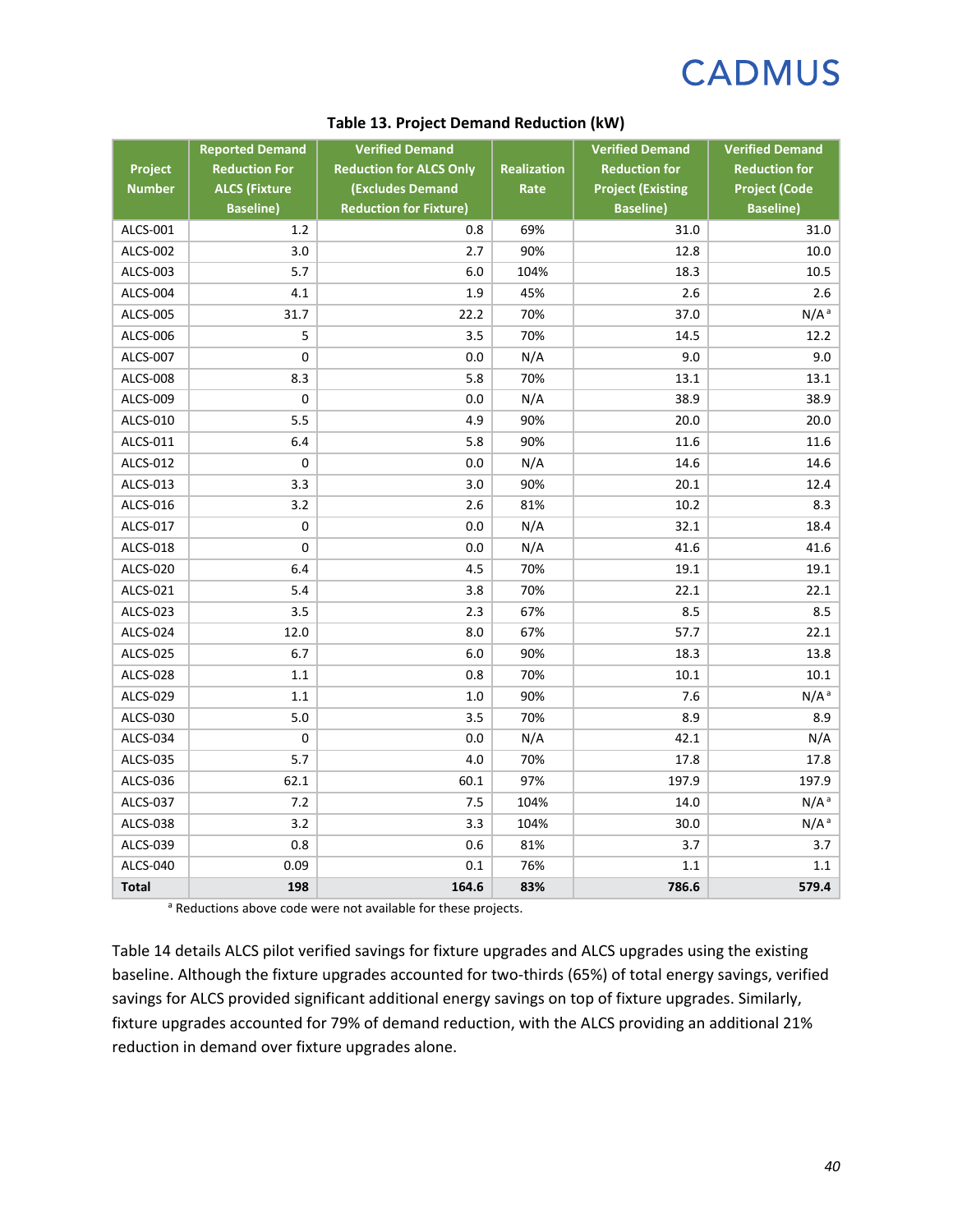**Table 13. Project Demand Reduction (kW)**

| Project Number | Reported Demand Reduction For ALCS (Fixture Baseline) | Verified Demand Reduction for ALCS Only (Excludes Demand Reduction for Fixture) | Realization Rate | Verified Demand Reduction for Project (Existing Baseline) | Verified Demand Reduction for Project (Code Baseline) |
|---|---|---|---|---|---|
| ALCS-001 | 1.2 | 0.8 | 69% | 31.0 | 31.0 |
| ALCS-002 | 3.0 | 2.7 | 90% | 12.8 | 10.0 |
| ALCS-003 | 5.7 | 6.0 | 104% | 18.3 | 10.5 |
| ALCS-004 | 4.1 | 1.9 | 45% | 2.6 | 2.6 |
| ALCS-005 | 31.7 | 22.2 | 70% | 37.0 | N/A [a] |
| ALCS-006 | 5 | 3.5 | 70% | 14.5 | 12.2 |
| ALCS-007 | 0 | 0.0 | N/A | 9.0 | 9.0 |
| ALCS-008 | 8.3 | 5.8 | 70% | 13.1 | 13.1 |
| ALCS-009 | 0 | 0.0 | N/A | 38.9 | 38.9 |
| ALCS-010 | 5.5 | 4.9 | 90% | 20.0 | 20.0 |
| ALCS-011 | 6.4 | 5.8 | 90% | 11.6 | 11.6 |
| ALCS-012 | 0 | 0.0 | N/A | 14.6 | 14.6 |
| ALCS-013 | 3.3 | 3.0 | 90% | 20.1 | 12.4 |
| ALCS-016 | 3.2 | 2.6 | 81% | 10.2 | 8.3 |
| ALCS-017 | 0 | 0.0 | N/A | 32.1 | 18.4 |
| ALCS-018 | 0 | 0.0 | N/A | 41.6 | 41.6 |
| ALCS-020 | 6.4 | 4.5 | 70% | 19.1 | 19.1 |
| ALCS-021 | 5.4 | 3.8 | 70% | 22.1 | 22.1 |
| ALCS-023 | 3.5 | 2.3 | 67% | 8.5 | 8.5 |
| ALCS-024 | 12.0 | 8.0 | 67% | 57.7 | 22.1 |
| ALCS-025 | 6.7 | 6.0 | 90% | 18.3 | 13.8 |
| ALCS-028 | 1.1 | 0.8 | 70% | 10.1 | 10.1 |
| ALCS-029 | 1.1 | 1.0 | 90% | 7.6 | N/A [a] |
| ALCS-030 | 5.0 | 3.5 | 70% | 8.9 | 8.9 |
| ALCS-034 | 0 | 0.0 | N/A | 42.1 | N/A |
| ALCS-035 | 5.7 | 4.0 | 70% | 17.8 | 17.8 |
| ALCS-036 | 62.1 | 60.1 | 97% | 197.9 | 197.9 |
| ALCS-037 | 7.2 | 7.5 | 104% | 14.0 | N/A [a] |
| ALCS-038 | 3.2 | 3.3 | 104% | 30.0 | N/A [a] |
| ALCS-039 | 0.8 | 0.6 | 81% | 3.7 | 3.7 |
| ALCS-040 | 0.09 | 0.1 | 76% | 1.1 | 1.1 |
| **Total** | **198** | **164.6** | **83%** | **786.6** | **579.4** |

[a] Reductions above code were not available for these projects.

Table 14 details ALCS pilot verified savings for fixture upgrades and ALCS upgrades using the existing baseline. Although the fixture upgrades accounted for two-thirds (65%) of total energy savings, verified savings for ALCS provided significant additional energy savings on top of fixture upgrades. Similarly, fixture upgrades accounted for 79% of demand reduction, with the ALCS providing an additional 21% reduction in demand over fixture upgrades alone.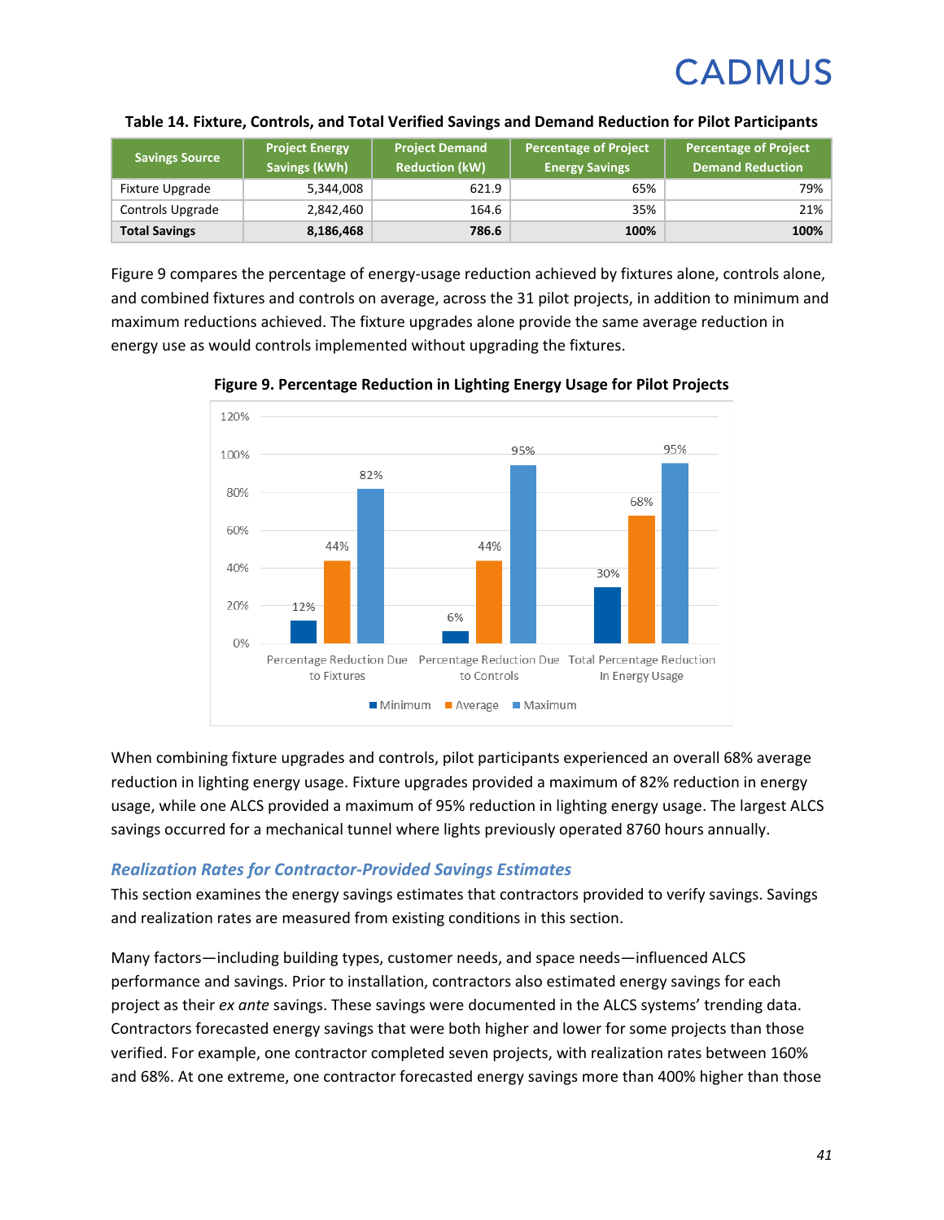**Table 14. Fixture, Controls, and Total Verified Savings and Demand Reduction for Pilot Participants**

| Savings Source | Project Energy Savings (kWh) | Project Demand Reduction (kW) | Percentage of Project Energy Savings | Percentage of Project Demand Reduction |
|---|---|---|---|---|
| Fixture Upgrade | 5,344,008 | 621.9 | 65% | 79% |
| Controls Upgrade | 2,842,460 | 164.6 | 35% | 21% |
| **Total Savings** | **8,186,468** | **786.6** | **100%** | **100%** |

Figure 9 compares the percentage of energy-usage reduction achieved by fixtures alone, controls alone, and combined fixtures and controls on average, across the 31 pilot projects, in addition to minimum and maximum reductions achieved. The fixture upgrades alone provide the same average reduction in energy use as would controls implemented without upgrading the fixtures.

**Figure 9. Percentage Reduction in Lighting Energy Usage for Pilot Projects**

| | Minimum | Average | Maximum |
|---|---|---|---|
| Percentage Reduction Due to Fixtures | 12% | 44% | 82% |
| Percentage Reduction Due to Controls | 6% | 44% | 95% |
| Total Percentage Reduction In Energy Usage | 30% | 68% | 95% |

When combining fixture upgrades and controls, pilot participants experienced an overall 68% average reduction in lighting energy usage. Fixture upgrades provided a maximum of 82% reduction in energy usage, while one ALCS provided a maximum of 95% reduction in lighting energy usage. The largest ALCS savings occurred for a mechanical tunnel where lights previously operated 8760 hours annually.

### *Realization Rates for Contractor-Provided Savings Estimates*

This section examines the energy savings estimates that contractors provided to verify savings. Savings and realization rates are measured from existing conditions in this section.

Many factors—including building types, customer needs, and space needs—influenced ALCS performance and savings. Prior to installation, contractors also estimated energy savings for each project as their *ex ante* savings. These savings were documented in the ALCS systems' trending data. Contractors forecasted energy savings that were both higher and lower for some projects than those verified. For example, one contractor completed seven projects, with realization rates between 160% and 68%. At one extreme, one contractor forecasted energy savings more than 400% higher than those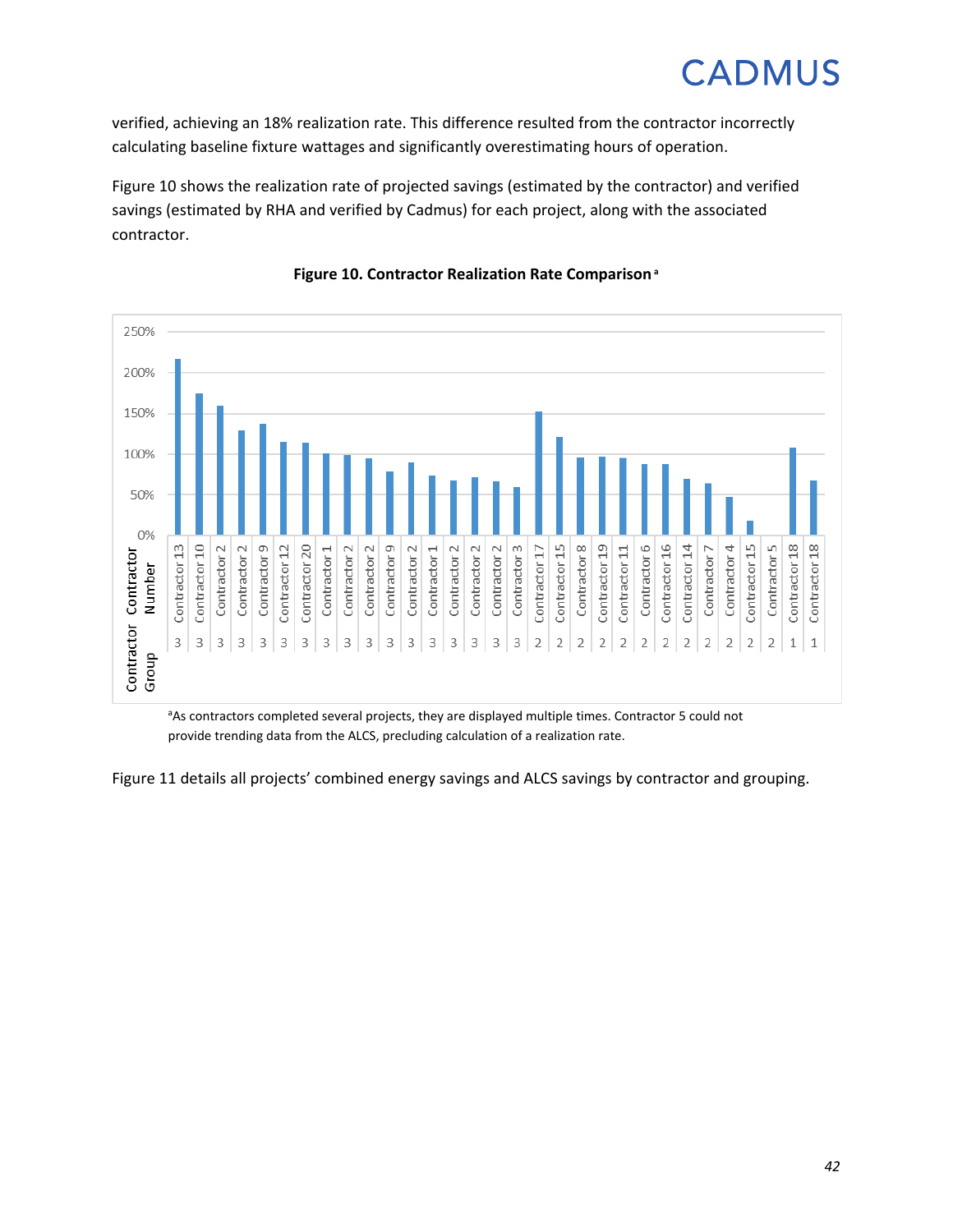verified, achieving an 18% realization rate. This difference resulted from the contractor incorrectly calculating baseline fixture wattages and significantly overestimating hours of operation.

Figure 10 shows the realization rate of projected savings (estimated by the contractor) and verified savings (estimated by RHA and verified by Cadmus) for each project, along with the associated contractor.

**Figure 10. Contractor Realization Rate Comparison** [a]

[a]As contractors completed several projects, they are displayed multiple times. Contractor 5 could not provide trending data from the ALCS, precluding calculation of a realization rate.

Figure 11 details all projects' combined energy savings and ALCS savings by contractor and grouping.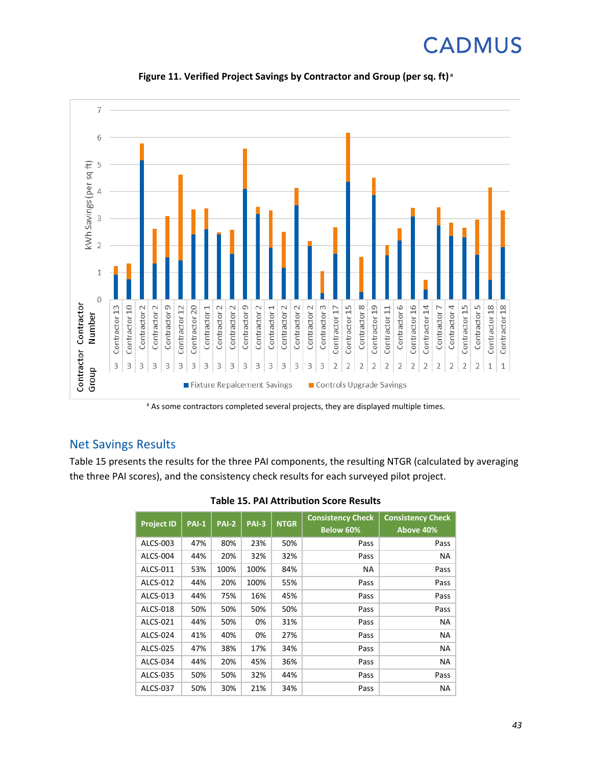**Figure 11. Verified Project Savings by Contractor and Group (per sq. ft)** [a]

[a] As some contractors completed several projects, they are displayed multiple times.

## Net Savings Results

Table 15 presents the results for the three PAI components, the resulting NTGR (calculated by averaging the three PAI scores), and the consistency check results for each surveyed pilot project.

**Table 15. PAI Attribution Score Results**

| Project ID | PAI-1 | PAI-2 | PAI-3 | NTGR | Consistency Check Below 60% | Consistency Check Above 40% |
|---|---|---|---|---|---|---|
| ALCS-003 | 47% | 80% | 23% | 50% | Pass | Pass |
| ALCS-004 | 44% | 20% | 32% | 32% | Pass | NA |
| ALCS-011 | 53% | 100% | 100% | 84% | NA | Pass |
| ALCS-012 | 44% | 20% | 100% | 55% | Pass | Pass |
| ALCS-013 | 44% | 75% | 16% | 45% | Pass | Pass |
| ALCS-018 | 50% | 50% | 50% | 50% | Pass | Pass |
| ALCS-021 | 44% | 50% | 0% | 31% | Pass | NA |
| ALCS-024 | 41% | 40% | 0% | 27% | Pass | NA |
| ALCS-025 | 47% | 38% | 17% | 34% | Pass | NA |
| ALCS-034 | 44% | 20% | 45% | 36% | Pass | NA |
| ALCS-035 | 50% | 50% | 32% | 44% | Pass | Pass |
| ALCS-037 | 50% | 30% | 21% | 34% | Pass | NA |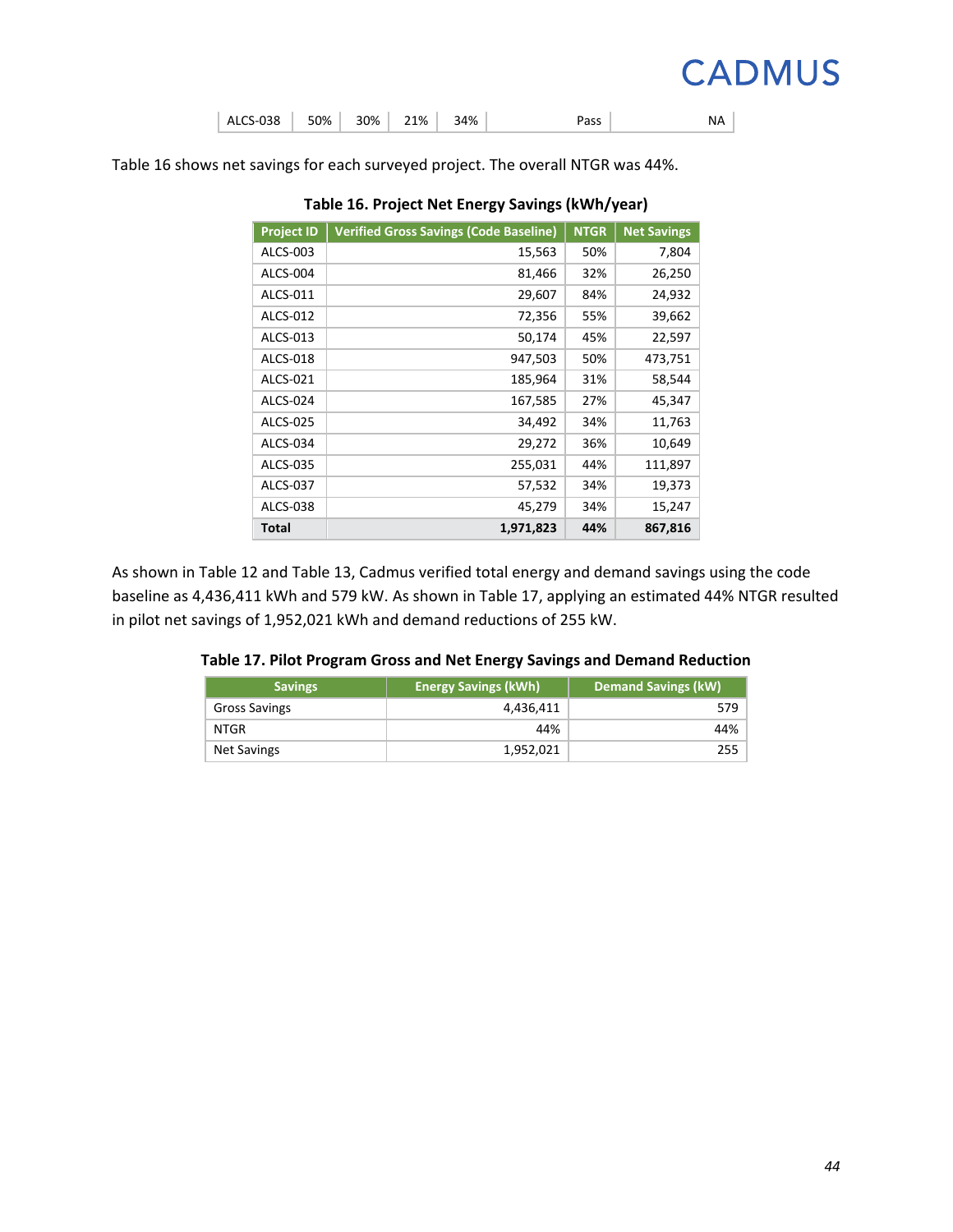| ALCS-038 | 50% | 30% | 21% | 34% | Pass | NA |
|---|---|---|---|---|---|---|

Table 16 shows net savings for each surveyed project. The overall NTGR was 44%.

**Table 16. Project Net Energy Savings (kWh/year)**

| Project ID | Verified Gross Savings (Code Baseline) | NTGR | Net Savings |
|---|---|---|---|
| ALCS-003 | 15,563 | 50% | 7,804 |
| ALCS-004 | 81,466 | 32% | 26,250 |
| ALCS-011 | 29,607 | 84% | 24,932 |
| ALCS-012 | 72,356 | 55% | 39,662 |
| ALCS-013 | 50,174 | 45% | 22,597 |
| ALCS-018 | 947,503 | 50% | 473,751 |
| ALCS-021 | 185,964 | 31% | 58,544 |
| ALCS-024 | 167,585 | 27% | 45,347 |
| ALCS-025 | 34,492 | 34% | 11,763 |
| ALCS-034 | 29,272 | 36% | 10,649 |
| ALCS-035 | 255,031 | 44% | 111,897 |
| ALCS-037 | 57,532 | 34% | 19,373 |
| ALCS-038 | 45,279 | 34% | 15,247 |
| **Total** | **1,971,823** | **44%** | **867,816** |

As shown in Table 12 and Table 13, Cadmus verified total energy and demand savings using the code baseline as 4,436,411 kWh and 579 kW. As shown in Table 17, applying an estimated 44% NTGR resulted in pilot net savings of 1,952,021 kWh and demand reductions of 255 kW.

**Table 17. Pilot Program Gross and Net Energy Savings and Demand Reduction**

| Savings | Energy Savings (kWh) | Demand Savings (kW) |
|---|---|---|
| Gross Savings | 4,436,411 | 579 |
| NTGR | 44% | 44% |
| Net Savings | 1,952,021 | 255 |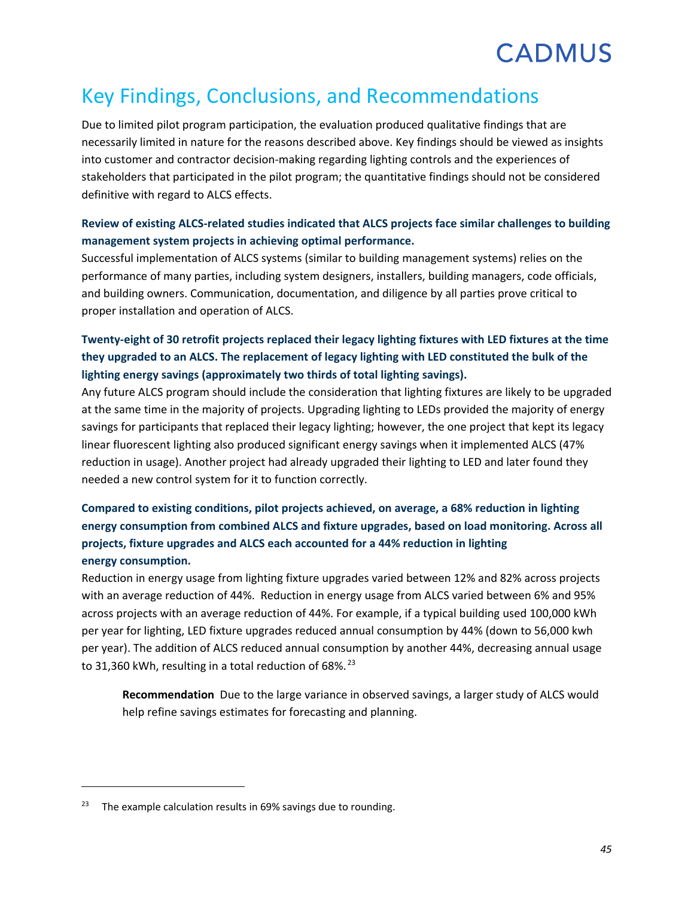# Key Findings, Conclusions, and Recommendations

Due to limited pilot program participation, the evaluation produced qualitative findings that are necessarily limited in nature for the reasons described above. Key findings should be viewed as insights into customer and contractor decision-making regarding lighting controls and the experiences of stakeholders that participated in the pilot program; the quantitative findings should not be considered definitive with regard to ALCS effects.

**Review of existing ALCS-related studies indicated that ALCS projects face similar challenges to building management system projects in achieving optimal performance.**

Successful implementation of ALCS systems (similar to building management systems) relies on the performance of many parties, including system designers, installers, building managers, code officials, and building owners. Communication, documentation, and diligence by all parties prove critical to proper installation and operation of ALCS.

**Twenty-eight of 30 retrofit projects replaced their legacy lighting fixtures with LED fixtures at the time they upgraded to an ALCS. The replacement of legacy lighting with LED constituted the bulk of the lighting energy savings (approximately two thirds of total lighting savings).**

Any future ALCS program should include the consideration that lighting fixtures are likely to be upgraded at the same time in the majority of projects. Upgrading lighting to LEDs provided the majority of energy savings for participants that replaced their legacy lighting; however, the one project that kept its legacy linear fluorescent lighting also produced significant energy savings when it implemented ALCS (47% reduction in usage). Another project had already upgraded their lighting to LED and later found they needed a new control system for it to function correctly.

**Compared to existing conditions, pilot projects achieved, on average, a 68% reduction in lighting energy consumption from combined ALCS and fixture upgrades, based on load monitoring. Across all projects, fixture upgrades and ALCS each accounted for a 44% reduction in lighting energy consumption.**

Reduction in energy usage from lighting fixture upgrades varied between 12% and 82% across projects with an average reduction of 44%. Reduction in energy usage from ALCS varied between 6% and 95% across projects with an average reduction of 44%. For example, if a typical building used 100,000 kWh per year for lighting, LED fixture upgrades reduced annual consumption by 44% (down to 56,000 kwh per year). The addition of ALCS reduced annual consumption by another 44%, decreasing annual usage to 31,360 kWh, resulting in a total reduction of 68%.[23]

> **Recommendation** Due to the large variance in observed savings, a larger study of ALCS would help refine savings estimates for forecasting and planning.

[23] The example calculation results in 69% savings due to rounding.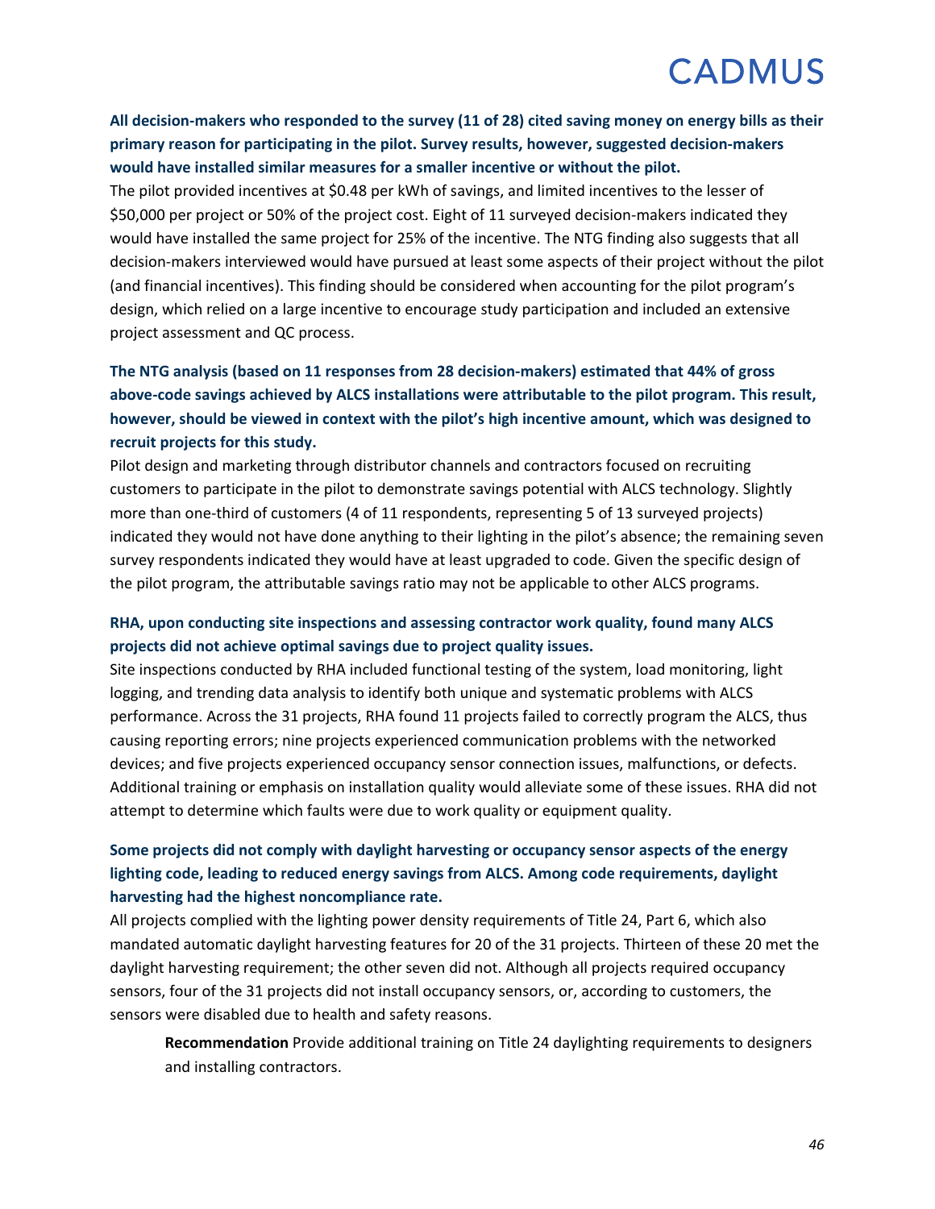**All decision-makers who responded to the survey (11 of 28) cited saving money on energy bills as their primary reason for participating in the pilot. Survey results, however, suggested decision-makers would have installed similar measures for a smaller incentive or without the pilot.**

The pilot provided incentives at $0.48 per kWh of savings, and limited incentives to the lesser of $50,000 per project or 50% of the project cost. Eight of 11 surveyed decision-makers indicated they would have installed the same project for 25% of the incentive. The NTG finding also suggests that all decision-makers interviewed would have pursued at least some aspects of their project without the pilot (and financial incentives). This finding should be considered when accounting for the pilot program's design, which relied on a large incentive to encourage study participation and included an extensive project assessment and QC process.

**The NTG analysis (based on 11 responses from 28 decision-makers) estimated that 44% of gross above-code savings achieved by ALCS installations were attributable to the pilot program. This result, however, should be viewed in context with the pilot's high incentive amount, which was designed to recruit projects for this study.**

Pilot design and marketing through distributor channels and contractors focused on recruiting customers to participate in the pilot to demonstrate savings potential with ALCS technology. Slightly more than one-third of customers (4 of 11 respondents, representing 5 of 13 surveyed projects) indicated they would not have done anything to their lighting in the pilot's absence; the remaining seven survey respondents indicated they would have at least upgraded to code. Given the specific design of the pilot program, the attributable savings ratio may not be applicable to other ALCS programs.

**RHA, upon conducting site inspections and assessing contractor work quality, found many ALCS projects did not achieve optimal savings due to project quality issues.**

Site inspections conducted by RHA included functional testing of the system, load monitoring, light logging, and trending data analysis to identify both unique and systematic problems with ALCS performance. Across the 31 projects, RHA found 11 projects failed to correctly program the ALCS, thus causing reporting errors; nine projects experienced communication problems with the networked devices; and five projects experienced occupancy sensor connection issues, malfunctions, or defects. Additional training or emphasis on installation quality would alleviate some of these issues. RHA did not attempt to determine which faults were due to work quality or equipment quality.

**Some projects did not comply with daylight harvesting or occupancy sensor aspects of the energy lighting code, leading to reduced energy savings from ALCS. Among code requirements, daylight harvesting had the highest noncompliance rate.**

All projects complied with the lighting power density requirements of Title 24, Part 6, which also mandated automatic daylight harvesting features for 20 of the 31 projects. Thirteen of these 20 met the daylight harvesting requirement; the other seven did not. Although all projects required occupancy sensors, four of the 31 projects did not install occupancy sensors, or, according to customers, the sensors were disabled due to health and safety reasons.

> **Recommendation** Provide additional training on Title 24 daylighting requirements to designers and installing contractors.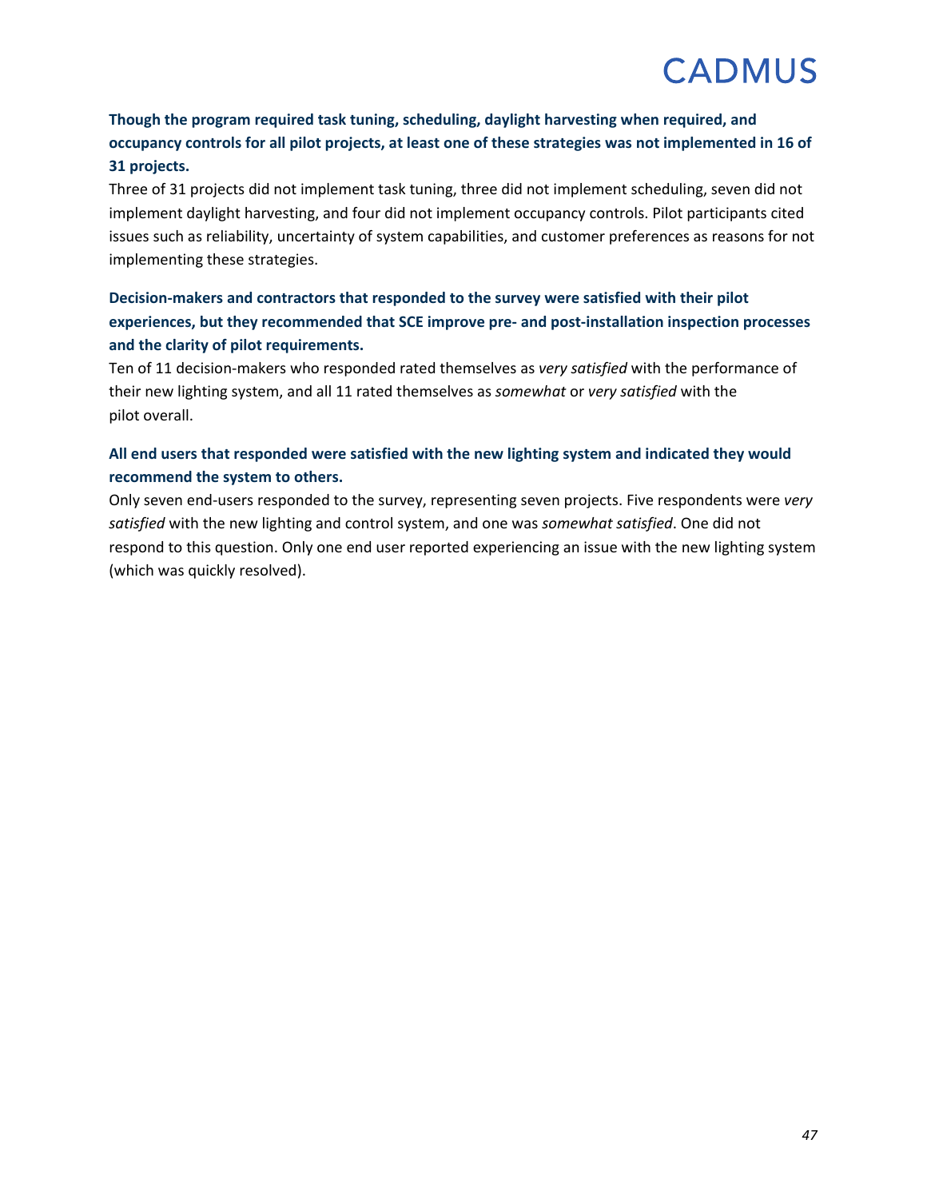**Though the program required task tuning, scheduling, daylight harvesting when required, and occupancy controls for all pilot projects, at least one of these strategies was not implemented in 16 of 31 projects.**

Three of 31 projects did not implement task tuning, three did not implement scheduling, seven did not implement daylight harvesting, and four did not implement occupancy controls. Pilot participants cited issues such as reliability, uncertainty of system capabilities, and customer preferences as reasons for not implementing these strategies.

**Decision-makers and contractors that responded to the survey were satisfied with their pilot experiences, but they recommended that SCE improve pre- and post-installation inspection processes and the clarity of pilot requirements.**

Ten of 11 decision-makers who responded rated themselves as *very satisfied* with the performance of their new lighting system, and all 11 rated themselves as *somewhat* or *very satisfied* with the pilot overall.

**All end users that responded were satisfied with the new lighting system and indicated they would recommend the system to others.**

Only seven end-users responded to the survey, representing seven projects. Five respondents were *very satisfied* with the new lighting and control system, and one was *somewhat satisfied*. One did not respond to this question. Only one end user reported experiencing an issue with the new lighting system (which was quickly resolved).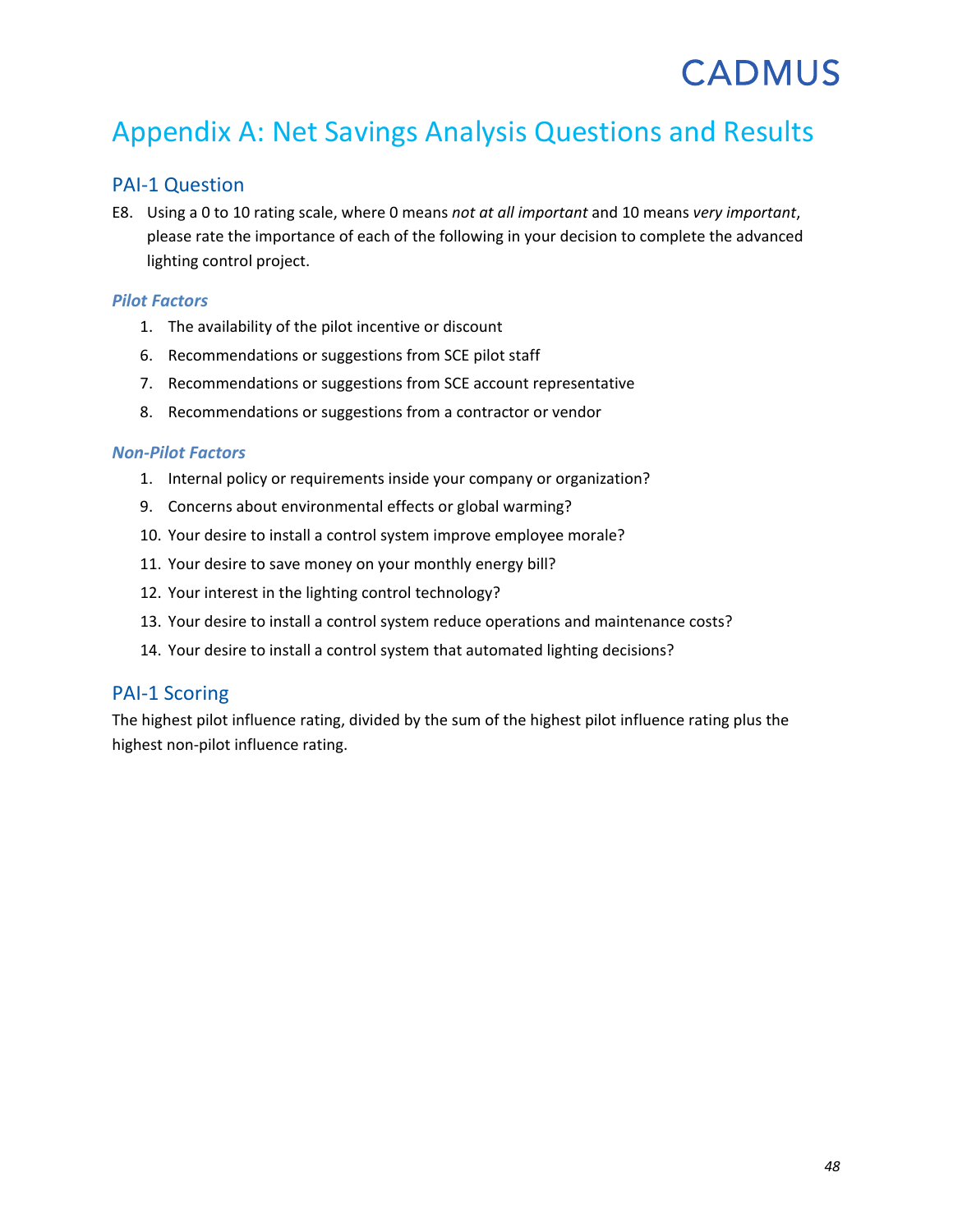# Appendix A: Net Savings Analysis Questions and Results

## PAI-1 Question

E8. Using a 0 to 10 rating scale, where 0 means *not at all important* and 10 means *very important*, please rate the importance of each of the following in your decision to complete the advanced lighting control project.

### *Pilot Factors*

1. The availability of the pilot incentive or discount
6. Recommendations or suggestions from SCE pilot staff
7. Recommendations or suggestions from SCE account representative
8. Recommendations or suggestions from a contractor or vendor

### *Non-Pilot Factors*

1. Internal policy or requirements inside your company or organization?
9. Concerns about environmental effects or global warming?
10. Your desire to install a control system improve employee morale?
11. Your desire to save money on your monthly energy bill?
12. Your interest in the lighting control technology?
13. Your desire to install a control system reduce operations and maintenance costs?
14. Your desire to install a control system that automated lighting decisions?

## PAI-1 Scoring

The highest pilot influence rating, divided by the sum of the highest pilot influence rating plus the highest non-pilot influence rating.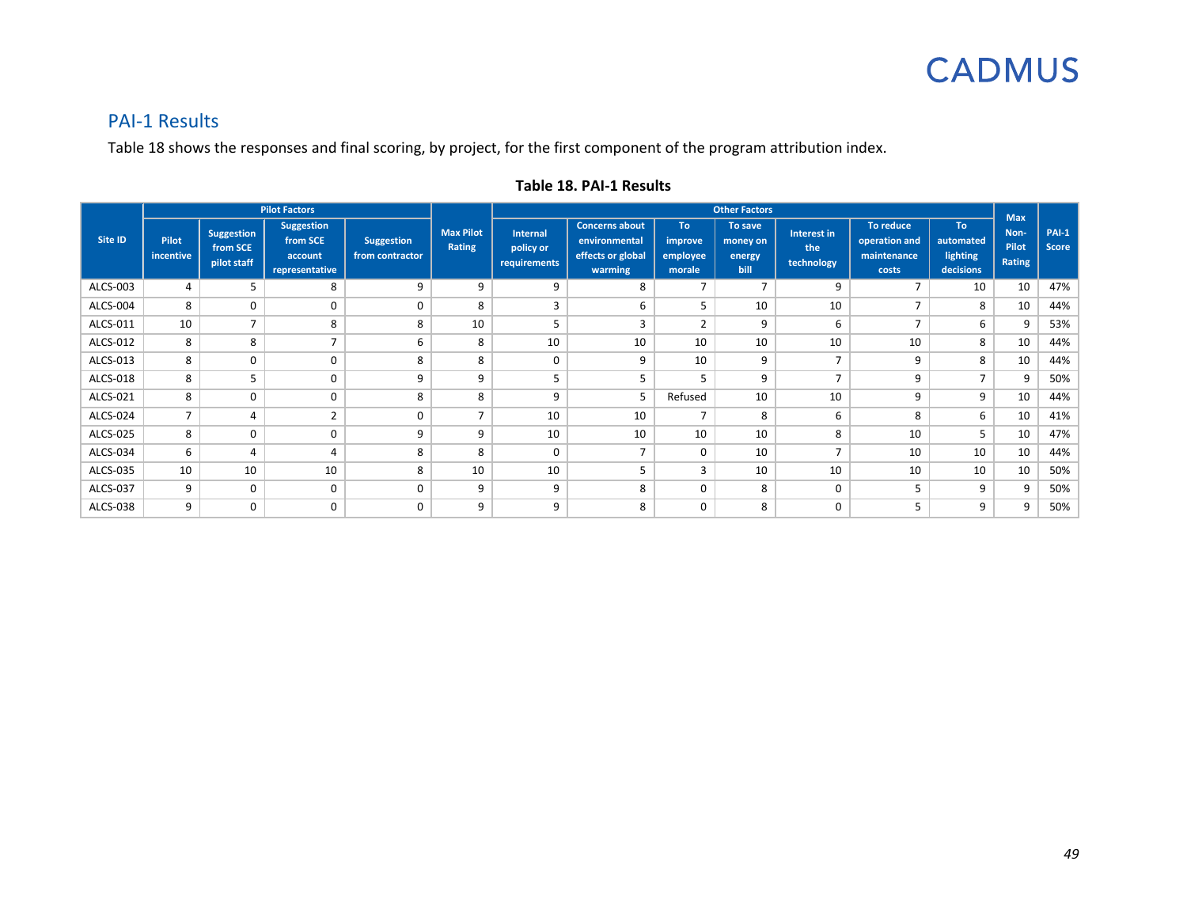## PAI-1 Results

Table 18 shows the responses and final scoring, by project, for the first component of the program attribution index.

**Table 18. PAI-1 Results**

| Site ID | Pilot Factors | | | | Max Pilot Rating | Other Factors | | | | | | | Max Non-Pilot Rating | PAI-1 Score |
|---|---|---|---|---|---|---|---|---|---|---|---|---|---|---|
| | Pilot incentive | Suggestion from SCE pilot staff | Suggestion from SCE account representative | Suggestion from contractor | | Internal policy or requirements | Concerns about environmental effects or global warming | To improve employee morale | To save money on energy bill | Interest in the technology | To reduce operation and maintenance costs | To automated lighting decisions | | |
| ALCS-003 | 4 | 5 | 8 | 9 | 9 | 9 | 8 | 7 | 7 | 9 | 7 | 10 | 10 | 47% |
| ALCS-004 | 8 | 0 | 0 | 0 | 8 | 3 | 6 | 5 | 10 | 10 | 7 | 8 | 10 | 44% |
| ALCS-011 | 10 | 7 | 8 | 8 | 10 | 5 | 3 | 2 | 9 | 6 | 7 | 6 | 9 | 53% |
| ALCS-012 | 8 | 8 | 7 | 6 | 8 | 10 | 10 | 10 | 10 | 10 | 10 | 8 | 10 | 44% |
| ALCS-013 | 8 | 0 | 0 | 8 | 8 | 0 | 9 | 10 | 9 | 7 | 9 | 8 | 10 | 44% |
| ALCS-018 | 8 | 5 | 0 | 9 | 9 | 5 | 5 | 5 | 9 | 7 | 9 | 7 | 9 | 50% |
| ALCS-021 | 8 | 0 | 0 | 8 | 8 | 9 | 5 | Refused | 10 | 10 | 9 | 9 | 10 | 44% |
| ALCS-024 | 7 | 4 | 2 | 0 | 7 | 10 | 10 | 7 | 8 | 6 | 8 | 6 | 10 | 41% |
| ALCS-025 | 8 | 0 | 0 | 9 | 9 | 10 | 10 | 10 | 10 | 8 | 10 | 5 | 10 | 47% |
| ALCS-034 | 6 | 4 | 4 | 8 | 8 | 0 | 7 | 0 | 10 | 7 | 10 | 10 | 10 | 44% |
| ALCS-035 | 10 | 10 | 10 | 8 | 10 | 10 | 5 | 3 | 10 | 10 | 10 | 10 | 10 | 50% |
| ALCS-037 | 9 | 0 | 0 | 0 | 9 | 9 | 8 | 0 | 8 | 0 | 5 | 9 | 9 | 50% |
| ALCS-038 | 9 | 0 | 0 | 0 | 9 | 9 | 8 | 0 | 8 | 0 | 5 | 9 | 9 | 50% |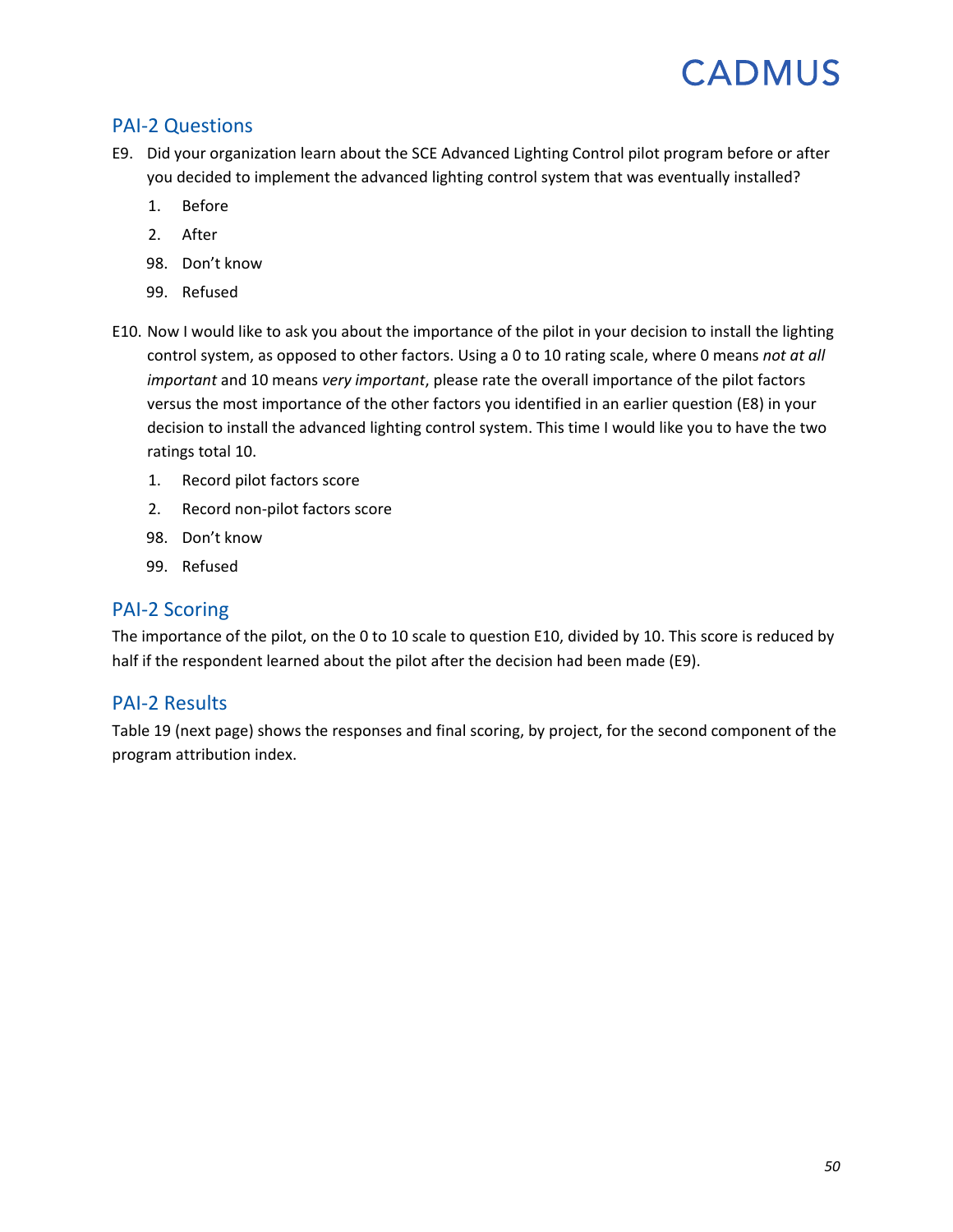## PAI-2 Questions

E9. Did your organization learn about the SCE Advanced Lighting Control pilot program before or after you decided to implement the advanced lighting control system that was eventually installed?

1. Before
2. After

98. Don't know
99. Refused

E10. Now I would like to ask you about the importance of the pilot in your decision to install the lighting control system, as opposed to other factors. Using a 0 to 10 rating scale, where 0 means *not at all important* and 10 means *very important*, please rate the overall importance of the pilot factors versus the most importance of the other factors you identified in an earlier question (E8) in your decision to install the advanced lighting control system. This time I would like you to have the two ratings total 10.

1. Record pilot factors score
2. Record non-pilot factors score

98. Don't know
99. Refused

## PAI-2 Scoring

The importance of the pilot, on the 0 to 10 scale to question E10, divided by 10. This score is reduced by half if the respondent learned about the pilot after the decision had been made (E9).

## PAI-2 Results

Table 19 (next page) shows the responses and final scoring, by project, for the second component of the program attribution index.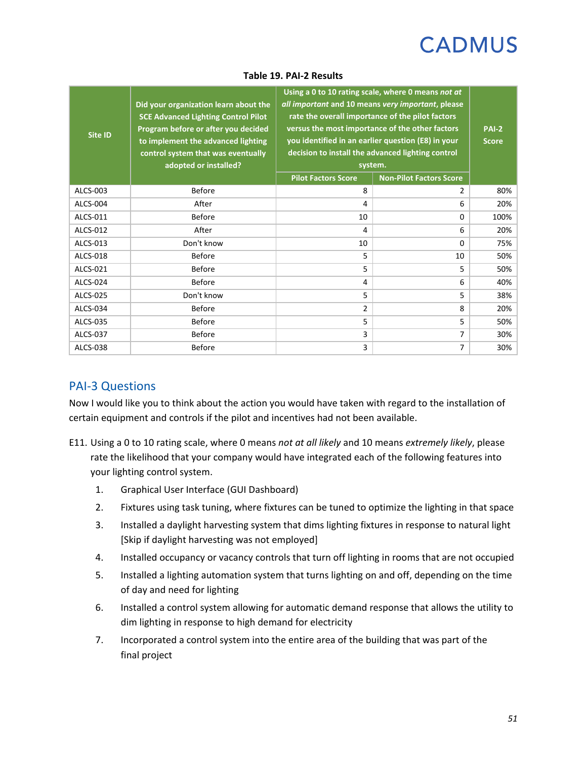**Table 19. PAI-2 Results**

| Site ID | Did your organization learn about the SCE Advanced Lighting Control Pilot Program before or after you decided to implement the advanced lighting control system that was eventually adopted or installed? | Using a 0 to 10 rating scale, where 0 means *not at all important* and 10 means *very important*, please rate the overall importance of the pilot factors versus the most importance of the other factors you identified in an earlier question (E8) in your decision to install the advanced lighting control system. | | PAI-2 Score |
|---|---|---|---|---|
| | | Pilot Factors Score | Non-Pilot Factors Score | |
| ALCS-003 | Before | 8 | 2 | 80% |
| ALCS-004 | After | 4 | 6 | 20% |
| ALCS-011 | Before | 10 | 0 | 100% |
| ALCS-012 | After | 4 | 6 | 20% |
| ALCS-013 | Don't know | 10 | 0 | 75% |
| ALCS-018 | Before | 5 | 10 | 50% |
| ALCS-021 | Before | 5 | 5 | 50% |
| ALCS-024 | Before | 4 | 6 | 40% |
| ALCS-025 | Don't know | 5 | 5 | 38% |
| ALCS-034 | Before | 2 | 8 | 20% |
| ALCS-035 | Before | 5 | 5 | 50% |
| ALCS-037 | Before | 3 | 7 | 30% |
| ALCS-038 | Before | 3 | 7 | 30% |

## PAI-3 Questions

Now I would like you to think about the action you would have taken with regard to the installation of certain equipment and controls if the pilot and incentives had not been available.

E11. Using a 0 to 10 rating scale, where 0 means *not at all likely* and 10 means *extremely likely*, please rate the likelihood that your company would have integrated each of the following features into your lighting control system.

1. Graphical User Interface (GUI Dashboard)
2. Fixtures using task tuning, where fixtures can be tuned to optimize the lighting in that space
3. Installed a daylight harvesting system that dims lighting fixtures in response to natural light [Skip if daylight harvesting was not employed]
4. Installed occupancy or vacancy controls that turn off lighting in rooms that are not occupied
5. Installed a lighting automation system that turns lighting on and off, depending on the time of day and need for lighting
6. Installed a control system allowing for automatic demand response that allows the utility to dim lighting in response to high demand for electricity
7. Incorporated a control system into the entire area of the building that was part of the final project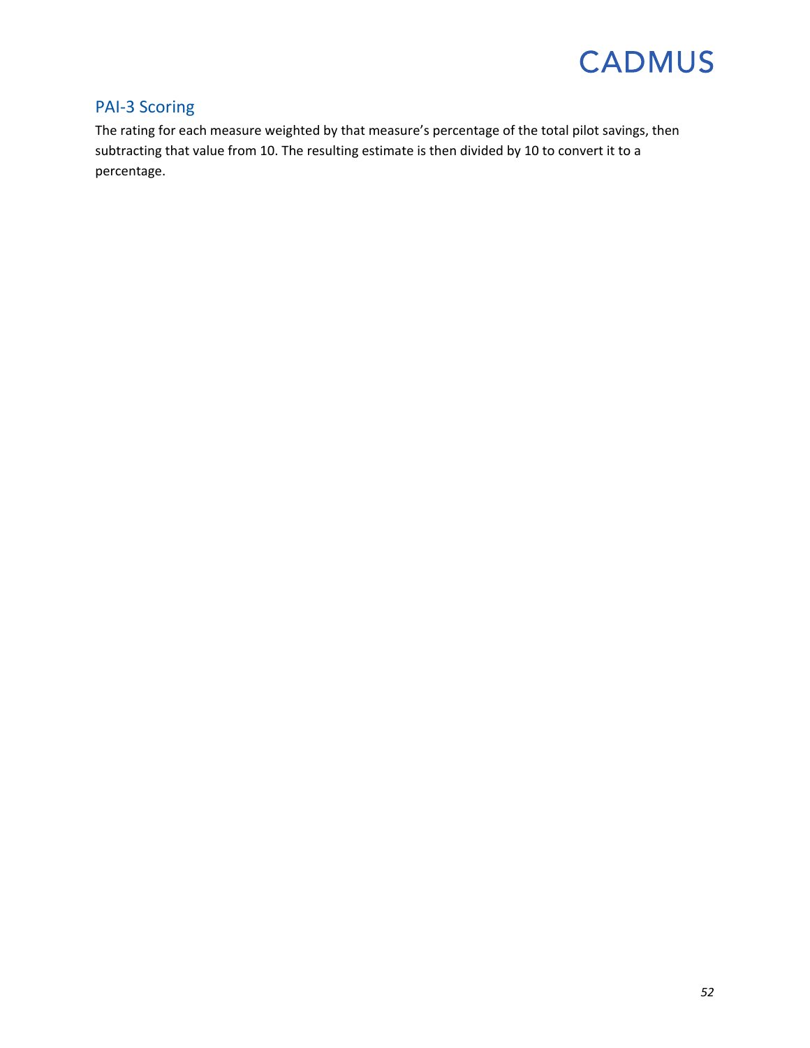## PAI-3 Scoring

The rating for each measure weighted by that measure's percentage of the total pilot savings, then subtracting that value from 10. The resulting estimate is then divided by 10 to convert it to a percentage.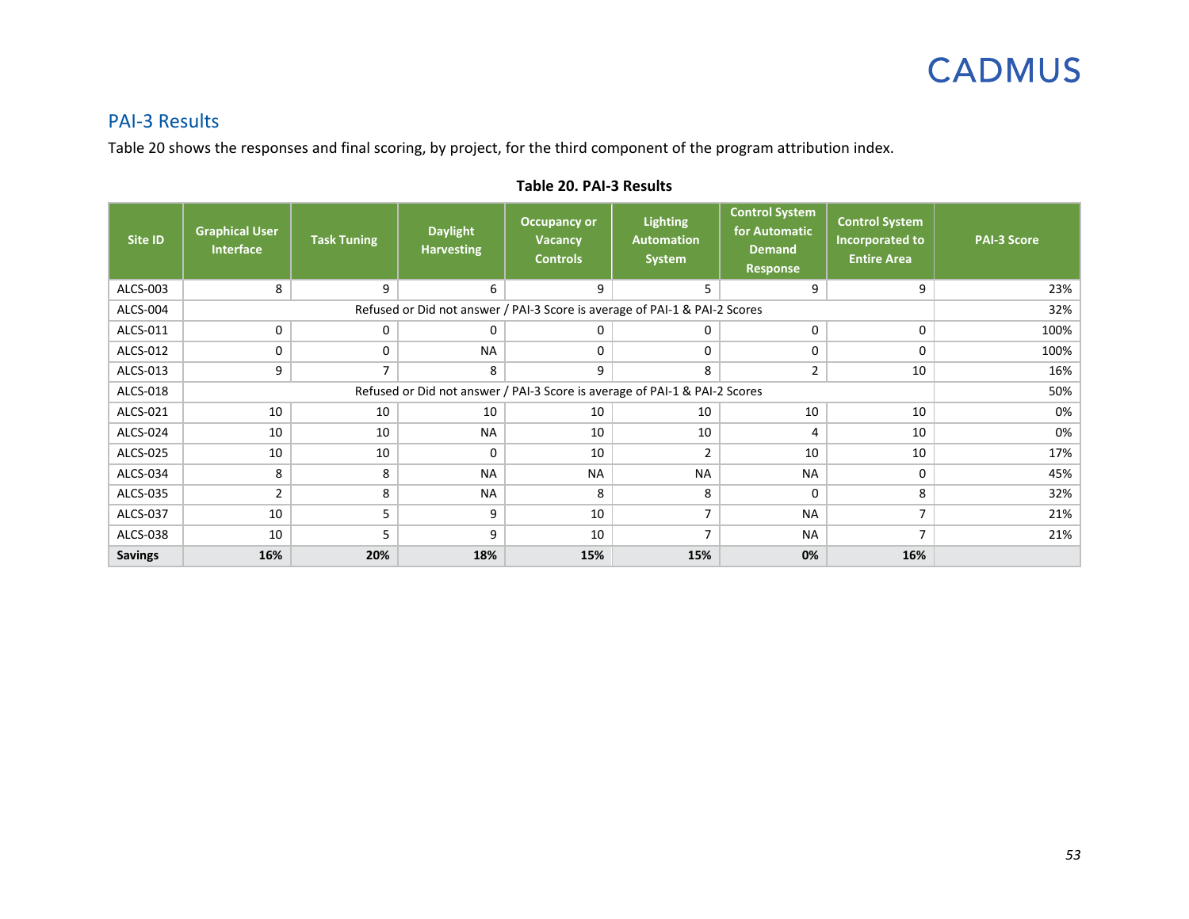## PAI-3 Results

Table 20 shows the responses and final scoring, by project, for the third component of the program attribution index.

**Table 20. PAI-3 Results**

| Site ID | Graphical User Interface | Task Tuning | Daylight Harvesting | Occupancy or Vacancy Controls | Lighting Automation System | Control System for Automatic Demand Response | Control System Incorporated to Entire Area | PAI-3 Score |
|---|---|---|---|---|---|---|---|---|
| ALCS-003 | 8 | 9 | 6 | 9 | 5 | 9 | 9 | 23% |
| ALCS-004 | Refused or Did not answer / PAI-3 Score is average of PAI-1 & PAI-2 Scores | | | | | | | 32% |
| ALCS-011 | 0 | 0 | 0 | 0 | 0 | 0 | 0 | 100% |
| ALCS-012 | 0 | 0 | NA | 0 | 0 | 0 | 0 | 100% |
| ALCS-013 | 9 | 7 | 8 | 9 | 8 | 2 | 10 | 16% |
| ALCS-018 | Refused or Did not answer / PAI-3 Score is average of PAI-1 & PAI-2 Scores | | | | | | | 50% |
| ALCS-021 | 10 | 10 | 10 | 10 | 10 | 10 | 10 | 0% |
| ALCS-024 | 10 | 10 | NA | 10 | 10 | 4 | 10 | 0% |
| ALCS-025 | 10 | 10 | 0 | 10 | 2 | 10 | 10 | 17% |
| ALCS-034 | 8 | 8 | NA | NA | NA | NA | 0 | 45% |
| ALCS-035 | 2 | 8 | NA | 8 | 8 | 0 | 8 | 32% |
| ALCS-037 | 10 | 5 | 9 | 10 | 7 | NA | 7 | 21% |
| ALCS-038 | 10 | 5 | 9 | 10 | 7 | NA | 7 | 21% |
| **Savings** | **16%** | **20%** | **18%** | **15%** | **15%** | **0%** | **16%** | |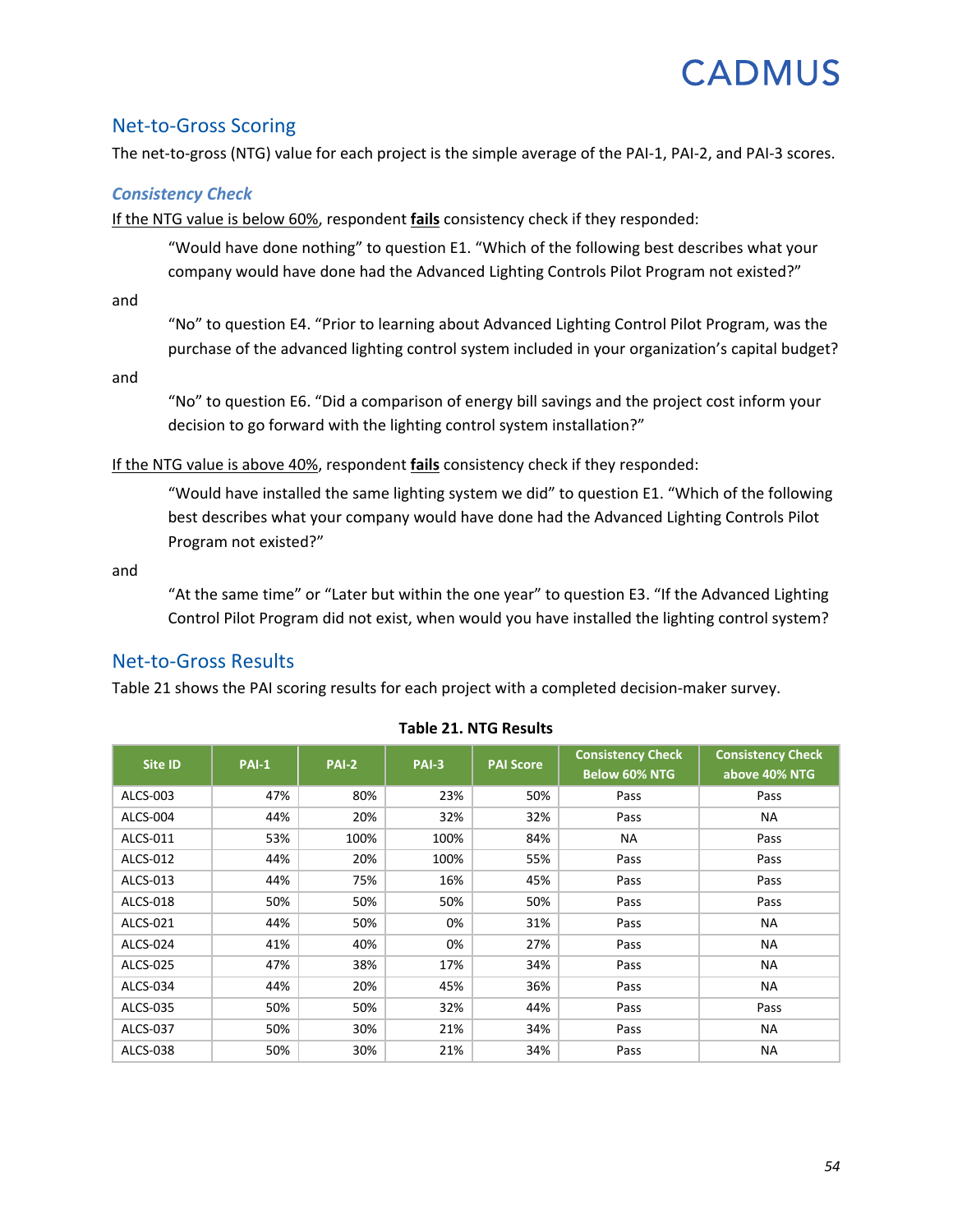## Net-to-Gross Scoring

The net-to-gross (NTG) value for each project is the simple average of the PAI-1, PAI-2, and PAI-3 scores.

### *Consistency Check*

If the NTG value is below 60%, respondent **fails** consistency check if they responded:

> "Would have done nothing" to question E1. "Which of the following best describes what your company would have done had the Advanced Lighting Controls Pilot Program not existed?"

and

> "No" to question E4. "Prior to learning about Advanced Lighting Control Pilot Program, was the purchase of the advanced lighting control system included in your organization's capital budget?

and

> "No" to question E6. "Did a comparison of energy bill savings and the project cost inform your decision to go forward with the lighting control system installation?"

If the NTG value is above 40%, respondent **fails** consistency check if they responded:

> "Would have installed the same lighting system we did" to question E1. "Which of the following best describes what your company would have done had the Advanced Lighting Controls Pilot Program not existed?"

and

> "At the same time" or "Later but within the one year" to question E3. "If the Advanced Lighting Control Pilot Program did not exist, when would you have installed the lighting control system?

## Net-to-Gross Results

Table 21 shows the PAI scoring results for each project with a completed decision-maker survey.

**Table 21. NTG Results**

| Site ID | PAI-1 | PAI-2 | PAI-3 | PAI Score | Consistency Check Below 60% NTG | Consistency Check above 40% NTG |
|---|---|---|---|---|---|---|
| ALCS-003 | 47% | 80% | 23% | 50% | Pass | Pass |
| ALCS-004 | 44% | 20% | 32% | 32% | Pass | NA |
| ALCS-011 | 53% | 100% | 100% | 84% | NA | Pass |
| ALCS-012 | 44% | 20% | 100% | 55% | Pass | Pass |
| ALCS-013 | 44% | 75% | 16% | 45% | Pass | Pass |
| ALCS-018 | 50% | 50% | 50% | 50% | Pass | Pass |
| ALCS-021 | 44% | 50% | 0% | 31% | Pass | NA |
| ALCS-024 | 41% | 40% | 0% | 27% | Pass | NA |
| ALCS-025 | 47% | 38% | 17% | 34% | Pass | NA |
| ALCS-034 | 44% | 20% | 45% | 36% | Pass | NA |
| ALCS-035 | 50% | 50% | 32% | 44% | Pass | Pass |
| ALCS-037 | 50% | 30% | 21% | 34% | Pass | NA |
| ALCS-038 | 50% | 30% | 21% | 34% | Pass | NA |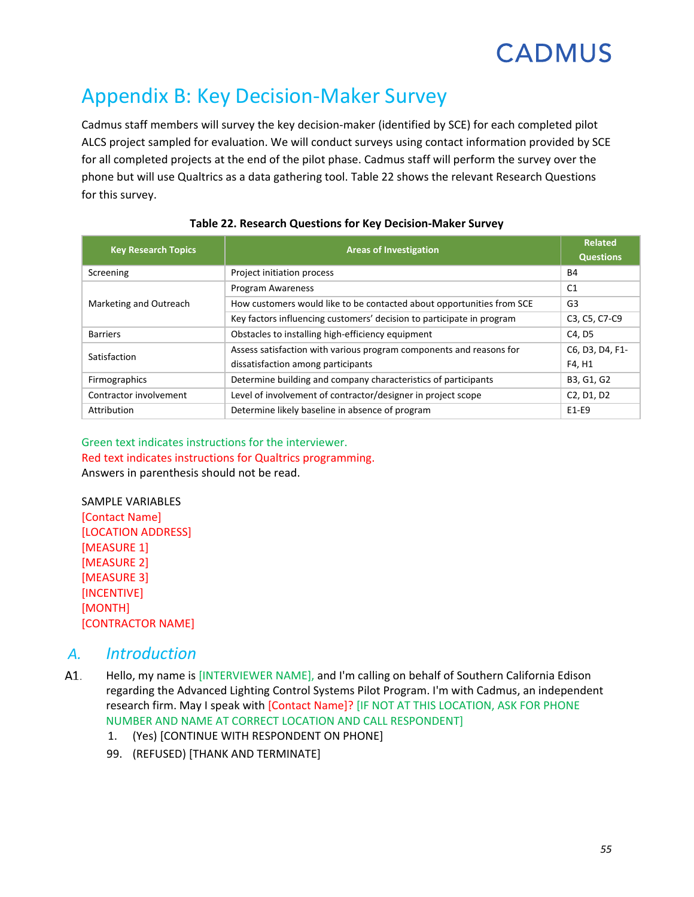# Appendix B: Key Decision-Maker Survey

Cadmus staff members will survey the key decision-maker (identified by SCE) for each completed pilot ALCS project sampled for evaluation. We will conduct surveys using contact information provided by SCE for all completed projects at the end of the pilot phase. Cadmus staff will perform the survey over the phone but will use Qualtrics as a data gathering tool. Table 22 shows the relevant Research Questions for this survey.

**Table 22. Research Questions for Key Decision-Maker Survey**

| Key Research Topics | Areas of Investigation | Related Questions |
|---|---|---|
| Screening | Project initiation process | B4 |
| Marketing and Outreach | Program Awareness | C1 |
| | How customers would like to be contacted about opportunities from SCE | G3 |
| | Key factors influencing customers' decision to participate in program | C3, C5, C7-C9 |
| Barriers | Obstacles to installing high-efficiency equipment | C4, D5 |
| Satisfaction | Assess satisfaction with various program components and reasons for dissatisfaction among participants | C6, D3, D4, F1-F4, H1 |
| Firmographics | Determine building and company characteristics of participants | B3, G1, G2 |
| Contractor involvement | Level of involvement of contractor/designer in project scope | C2, D1, D2 |
| Attribution | Determine likely baseline in absence of program | E1-E9 |

Green text indicates instructions for the interviewer.
Red text indicates instructions for Qualtrics programming.
Answers in parenthesis should not be read.

SAMPLE VARIABLES
[Contact Name]
[LOCATION ADDRESS]
[MEASURE 1]
[MEASURE 2]
[MEASURE 3]
[INCENTIVE]
[MONTH]
[CONTRACTOR NAME]

## A. Introduction

A1. Hello, my name is [INTERVIEWER NAME], and I'm calling on behalf of Southern California Edison regarding the Advanced Lighting Control Systems Pilot Program. I'm with Cadmus, an independent research firm. May I speak with [Contact Name]? [IF NOT AT THIS LOCATION, ASK FOR PHONE NUMBER AND NAME AT CORRECT LOCATION AND CALL RESPONDENT]

1. (Yes) [CONTINUE WITH RESPONDENT ON PHONE]
99. (REFUSED) [THANK AND TERMINATE]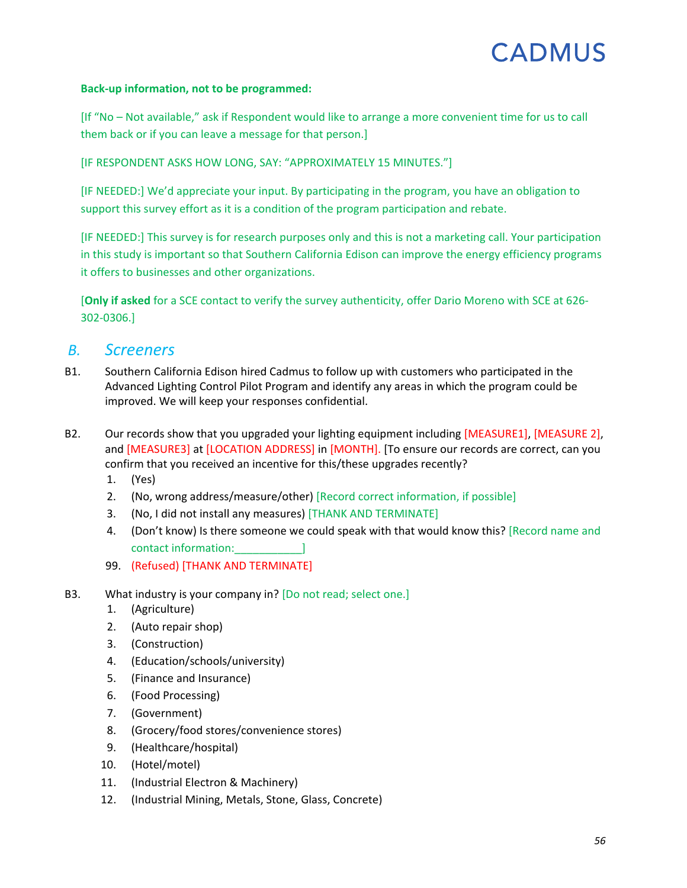**Back-up information, not to be programmed:**

[If "No – Not available," ask if Respondent would like to arrange a more convenient time for us to call them back or if you can leave a message for that person.]

[IF RESPONDENT ASKS HOW LONG, SAY: "APPROXIMATELY 15 MINUTES."]

[IF NEEDED:] We'd appreciate your input. By participating in the program, you have an obligation to support this survey effort as it is a condition of the program participation and rebate.

[IF NEEDED:] This survey is for research purposes only and this is not a marketing call. Your participation in this study is important so that Southern California Edison can improve the energy efficiency programs it offers to businesses and other organizations.

[**Only if asked** for a SCE contact to verify the survey authenticity, offer Dario Moreno with SCE at 626-302-0306.]

## *B. Screeners*

B1. Southern California Edison hired Cadmus to follow up with customers who participated in the Advanced Lighting Control Pilot Program and identify any areas in which the program could be improved. We will keep your responses confidential.

B2. Our records show that you upgraded your lighting equipment including [MEASURE1], [MEASURE 2], and [MEASURE3] at [LOCATION ADDRESS] in [MONTH]. [To ensure our records are correct, can you confirm that you received an incentive for this/these upgrades recently?

1. (Yes)
2. (No, wrong address/measure/other) [Record correct information, if possible]
3. (No, I did not install any measures) [THANK AND TERMINATE]
4. (Don't know) Is there someone we could speak with that would know this? [Record name and contact information:___________]

99. (Refused) [THANK AND TERMINATE]

B3. What industry is your company in? [Do not read; select one.]

1. (Agriculture)
2. (Auto repair shop)
3. (Construction)
4. (Education/schools/university)
5. (Finance and Insurance)
6. (Food Processing)
7. (Government)
8. (Grocery/food stores/convenience stores)
9. (Healthcare/hospital)
10. (Hotel/motel)
11. (Industrial Electron & Machinery)
12. (Industrial Mining, Metals, Stone, Glass, Concrete)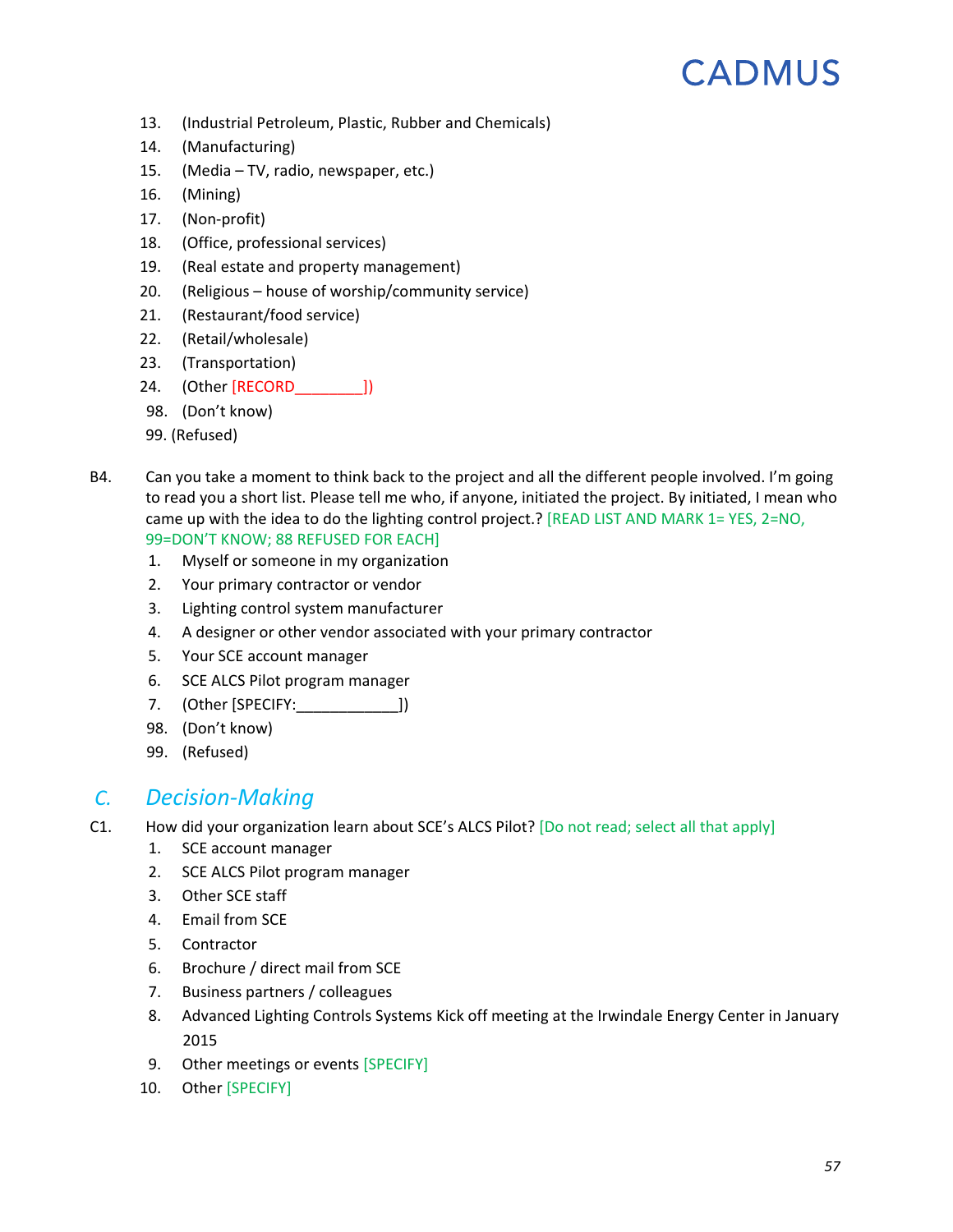13. (Industrial Petroleum, Plastic, Rubber and Chemicals)
14. (Manufacturing)
15. (Media – TV, radio, newspaper, etc.)
16. (Mining)
17. (Non-profit)
18. (Office, professional services)
19. (Real estate and property management)
20. (Religious – house of worship/community service)
21. (Restaurant/food service)
22. (Retail/wholesale)
23. (Transportation)
24. (Other [RECORD________])
98. (Don't know)
99. (Refused)

B4. Can you take a moment to think back to the project and all the different people involved. I'm going to read you a short list. Please tell me who, if anyone, initiated the project. By initiated, I mean who came up with the idea to do the lighting control project.? [READ LIST AND MARK 1= YES, 2=NO, 99=DON'T KNOW; 88 REFUSED FOR EACH]

1. Myself or someone in my organization
2. Your primary contractor or vendor
3. Lighting control system manufacturer
4. A designer or other vendor associated with your primary contractor
5. Your SCE account manager
6. SCE ALCS Pilot program manager
7. (Other [SPECIFY:____________])
98. (Don't know)
99. (Refused)

## C. *Decision-Making*

C1. How did your organization learn about SCE's ALCS Pilot? [Do not read; select all that apply]

1. SCE account manager
2. SCE ALCS Pilot program manager
3. Other SCE staff
4. Email from SCE
5. Contractor
6. Brochure / direct mail from SCE
7. Business partners / colleagues
8. Advanced Lighting Controls Systems Kick off meeting at the Irwindale Energy Center in January 2015
9. Other meetings or events [SPECIFY]
10. Other [SPECIFY]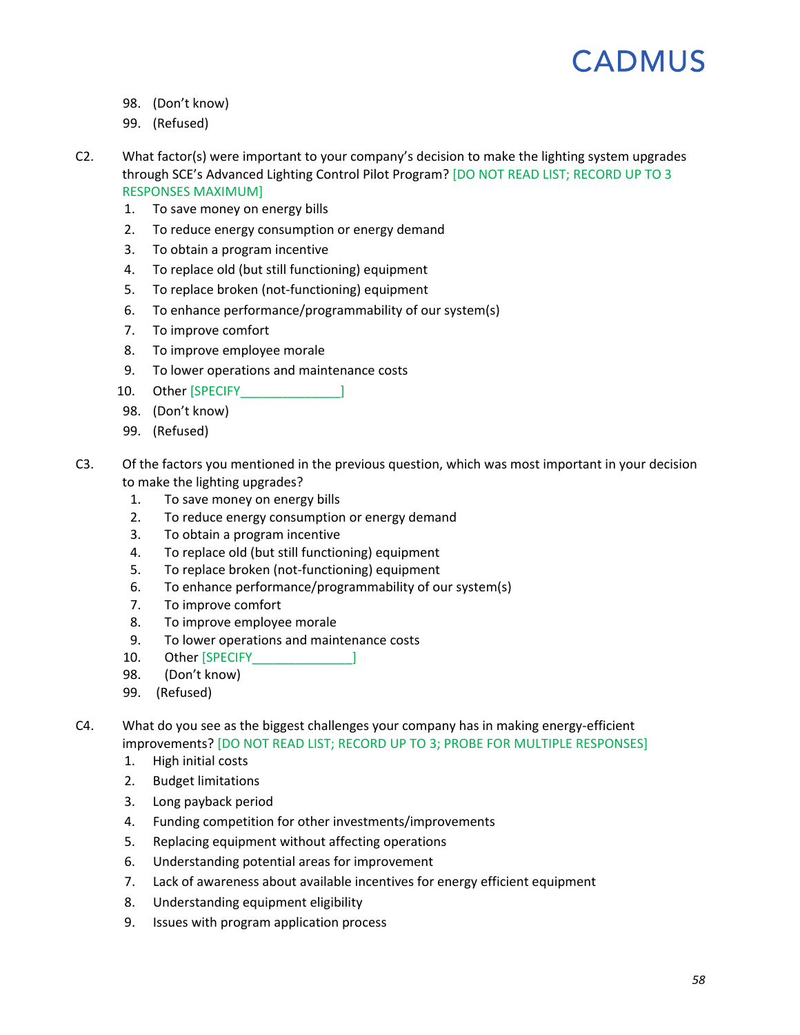98. (Don't know)
99. (Refused)

C2. What factor(s) were important to your company's decision to make the lighting system upgrades through SCE's Advanced Lighting Control Pilot Program? [DO NOT READ LIST; RECORD UP TO 3 RESPONSES MAXIMUM]

1. To save money on energy bills
2. To reduce energy consumption or energy demand
3. To obtain a program incentive
4. To replace old (but still functioning) equipment
5. To replace broken (not-functioning) equipment
6. To enhance performance/programmability of our system(s)
7. To improve comfort
8. To improve employee morale
9. To lower operations and maintenance costs
10. Other [SPECIFY______________]
98. (Don't know)
99. (Refused)

C3. Of the factors you mentioned in the previous question, which was most important in your decision to make the lighting upgrades?

1. To save money on energy bills
2. To reduce energy consumption or energy demand
3. To obtain a program incentive
4. To replace old (but still functioning) equipment
5. To replace broken (not-functioning) equipment
6. To enhance performance/programmability of our system(s)
7. To improve comfort
8. To improve employee morale
9. To lower operations and maintenance costs
10. Other [SPECIFY______________]
98. (Don't know)
99. (Refused)

C4. What do you see as the biggest challenges your company has in making energy-efficient improvements? [DO NOT READ LIST; RECORD UP TO 3; PROBE FOR MULTIPLE RESPONSES]

1. High initial costs
2. Budget limitations
3. Long payback period
4. Funding competition for other investments/improvements
5. Replacing equipment without affecting operations
6. Understanding potential areas for improvement
7. Lack of awareness about available incentives for energy efficient equipment
8. Understanding equipment eligibility
9. Issues with program application process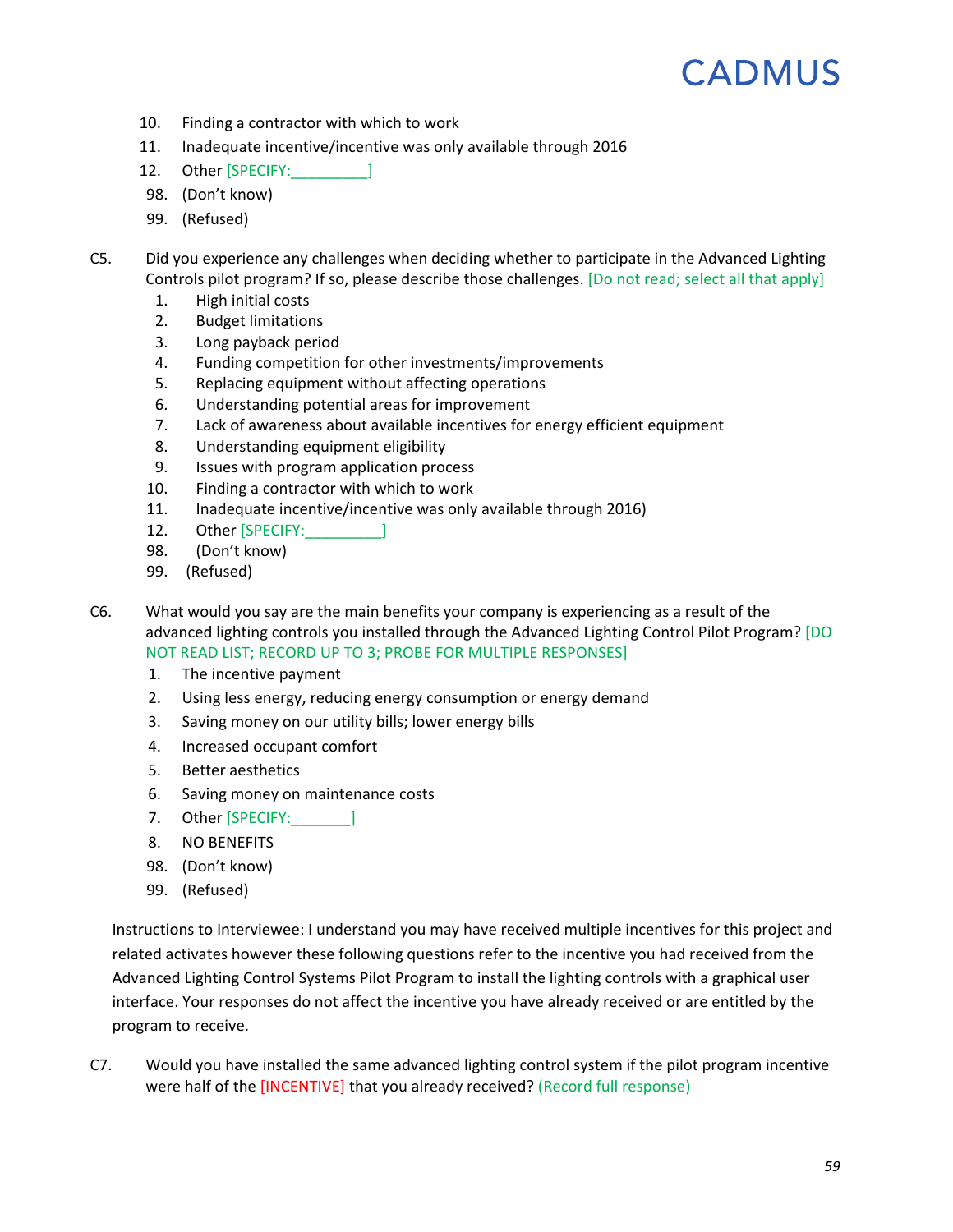10. Finding a contractor with which to work
11. Inadequate incentive/incentive was only available through 2016
12. Other [SPECIFY:_________]
98. (Don't know)
99. (Refused)

C5. Did you experience any challenges when deciding whether to participate in the Advanced Lighting Controls pilot program? If so, please describe those challenges. [Do not read; select all that apply]

1. High initial costs
2. Budget limitations
3. Long payback period
4. Funding competition for other investments/improvements
5. Replacing equipment without affecting operations
6. Understanding potential areas for improvement
7. Lack of awareness about available incentives for energy efficient equipment
8. Understanding equipment eligibility
9. Issues with program application process
10. Finding a contractor with which to work
11. Inadequate incentive/incentive was only available through 2016)
12. Other [SPECIFY:_________]
98. (Don't know)
99. (Refused)

C6. What would you say are the main benefits your company is experiencing as a result of the advanced lighting controls you installed through the Advanced Lighting Control Pilot Program? [DO NOT READ LIST; RECORD UP TO 3; PROBE FOR MULTIPLE RESPONSES]

1. The incentive payment
2. Using less energy, reducing energy consumption or energy demand
3. Saving money on our utility bills; lower energy bills
4. Increased occupant comfort
5. Better aesthetics
6. Saving money on maintenance costs
7. Other [SPECIFY:_______]
8. NO BENEFITS
98. (Don't know)
99. (Refused)

Instructions to Interviewee: I understand you may have received multiple incentives for this project and related activates however these following questions refer to the incentive you had received from the Advanced Lighting Control Systems Pilot Program to install the lighting controls with a graphical user interface. Your responses do not affect the incentive you have already received or are entitled by the program to receive.

C7. Would you have installed the same advanced lighting control system if the pilot program incentive were half of the [INCENTIVE] that you already received? (Record full response)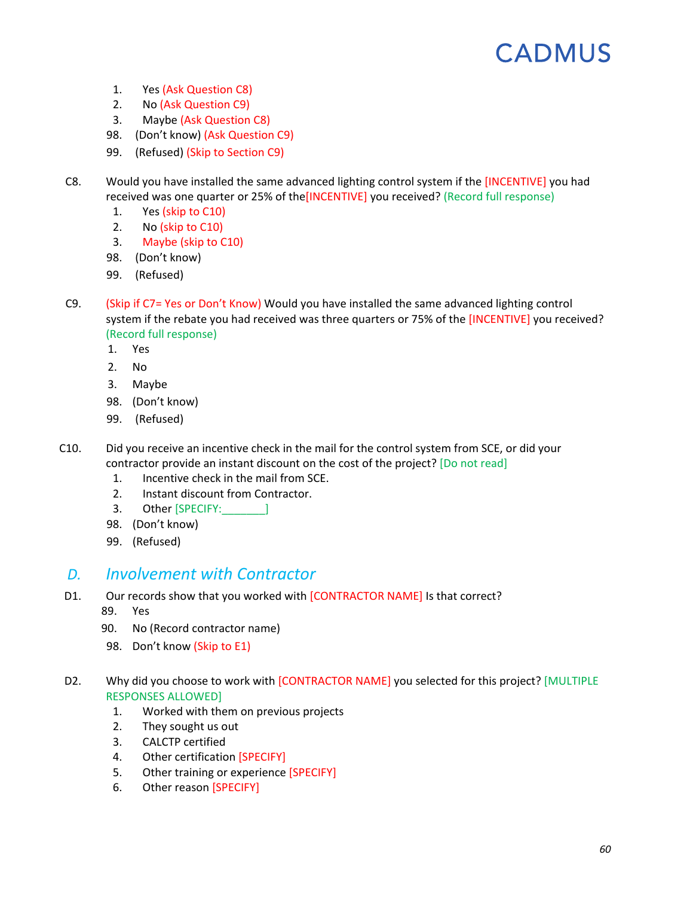1. Yes (Ask Question C8)
2. No (Ask Question C9)
3. Maybe (Ask Question C8)
98. (Don't know) (Ask Question C9)
99. (Refused) (Skip to Section C9)

C8. Would you have installed the same advanced lighting control system if the [INCENTIVE] you had received was one quarter or 25% of the[INCENTIVE] you received? (Record full response)

1. Yes (skip to C10)
2. No (skip to C10)
3. Maybe (skip to C10)
98. (Don't know)
99. (Refused)

C9. (Skip if C7= Yes or Don't Know) Would you have installed the same advanced lighting control system if the rebate you had received was three quarters or 75% of the [INCENTIVE] you received? (Record full response)

1. Yes
2. No
3. Maybe
98. (Don't know)
99. (Refused)

C10. Did you receive an incentive check in the mail for the control system from SCE, or did your contractor provide an instant discount on the cost of the project? [Do not read]

1. Incentive check in the mail from SCE.
2. Instant discount from Contractor.
3. Other [SPECIFY:_______]
98. (Don't know)
99. (Refused)

## *D. Involvement with Contractor*

D1. Our records show that you worked with [CONTRACTOR NAME] Is that correct?

89. Yes
90. No (Record contractor name)
98. Don't know (Skip to E1)

D2. Why did you choose to work with [CONTRACTOR NAME] you selected for this project? [MULTIPLE RESPONSES ALLOWED]

1. Worked with them on previous projects
2. They sought us out
3. CALCTP certified
4. Other certification [SPECIFY]
5. Other training or experience [SPECIFY]
6. Other reason [SPECIFY]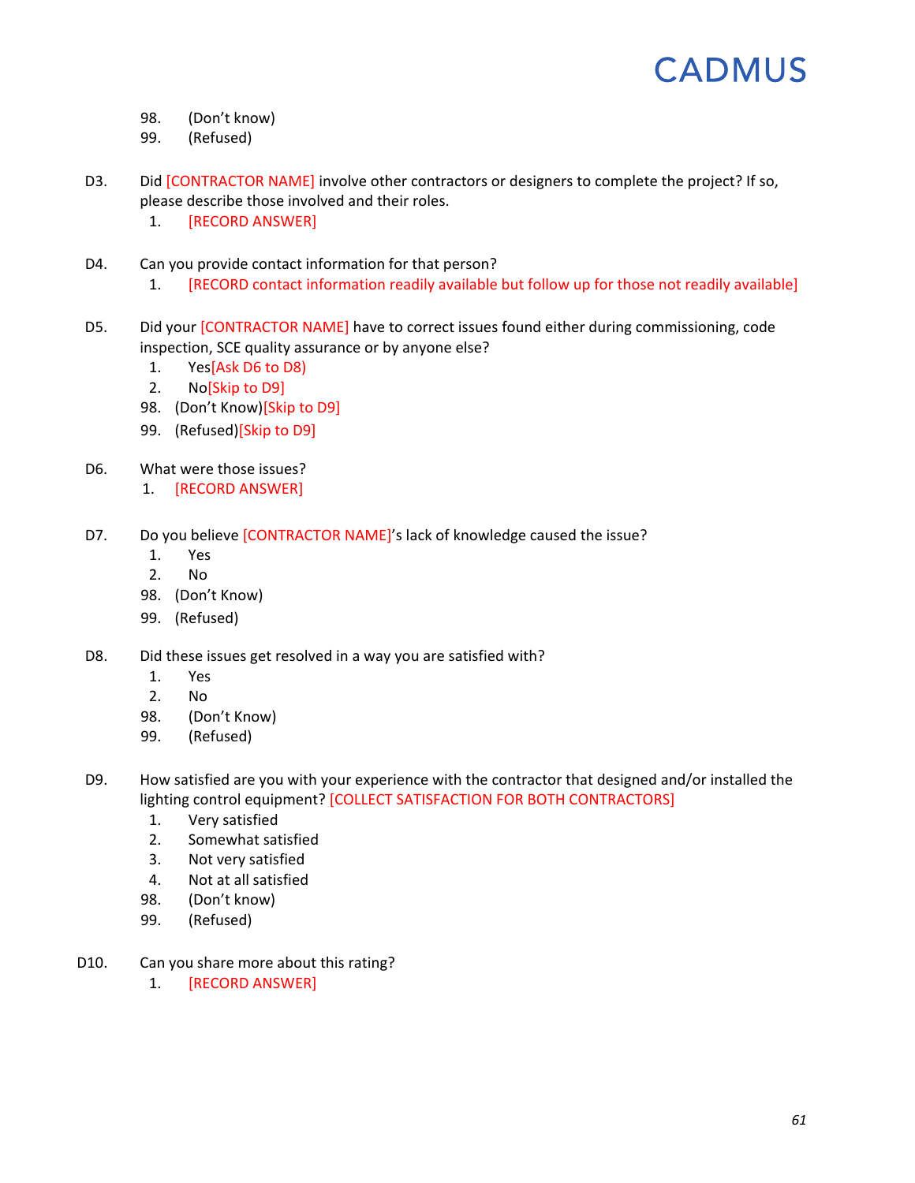98. (Don't know)
99. (Refused)

D3. Did [CONTRACTOR NAME] involve other contractors or designers to complete the project? If so, please describe those involved and their roles.
1. [RECORD ANSWER]

D4. Can you provide contact information for that person?
1. [RECORD contact information readily available but follow up for those not readily available]

D5. Did your [CONTRACTOR NAME] have to correct issues found either during commissioning, code inspection, SCE quality assurance or by anyone else?
1. Yes[Ask D6 to D8]
2. No[Skip to D9]
98. (Don't Know)[Skip to D9]
99. (Refused)[Skip to D9]

D6. What were those issues?
1. [RECORD ANSWER]

D7. Do you believe [CONTRACTOR NAME]'s lack of knowledge caused the issue?
1. Yes
2. No
98. (Don't Know)
99. (Refused)

D8. Did these issues get resolved in a way you are satisfied with?
1. Yes
2. No
98. (Don't Know)
99. (Refused)

D9. How satisfied are you with your experience with the contractor that designed and/or installed the lighting control equipment? [COLLECT SATISFACTION FOR BOTH CONTRACTORS]
1. Very satisfied
2. Somewhat satisfied
3. Not very satisfied
4. Not at all satisfied
98. (Don't know)
99. (Refused)

D10. Can you share more about this rating?
1. [RECORD ANSWER]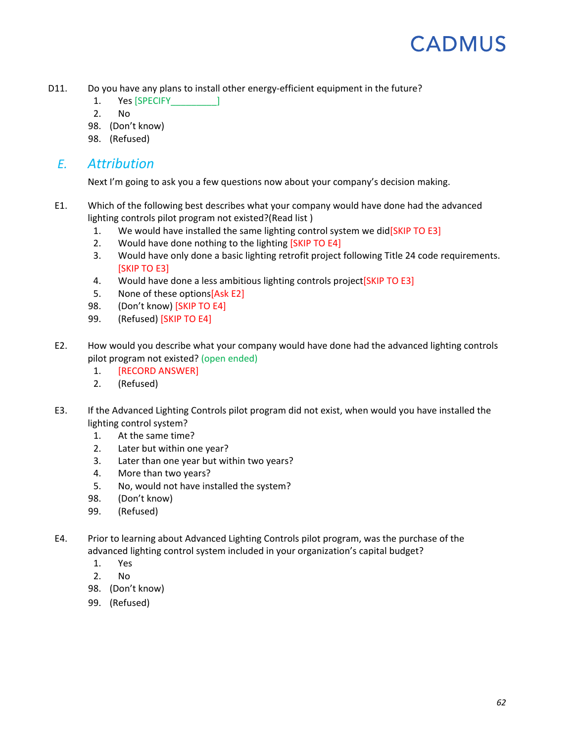D11. Do you have any plans to install other energy-efficient equipment in the future?

1. Yes [SPECIFY_________]
2. No

98. (Don't know)
98. (Refused)

## E. *Attribution*

Next I'm going to ask you a few questions now about your company's decision making.

E1. Which of the following best describes what your company would have done had the advanced lighting controls pilot program not existed?(Read list )

1. We would have installed the same lighting control system we did[SKIP TO E3]
2. Would have done nothing to the lighting [SKIP TO E4]
3. Would have only done a basic lighting retrofit project following Title 24 code requirements. [SKIP TO E3]
4. Would have done a less ambitious lighting controls project[SKIP TO E3]
5. None of these options[Ask E2]

98. (Don't know) [SKIP TO E4]
99. (Refused) [SKIP TO E4]

E2. How would you describe what your company would have done had the advanced lighting controls pilot program not existed? (open ended)

1. [RECORD ANSWER]
2. (Refused)

E3. If the Advanced Lighting Controls pilot program did not exist, when would you have installed the lighting control system?

1. At the same time?
2. Later but within one year?
3. Later than one year but within two years?
4. More than two years?
5. No, would not have installed the system?

98. (Don't know)
99. (Refused)

E4. Prior to learning about Advanced Lighting Controls pilot program, was the purchase of the advanced lighting control system included in your organization's capital budget?

1. Yes
2. No

98. (Don't know)
99. (Refused)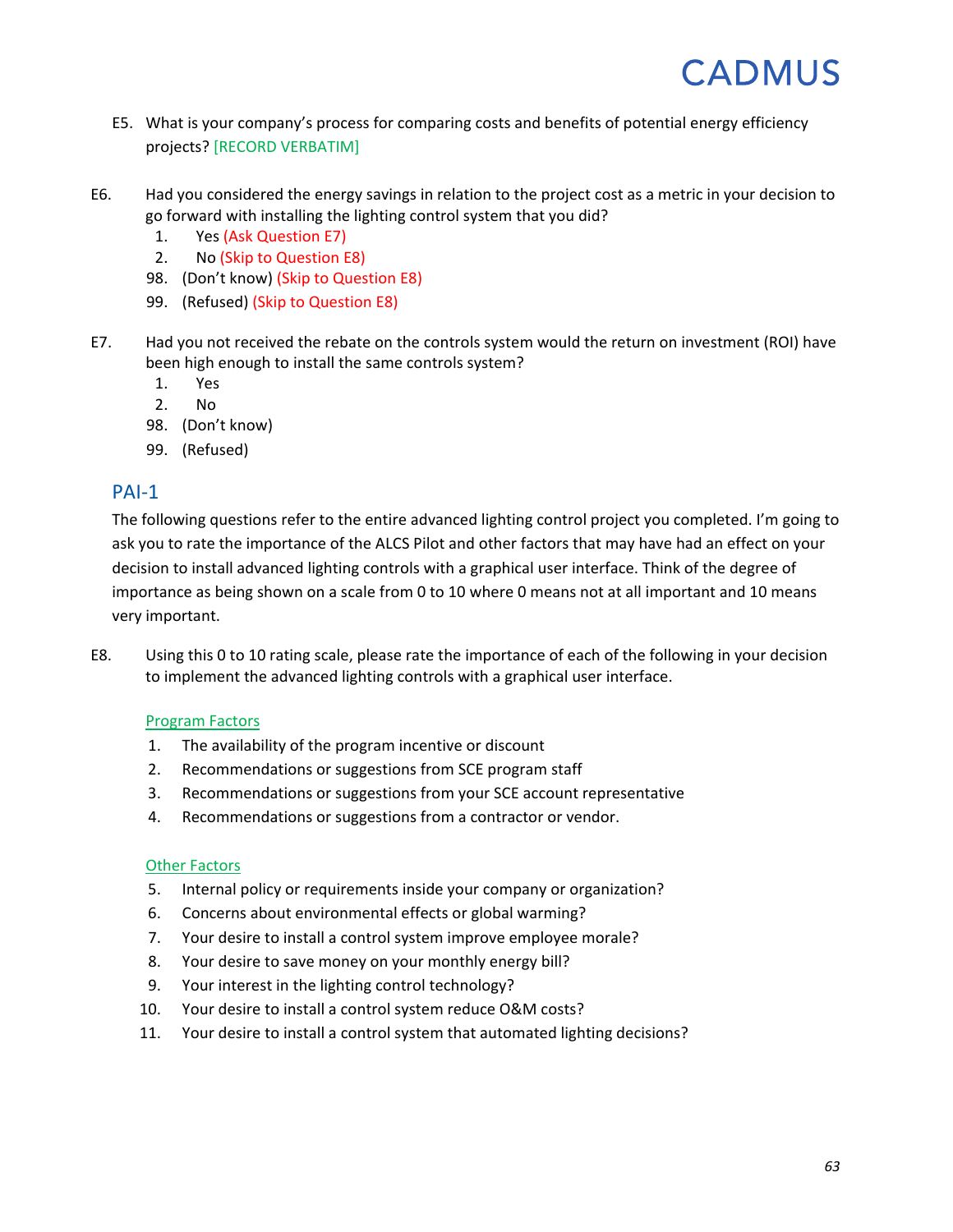E5. What is your company's process for comparing costs and benefits of potential energy efficiency projects? [RECORD VERBATIM]

E6. Had you considered the energy savings in relation to the project cost as a metric in your decision to go forward with installing the lighting control system that you did?

1. Yes (Ask Question E7)
2. No (Skip to Question E8)
98. (Don't know) (Skip to Question E8)
99. (Refused) (Skip to Question E8)

E7. Had you not received the rebate on the controls system would the return on investment (ROI) have been high enough to install the same controls system?

1. Yes
2. No
98. (Don't know)
99. (Refused)

## PAI-1

The following questions refer to the entire advanced lighting control project you completed. I'm going to ask you to rate the importance of the ALCS Pilot and other factors that may have had an effect on your decision to install advanced lighting controls with a graphical user interface. Think of the degree of importance as being shown on a scale from 0 to 10 where 0 means not at all important and 10 means very important.

E8. Using this 0 to 10 rating scale, please rate the importance of each of the following in your decision to implement the advanced lighting controls with a graphical user interface.

Program Factors

1. The availability of the program incentive or discount
2. Recommendations or suggestions from SCE program staff
3. Recommendations or suggestions from your SCE account representative
4. Recommendations or suggestions from a contractor or vendor.

Other Factors

5. Internal policy or requirements inside your company or organization?
6. Concerns about environmental effects or global warming?
7. Your desire to install a control system improve employee morale?
8. Your desire to save money on your monthly energy bill?
9. Your interest in the lighting control technology?
10. Your desire to install a control system reduce O&M costs?
11. Your desire to install a control system that automated lighting decisions?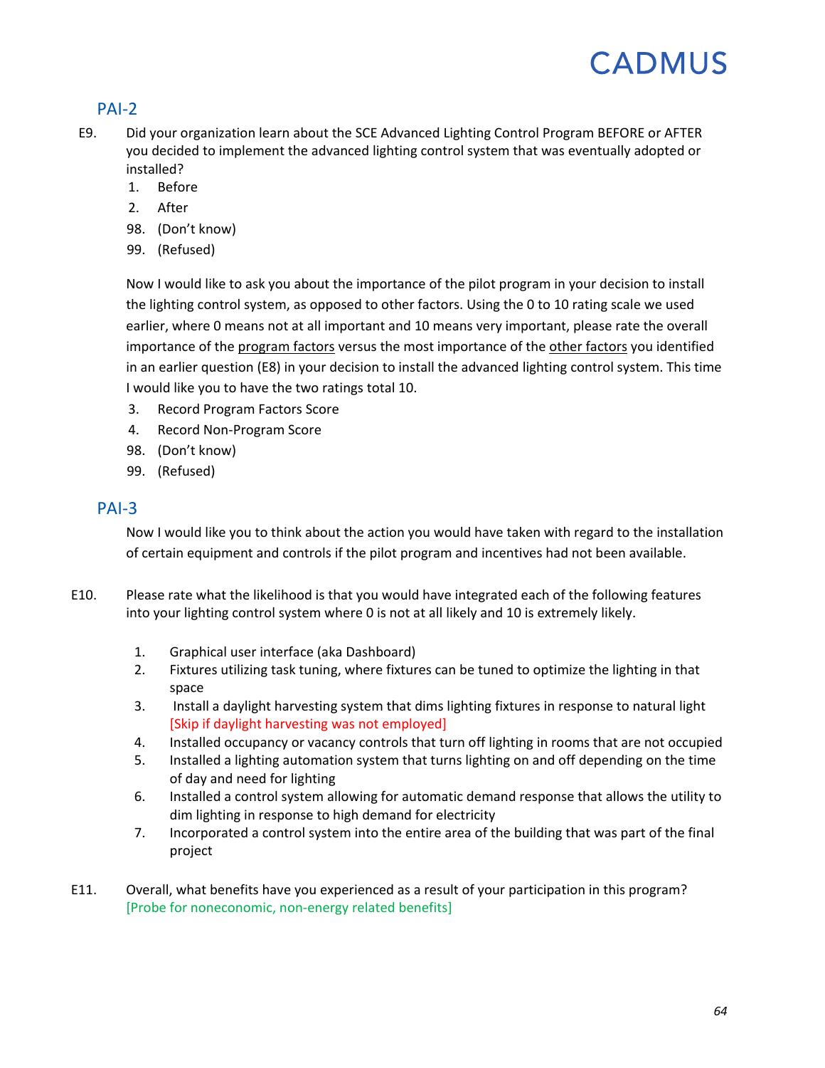## PAI-2

E9. Did your organization learn about the SCE Advanced Lighting Control Program BEFORE or AFTER you decided to implement the advanced lighting control system that was eventually adopted or installed?

1. Before
2. After

98. (Don't know)
99. (Refused)

Now I would like to ask you about the importance of the pilot program in your decision to install the lighting control system, as opposed to other factors. Using the 0 to 10 rating scale we used earlier, where 0 means not at all important and 10 means very important, please rate the overall importance of the <u>program factors</u> versus the most importance of the <u>other factors</u> you identified in an earlier question (E8) in your decision to install the advanced lighting control system. This time I would like you to have the two ratings total 10.

3. Record Program Factors Score
4. Record Non-Program Score

98. (Don't know)
99. (Refused)

## PAI-3

Now I would like you to think about the action you would have taken with regard to the installation of certain equipment and controls if the pilot program and incentives had not been available.

E10. Please rate what the likelihood is that you would have integrated each of the following features into your lighting control system where 0 is not at all likely and 10 is extremely likely.

1. Graphical user interface (aka Dashboard)
2. Fixtures utilizing task tuning, where fixtures can be tuned to optimize the lighting in that space
3. Install a daylight harvesting system that dims lighting fixtures in response to natural light [Skip if daylight harvesting was not employed]
4. Installed occupancy or vacancy controls that turn off lighting in rooms that are not occupied
5. Installed a lighting automation system that turns lighting on and off depending on the time of day and need for lighting
6. Installed a control system allowing for automatic demand response that allows the utility to dim lighting in response to high demand for electricity
7. Incorporated a control system into the entire area of the building that was part of the final project

E11. Overall, what benefits have you experienced as a result of your participation in this program? [Probe for noneconomic, non-energy related benefits]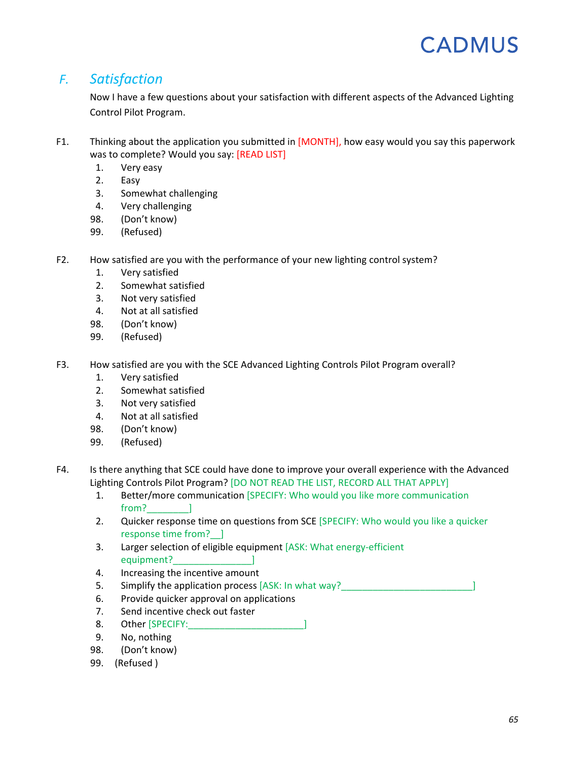## *F. Satisfaction*

Now I have a few questions about your satisfaction with different aspects of the Advanced Lighting Control Pilot Program.

F1. Thinking about the application you submitted in [MONTH], how easy would you say this paperwork was to complete? Would you say: [READ LIST]

1. Very easy
2. Easy
3. Somewhat challenging
4. Very challenging

98. (Don't know)
99. (Refused)

F2. How satisfied are you with the performance of your new lighting control system?

1. Very satisfied
2. Somewhat satisfied
3. Not very satisfied
4. Not at all satisfied

98. (Don't know)
99. (Refused)

F3. How satisfied are you with the SCE Advanced Lighting Controls Pilot Program overall?

1. Very satisfied
2. Somewhat satisfied
3. Not very satisfied
4. Not at all satisfied

98. (Don't know)
99. (Refused)

F4. Is there anything that SCE could have done to improve your overall experience with the Advanced Lighting Controls Pilot Program? [DO NOT READ THE LIST, RECORD ALL THAT APPLY]

1. Better/more communication [SPECIFY: Who would you like more communication from?________]
2. Quicker response time on questions from SCE [SPECIFY: Who would you like a quicker response time from?__]
3. Larger selection of eligible equipment [ASK: What energy-efficient equipment?_______________]
4. Increasing the incentive amount
5. Simplify the application process [ASK: In what way?_________________________]
6. Provide quicker approval on applications
7. Send incentive check out faster
8. Other [SPECIFY:______________________]
9. No, nothing

98. (Don't know)
99. (Refused )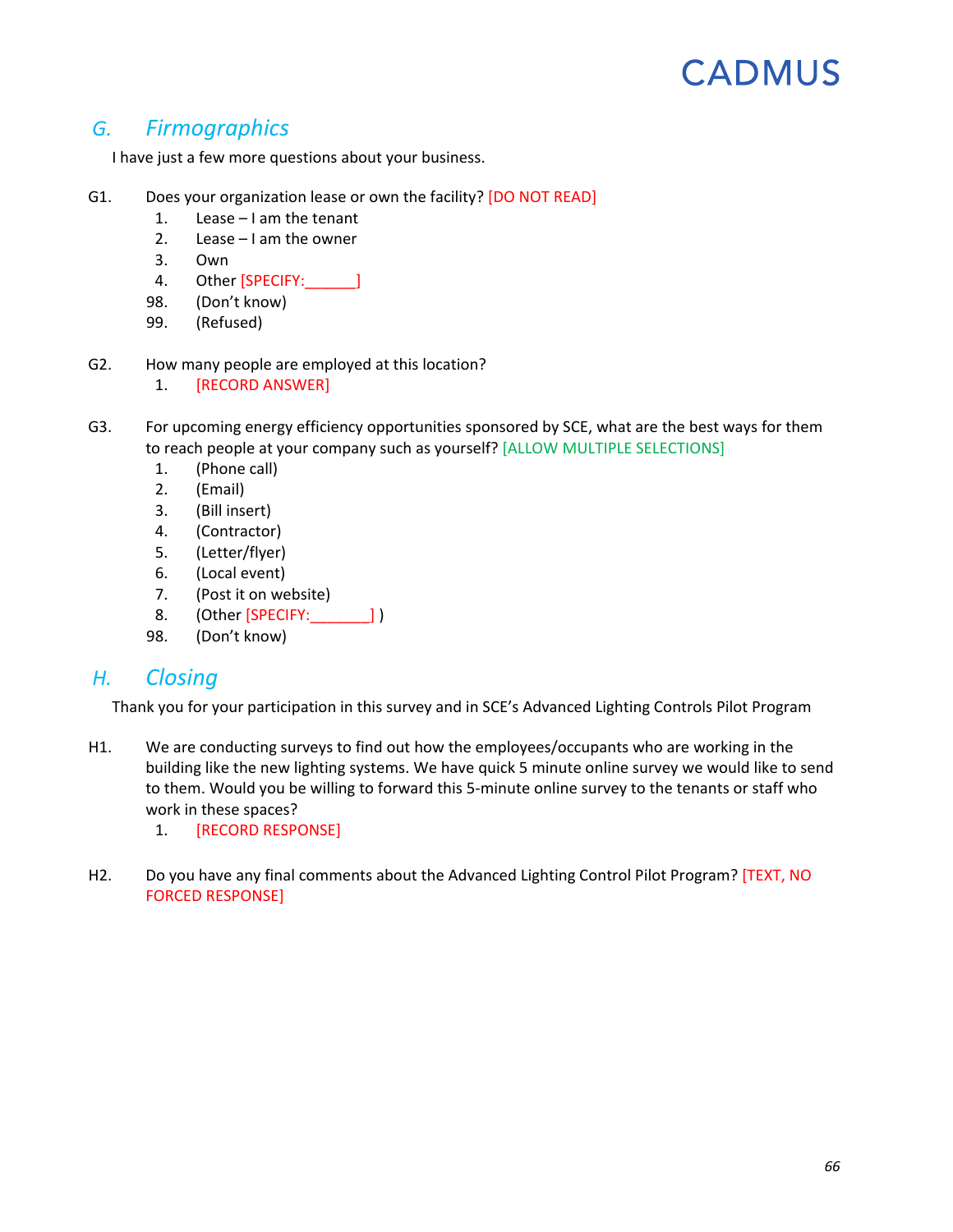## G. Firmographics

I have just a few more questions about your business.

G1. Does your organization lease or own the facility? [DO NOT READ]
1. Lease – I am the tenant
2. Lease – I am the owner
3. Own
4. Other [SPECIFY:______]
98. (Don't know)
99. (Refused)

G2. How many people are employed at this location?
1. [RECORD ANSWER]

G3. For upcoming energy efficiency opportunities sponsored by SCE, what are the best ways for them to reach people at your company such as yourself? [ALLOW MULTIPLE SELECTIONS]
1. (Phone call)
2. (Email)
3. (Bill insert)
4. (Contractor)
5. (Letter/flyer)
6. (Local event)
7. (Post it on website)
8. (Other [SPECIFY:_______] )
98. (Don't know)

## H. Closing

Thank you for your participation in this survey and in SCE's Advanced Lighting Controls Pilot Program

H1. We are conducting surveys to find out how the employees/occupants who are working in the building like the new lighting systems. We have quick 5 minute online survey we would like to send to them. Would you be willing to forward this 5-minute online survey to the tenants or staff who work in these spaces?
1. [RECORD RESPONSE]

H2. Do you have any final comments about the Advanced Lighting Control Pilot Program? [TEXT, NO FORCED RESPONSE]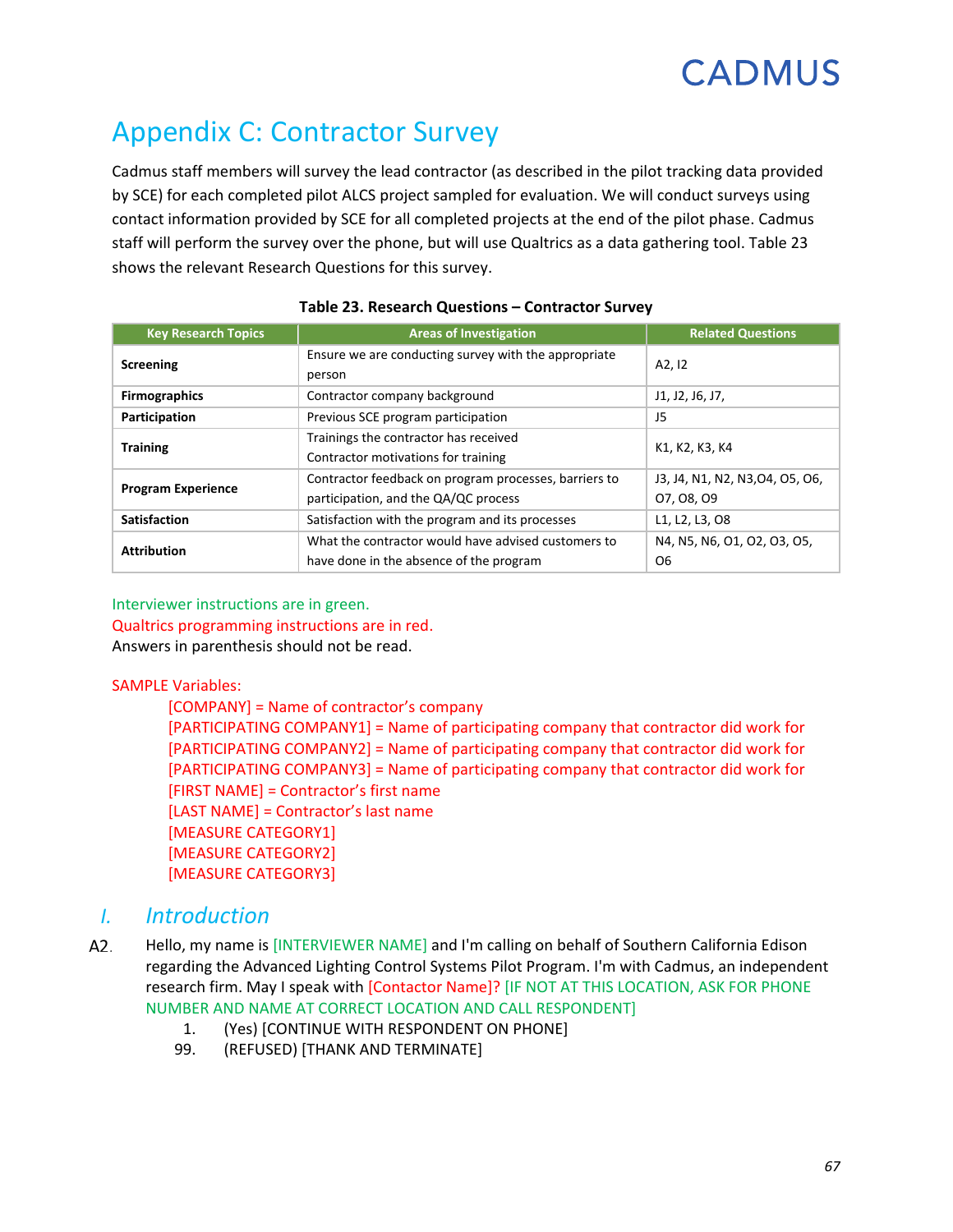# Appendix C: Contractor Survey

Cadmus staff members will survey the lead contractor (as described in the pilot tracking data provided by SCE) for each completed pilot ALCS project sampled for evaluation. We will conduct surveys using contact information provided by SCE for all completed projects at the end of the pilot phase. Cadmus staff will perform the survey over the phone, but will use Qualtrics as a data gathering tool. Table 23 shows the relevant Research Questions for this survey.

**Table 23. Research Questions – Contractor Survey**

| Key Research Topics | Areas of Investigation | Related Questions |
|---|---|---|
| **Screening** | Ensure we are conducting survey with the appropriate person | A2, I2 |
| **Firmographics** | Contractor company background | J1, J2, J6, J7, |
| **Participation** | Previous SCE program participation | J5 |
| **Training** | Trainings the contractor has received<br>Contractor motivations for training | K1, K2, K3, K4 |
| **Program Experience** | Contractor feedback on program processes, barriers to participation, and the QA/QC process | J3, J4, N1, N2, N3,O4, O5, O6, O7, O8, O9 |
| **Satisfaction** | Satisfaction with the program and its processes | L1, L2, L3, O8 |
| **Attribution** | What the contractor would have advised customers to have done in the absence of the program | N4, N5, N6, O1, O2, O3, O5, O6 |

Interviewer instructions are in green.
Qualtrics programming instructions are in red.
Answers in parenthesis should not be read.

SAMPLE Variables:

[COMPANY] = Name of contractor's company
[PARTICIPATING COMPANY1] = Name of participating company that contractor did work for
[PARTICIPATING COMPANY2] = Name of participating company that contractor did work for
[PARTICIPATING COMPANY3] = Name of participating company that contractor did work for
[FIRST NAME] = Contractor's first name
[LAST NAME] = Contractor's last name
[MEASURE CATEGORY1]
[MEASURE CATEGORY2]
[MEASURE CATEGORY3]

## I. *Introduction*

A2. Hello, my name is [INTERVIEWER NAME] and I'm calling on behalf of Southern California Edison regarding the Advanced Lighting Control Systems Pilot Program. I'm with Cadmus, an independent research firm. May I speak with [Contactor Name]? [IF NOT AT THIS LOCATION, ASK FOR PHONE NUMBER AND NAME AT CORRECT LOCATION AND CALL RESPONDENT]

1. (Yes) [CONTINUE WITH RESPONDENT ON PHONE]
99. (REFUSED) [THANK AND TERMINATE]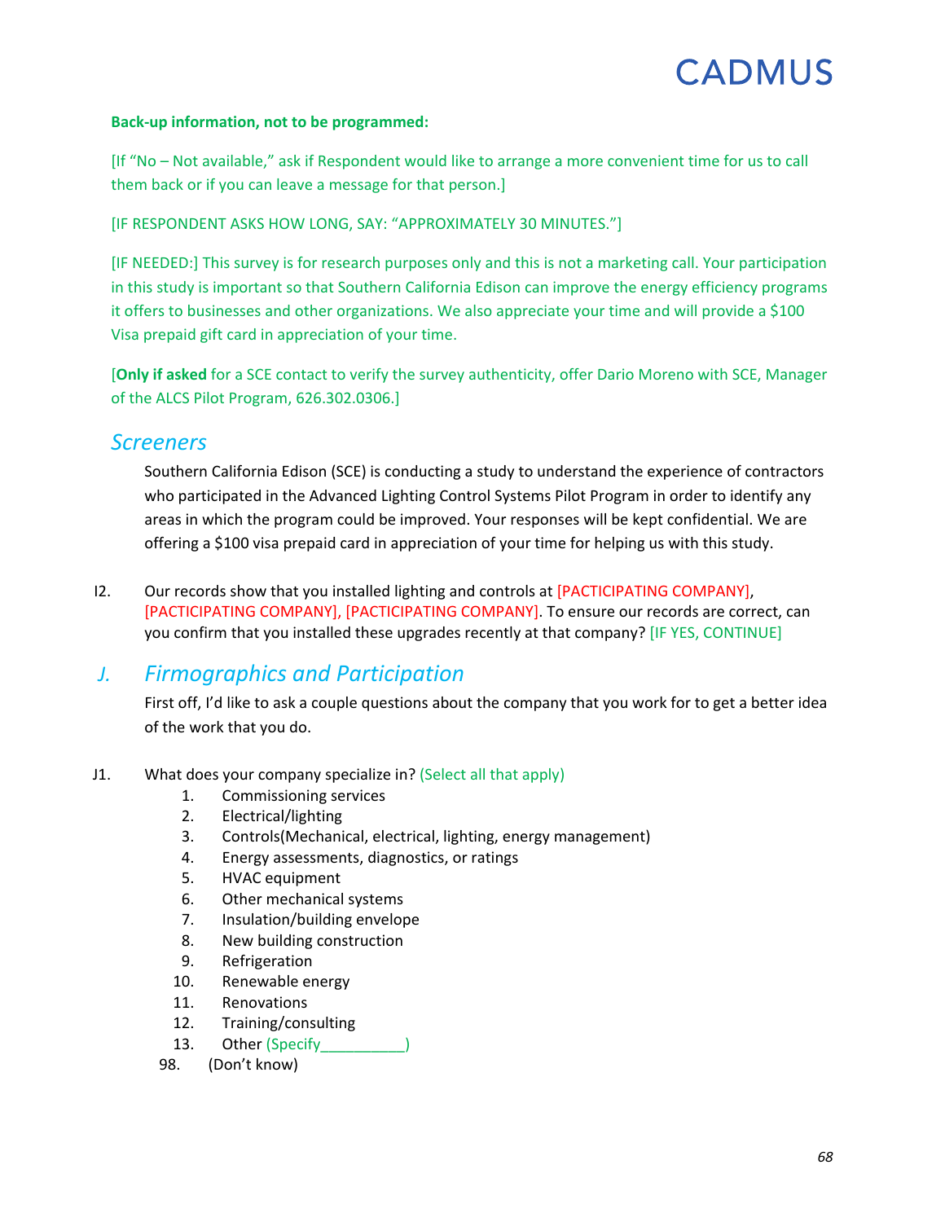**Back-up information, not to be programmed:**

[If "No – Not available," ask if Respondent would like to arrange a more convenient time for us to call them back or if you can leave a message for that person.]

[IF RESPONDENT ASKS HOW LONG, SAY: "APPROXIMATELY 30 MINUTES."]

[IF NEEDED:] This survey is for research purposes only and this is not a marketing call. Your participation in this study is important so that Southern California Edison can improve the energy efficiency programs it offers to businesses and other organizations. We also appreciate your time and will provide a $100 Visa prepaid gift card in appreciation of your time.

[**Only if asked** for a SCE contact to verify the survey authenticity, offer Dario Moreno with SCE, Manager of the ALCS Pilot Program, 626.302.0306.]

## *Screeners*

Southern California Edison (SCE) is conducting a study to understand the experience of contractors who participated in the Advanced Lighting Control Systems Pilot Program in order to identify any areas in which the program could be improved. Your responses will be kept confidential. We are offering a $100 visa prepaid card in appreciation of your time for helping us with this study.

I2. Our records show that you installed lighting and controls at [PACTICIPATING COMPANY], [PACTICIPATING COMPANY], [PACTICIPATING COMPANY]. To ensure our records are correct, can you confirm that you installed these upgrades recently at that company? [IF YES, CONTINUE]

## *J. Firmographics and Participation*

First off, I'd like to ask a couple questions about the company that you work for to get a better idea of the work that you do.

J1. What does your company specialize in? (Select all that apply)

1. Commissioning services
2. Electrical/lighting
3. Controls(Mechanical, electrical, lighting, energy management)
4. Energy assessments, diagnostics, or ratings
5. HVAC equipment
6. Other mechanical systems
7. Insulation/building envelope
8. New building construction
9. Refrigeration
10. Renewable energy
11. Renovations
12. Training/consulting
13. Other (Specify__________)

98. (Don't know)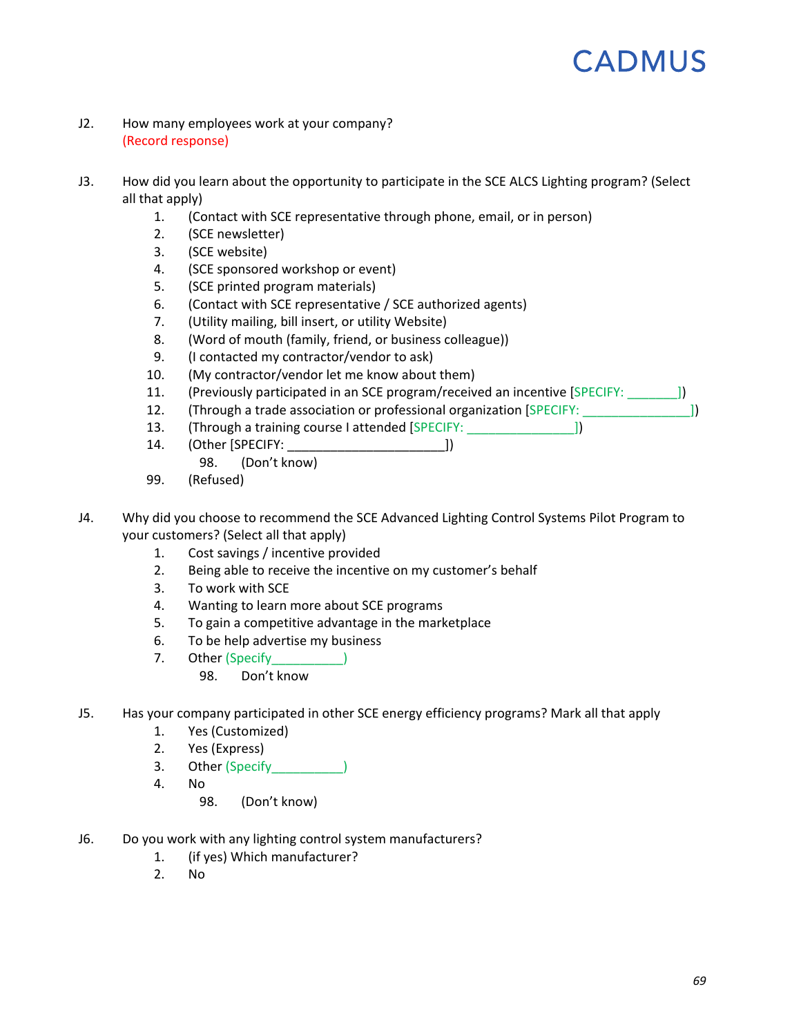J2. How many employees work at your company?
(Record response)

J3. How did you learn about the opportunity to participate in the SCE ALCS Lighting program? (Select all that apply)

1. (Contact with SCE representative through phone, email, or in person)
2. (SCE newsletter)
3. (SCE website)
4. (SCE sponsored workshop or event)
5. (SCE printed program materials)
6. (Contact with SCE representative / SCE authorized agents)
7. (Utility mailing, bill insert, or utility Website)
8. (Word of mouth (family, friend, or business colleague))
9. (I contacted my contractor/vendor to ask)
10. (My contractor/vendor let me know about them)
11. (Previously participated in an SCE program/received an incentive [SPECIFY: _______])
12. (Through a trade association or professional organization [SPECIFY: _______________])
13. (Through a training course I attended [SPECIFY: _______________])
14. (Other [SPECIFY: _____________________])

    98. (Don't know)

99. (Refused)

J4. Why did you choose to recommend the SCE Advanced Lighting Control Systems Pilot Program to your customers? (Select all that apply)

1. Cost savings / incentive provided
2. Being able to receive the incentive on my customer's behalf
3. To work with SCE
4. Wanting to learn more about SCE programs
5. To gain a competitive advantage in the marketplace
6. To be help advertise my business
7. Other (Specify__________)

    98. Don't know

J5. Has your company participated in other SCE energy efficiency programs? Mark all that apply

1. Yes (Customized)
2. Yes (Express)
3. Other (Specify__________)
4. No

    98. (Don't know)

J6. Do you work with any lighting control system manufacturers?

1. (if yes) Which manufacturer?
2. No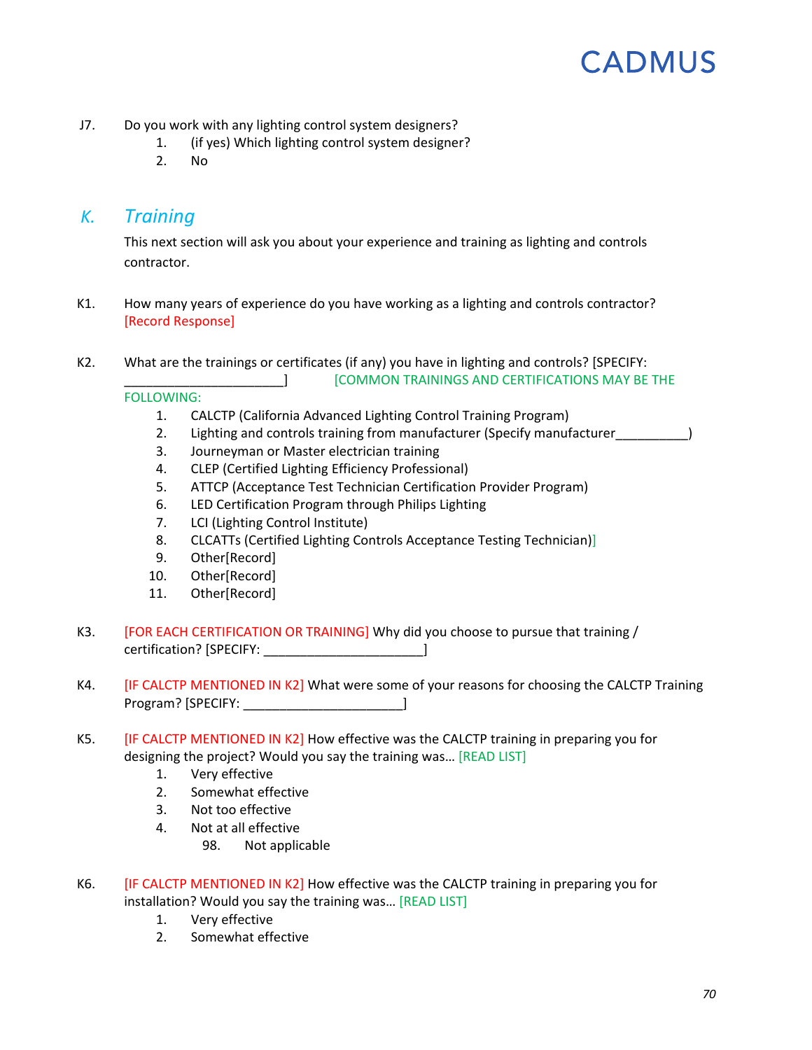J7. Do you work with any lighting control system designers?

1. (if yes) Which lighting control system designer?
2. No

## K. *Training*

This next section will ask you about your experience and training as lighting and controls contractor.

K1. How many years of experience do you have working as a lighting and controls contractor? [Record Response]

K2. What are the trainings or certificates (if any) you have in lighting and controls? [SPECIFY: ______________________] [COMMON TRAININGS AND CERTIFICATIONS MAY BE THE FOLLOWING:

1. CALCTP (California Advanced Lighting Control Training Program)
2. Lighting and controls training from manufacturer (Specify manufacturer__________)
3. Journeyman or Master electrician training
4. CLEP (Certified Lighting Efficiency Professional)
5. ATTCP (Acceptance Test Technician Certification Provider Program)
6. LED Certification Program through Philips Lighting
7. LCI (Lighting Control Institute)
8. CLCATTs (Certified Lighting Controls Acceptance Testing Technician)]
9. Other[Record]
10. Other[Record]
11. Other[Record]

K3. [FOR EACH CERTIFICATION OR TRAINING] Why did you choose to pursue that training / certification? [SPECIFY: ______________________]

K4. [IF CALCTP MENTIONED IN K2] What were some of your reasons for choosing the CALCTP Training Program? [SPECIFY: ______________________]

K5. [IF CALCTP MENTIONED IN K2] How effective was the CALCTP training in preparing you for designing the project? Would you say the training was… [READ LIST]

1. Very effective
2. Somewhat effective
3. Not too effective
4. Not at all effective

98. Not applicable

K6. [IF CALCTP MENTIONED IN K2] How effective was the CALCTP training in preparing you for installation? Would you say the training was… [READ LIST]

1. Very effective
2. Somewhat effective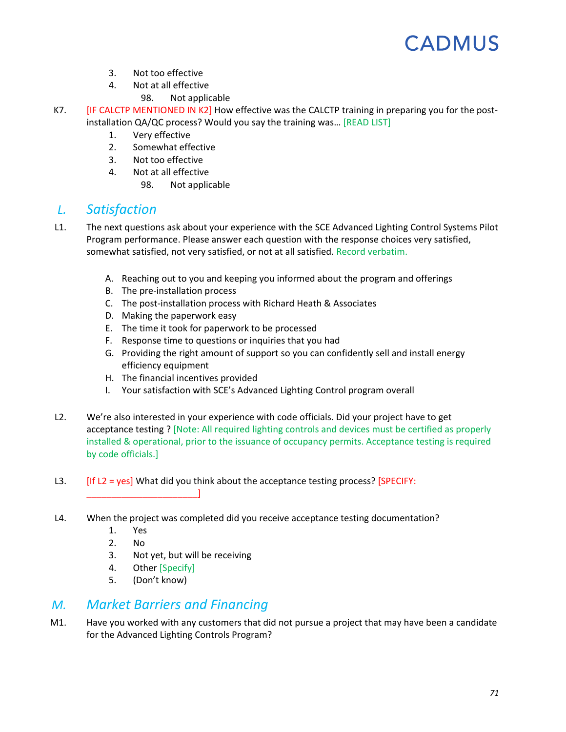3. Not too effective
4. Not at all effective

    98. Not applicable

K7. [IF CALCTP MENTIONED IN K2] How effective was the CALCTP training in preparing you for the post-installation QA/QC process? Would you say the training was… [READ LIST]

1. Very effective
2. Somewhat effective
3. Not too effective
4. Not at all effective

    98. Not applicable

## L. Satisfaction

L1. The next questions ask about your experience with the SCE Advanced Lighting Control Systems Pilot Program performance. Please answer each question with the response choices very satisfied, somewhat satisfied, not very satisfied, or not at all satisfied. Record verbatim.

A. Reaching out to you and keeping you informed about the program and offerings
B. The pre-installation process
C. The post-installation process with Richard Heath & Associates
D. Making the paperwork easy
E. The time it took for paperwork to be processed
F. Response time to questions or inquiries that you had
G. Providing the right amount of support so you can confidently sell and install energy efficiency equipment
H. The financial incentives provided
I. Your satisfaction with SCE's Advanced Lighting Control program overall

L2. We're also interested in your experience with code officials. Did your project have to get acceptance testing ? [Note: All required lighting controls and devices must be certified as properly installed & operational, prior to the issuance of occupancy permits. Acceptance testing is required by code officials.]

L3. [If L2 = yes] What did you think about the acceptance testing process? [SPECIFY: ______________________]

L4. When the project was completed did you receive acceptance testing documentation?

1. Yes
2. No
3. Not yet, but will be receiving
4. Other [Specify]
5. (Don't know)

## M. Market Barriers and Financing

M1. Have you worked with any customers that did not pursue a project that may have been a candidate for the Advanced Lighting Controls Program?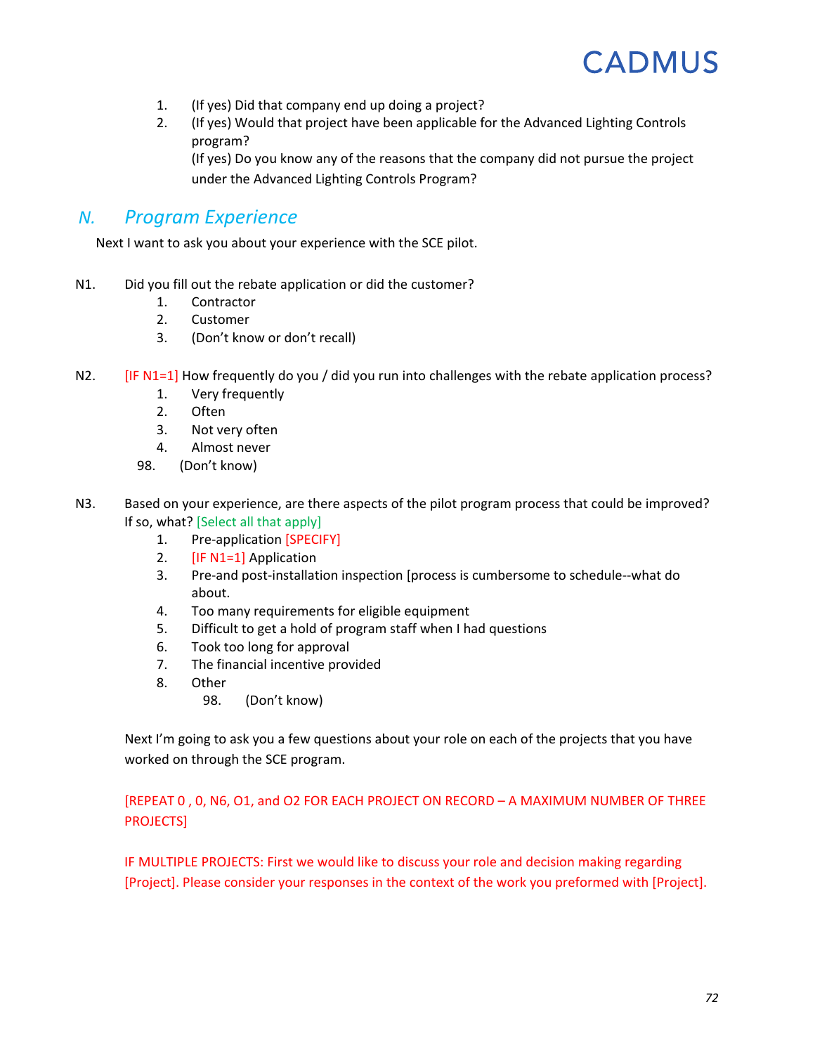1. (If yes) Did that company end up doing a project?
2. (If yes) Would that project have been applicable for the Advanced Lighting Controls program?
   (If yes) Do you know any of the reasons that the company did not pursue the project under the Advanced Lighting Controls Program?

## *N. Program Experience*

Next I want to ask you about your experience with the SCE pilot.

N1. Did you fill out the rebate application or did the customer?

1. Contractor
2. Customer
3. (Don't know or don't recall)

N2. [IF N1=1] How frequently do you / did you run into challenges with the rebate application process?

1. Very frequently
2. Often
3. Not very often
4. Almost never

98. (Don't know)

N3. Based on your experience, are there aspects of the pilot program process that could be improved? If so, what? [Select all that apply]

1. Pre-application [SPECIFY]
2. [IF N1=1] Application
3. Pre-and post-installation inspection [process is cumbersome to schedule--what do about.
4. Too many requirements for eligible equipment
5. Difficult to get a hold of program staff when I had questions
6. Took too long for approval
7. The financial incentive provided
8. Other

98. (Don't know)

Next I'm going to ask you a few questions about your role on each of the projects that you have worked on through the SCE program.

[REPEAT 0 , 0, N6, O1, and O2 FOR EACH PROJECT ON RECORD – A MAXIMUM NUMBER OF THREE PROJECTS]

IF MULTIPLE PROJECTS: First we would like to discuss your role and decision making regarding [Project]. Please consider your responses in the context of the work you preformed with [Project].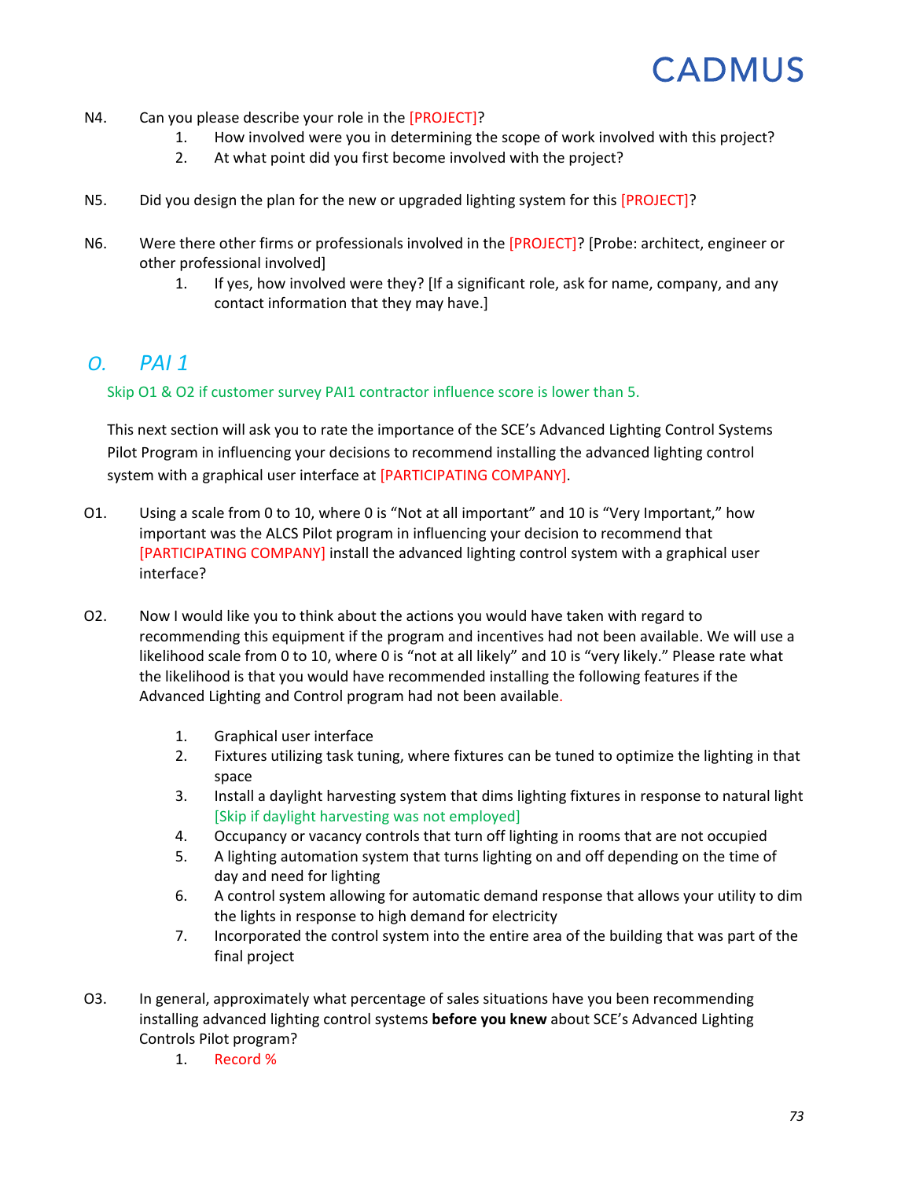N4. Can you please describe your role in the [PROJECT]?

1. How involved were you in determining the scope of work involved with this project?
2. At what point did you first become involved with the project?

N5. Did you design the plan for the new or upgraded lighting system for this [PROJECT]?

N6. Were there other firms or professionals involved in the [PROJECT]? [Probe: architect, engineer or other professional involved]

1. If yes, how involved were they? [If a significant role, ask for name, company, and any contact information that they may have.]

## O. PAI 1

Skip O1 & O2 if customer survey PAI1 contractor influence score is lower than 5.

This next section will ask you to rate the importance of the SCE's Advanced Lighting Control Systems Pilot Program in influencing your decisions to recommend installing the advanced lighting control system with a graphical user interface at [PARTICIPATING COMPANY].

O1. Using a scale from 0 to 10, where 0 is "Not at all important" and 10 is "Very Important," how important was the ALCS Pilot program in influencing your decision to recommend that [PARTICIPATING COMPANY] install the advanced lighting control system with a graphical user interface?

O2. Now I would like you to think about the actions you would have taken with regard to recommending this equipment if the program and incentives had not been available. We will use a likelihood scale from 0 to 10, where 0 is "not at all likely" and 10 is "very likely." Please rate what the likelihood is that you would have recommended installing the following features if the Advanced Lighting and Control program had not been available.

1. Graphical user interface
2. Fixtures utilizing task tuning, where fixtures can be tuned to optimize the lighting in that space
3. Install a daylight harvesting system that dims lighting fixtures in response to natural light [Skip if daylight harvesting was not employed]
4. Occupancy or vacancy controls that turn off lighting in rooms that are not occupied
5. A lighting automation system that turns lighting on and off depending on the time of day and need for lighting
6. A control system allowing for automatic demand response that allows your utility to dim the lights in response to high demand for electricity
7. Incorporated the control system into the entire area of the building that was part of the final project

O3. In general, approximately what percentage of sales situations have you been recommending installing advanced lighting control systems **before you knew** about SCE's Advanced Lighting Controls Pilot program?

1. Record %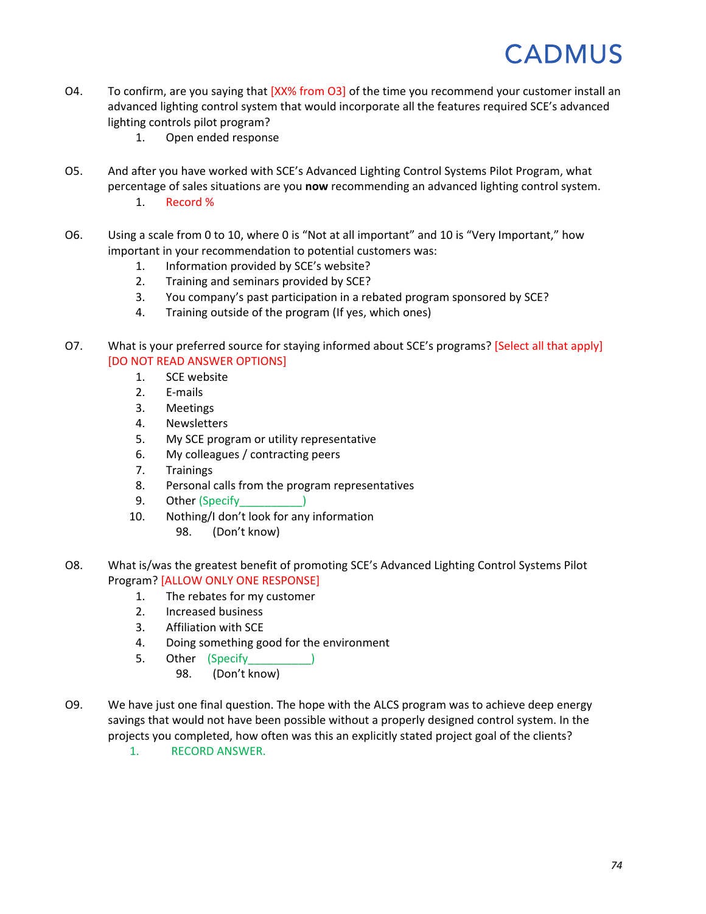O4. To confirm, are you saying that [XX% from O3] of the time you recommend your customer install an advanced lighting control system that would incorporate all the features required SCE's advanced lighting controls pilot program?

1. Open ended response

O5. And after you have worked with SCE's Advanced Lighting Control Systems Pilot Program, what percentage of sales situations are you **now** recommending an advanced lighting control system.

1. Record %

O6. Using a scale from 0 to 10, where 0 is "Not at all important" and 10 is "Very Important," how important in your recommendation to potential customers was:

1. Information provided by SCE's website?
2. Training and seminars provided by SCE?
3. You company's past participation in a rebated program sponsored by SCE?
4. Training outside of the program (If yes, which ones)

O7. What is your preferred source for staying informed about SCE's programs? [Select all that apply] [DO NOT READ ANSWER OPTIONS]

1. SCE website
2. E-mails
3. Meetings
4. Newsletters
5. My SCE program or utility representative
6. My colleagues / contracting peers
7. Trainings
8. Personal calls from the program representatives
9. Other (Specify__________)
10. Nothing/I don't look for any information

98. (Don't know)

O8. What is/was the greatest benefit of promoting SCE's Advanced Lighting Control Systems Pilot Program? [ALLOW ONLY ONE RESPONSE]

1. The rebates for my customer
2. Increased business
3. Affiliation with SCE
4. Doing something good for the environment
5. Other (Specify__________)

98. (Don't know)

O9. We have just one final question. The hope with the ALCS program was to achieve deep energy savings that would not have been possible without a properly designed control system. In the projects you completed, how often was this an explicitly stated project goal of the clients?

1. RECORD ANSWER.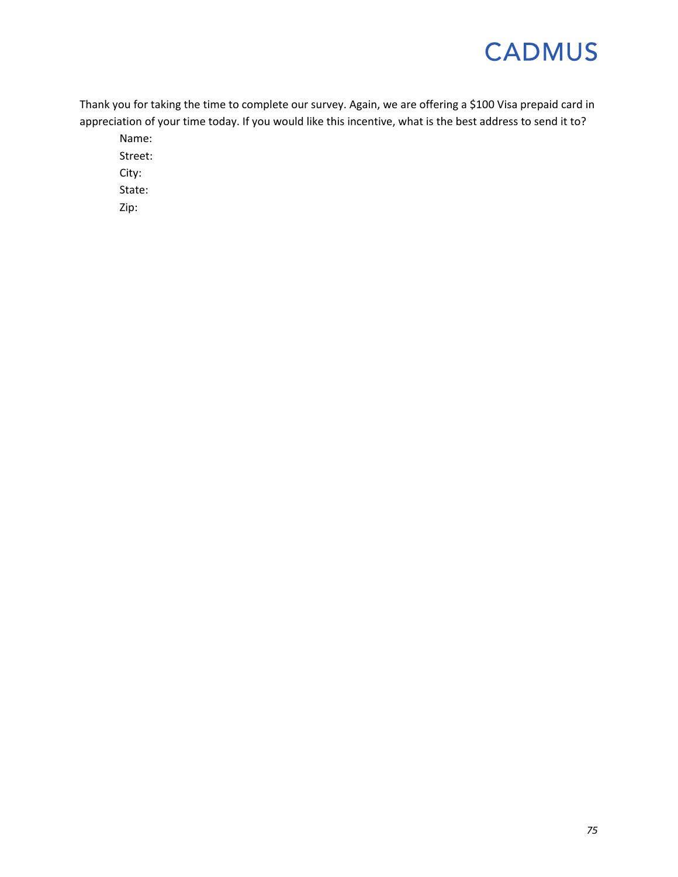Thank you for taking the time to complete our survey. Again, we are offering a $100 Visa prepaid card in appreciation of your time today. If you would like this incentive, what is the best address to send it to?

Name:

Street:

City:

State:

Zip: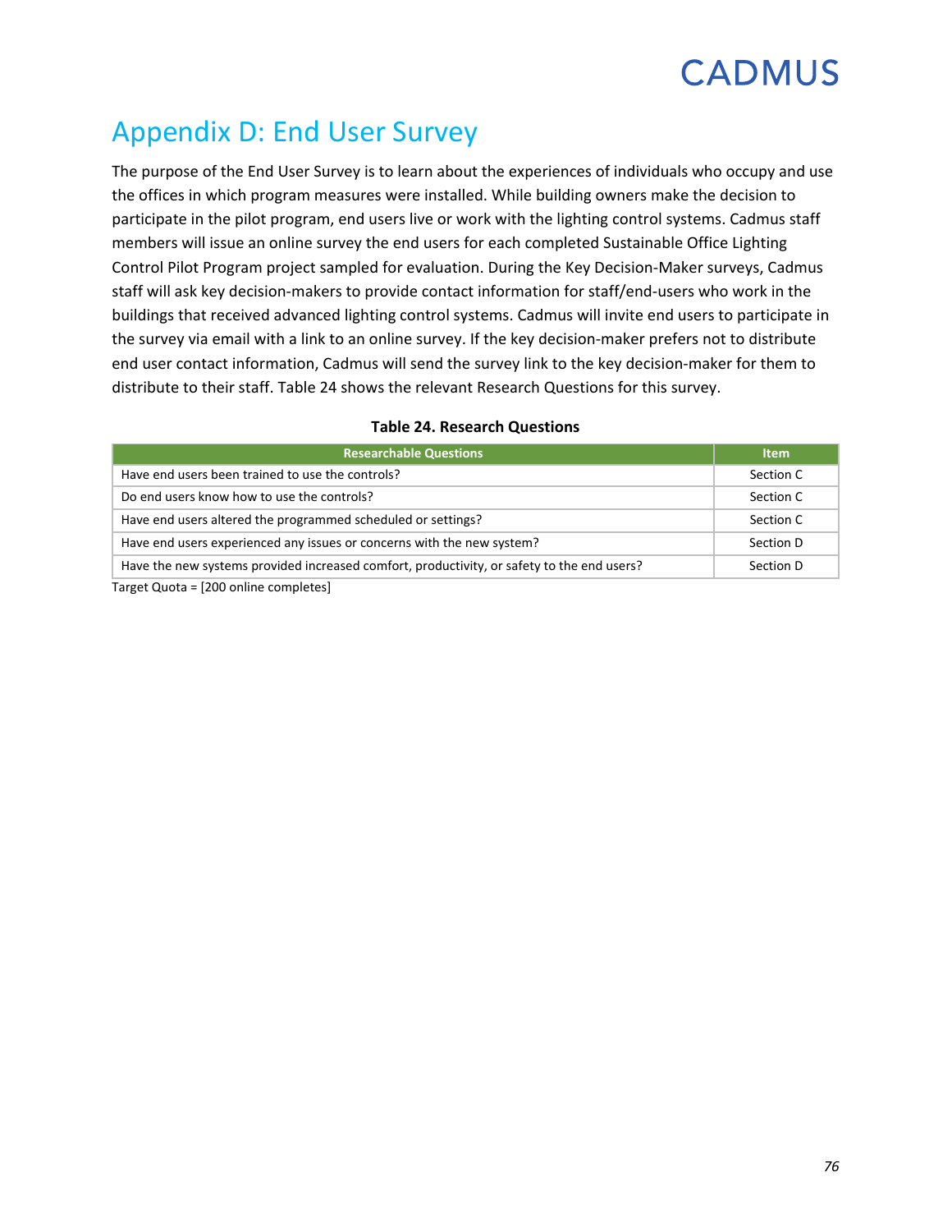# Appendix D: End User Survey

The purpose of the End User Survey is to learn about the experiences of individuals who occupy and use the offices in which program measures were installed. While building owners make the decision to participate in the pilot program, end users live or work with the lighting control systems. Cadmus staff members will issue an online survey the end users for each completed Sustainable Office Lighting Control Pilot Program project sampled for evaluation. During the Key Decision-Maker surveys, Cadmus staff will ask key decision-makers to provide contact information for staff/end-users who work in the buildings that received advanced lighting control systems. Cadmus will invite end users to participate in the survey via email with a link to an online survey. If the key decision-maker prefers not to distribute end user contact information, Cadmus will send the survey link to the key decision-maker for them to distribute to their staff. Table 24 shows the relevant Research Questions for this survey.

**Table 24. Research Questions**

| Researchable Questions | Item |
|---|---|
| Have end users been trained to use the controls? | Section C |
| Do end users know how to use the controls? | Section C |
| Have end users altered the programmed scheduled or settings? | Section C |
| Have end users experienced any issues or concerns with the new system? | Section D |
| Have the new systems provided increased comfort, productivity, or safety to the end users? | Section D |

Target Quota = [200 online completes]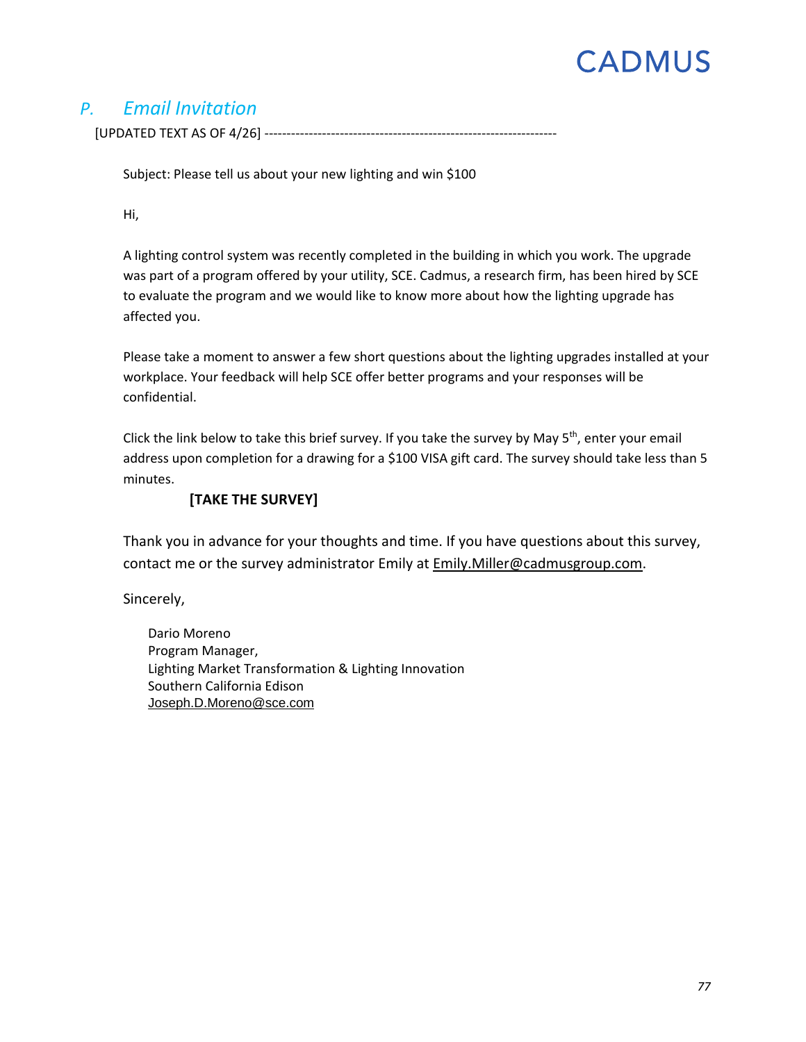## *P. Email Invitation*

[UPDATED TEXT AS OF 4/26] ------------------------------------------------------------------

Subject: Please tell us about your new lighting and win $100

Hi,

A lighting control system was recently completed in the building in which you work. The upgrade was part of a program offered by your utility, SCE. Cadmus, a research firm, has been hired by SCE to evaluate the program and we would like to know more about how the lighting upgrade has affected you.

Please take a moment to answer a few short questions about the lighting upgrades installed at your workplace. Your feedback will help SCE offer better programs and your responses will be confidential.

Click the link below to take this brief survey. If you take the survey by May 5th, enter your email address upon completion for a drawing for a $100 VISA gift card. The survey should take less than 5 minutes.

**[TAKE THE SURVEY]**

Thank you in advance for your thoughts and time. If you have questions about this survey, contact me or the survey administrator Emily at Emily.Miller@cadmusgroup.com.

Sincerely,

Dario Moreno
Program Manager,
Lighting Market Transformation & Lighting Innovation
Southern California Edison
Joseph.D.Moreno@sce.com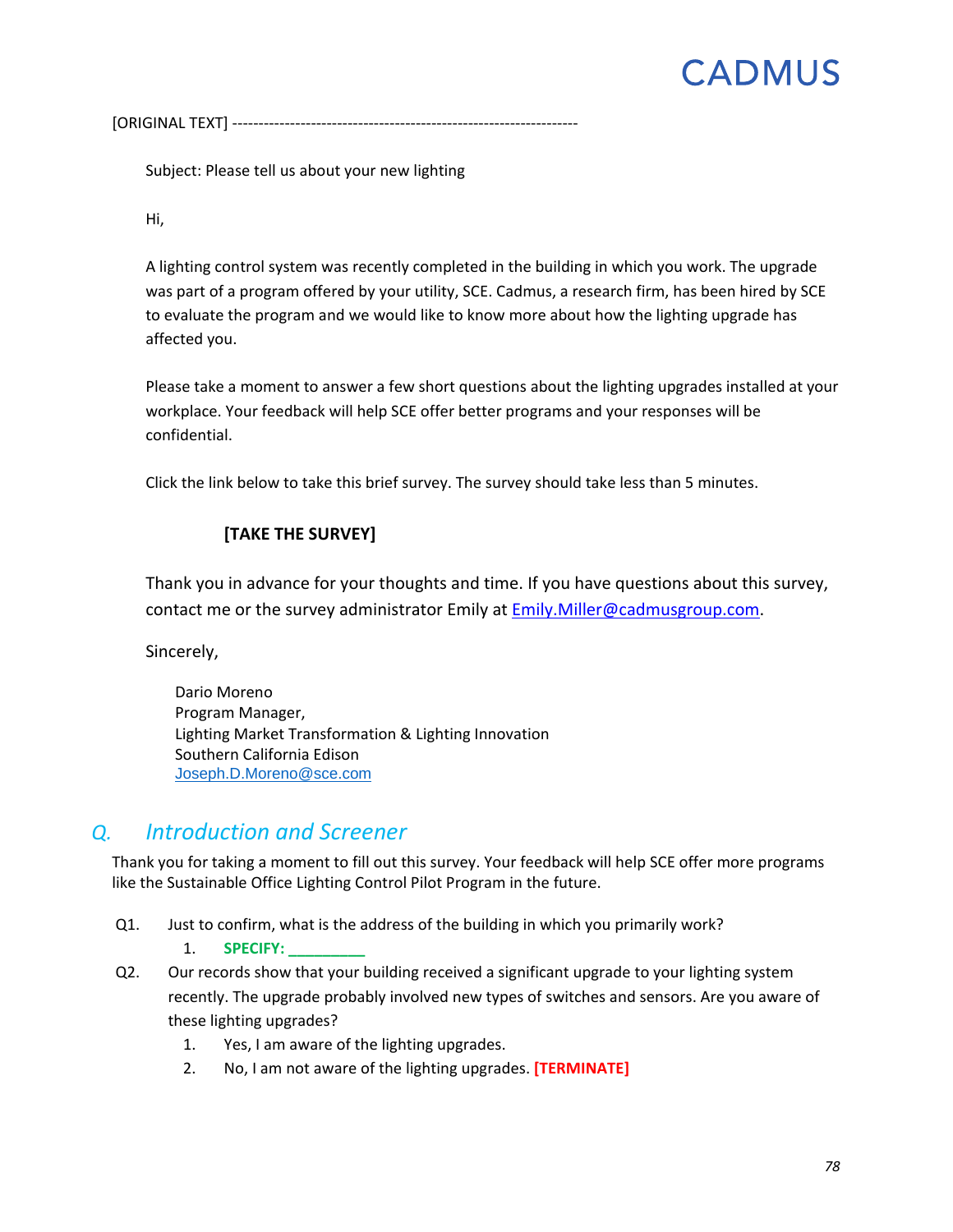[ORIGINAL TEXT] ------------------------------------------------------------------

Subject: Please tell us about your new lighting

Hi,

A lighting control system was recently completed in the building in which you work. The upgrade was part of a program offered by your utility, SCE. Cadmus, a research firm, has been hired by SCE to evaluate the program and we would like to know more about how the lighting upgrade has affected you.

Please take a moment to answer a few short questions about the lighting upgrades installed at your workplace. Your feedback will help SCE offer better programs and your responses will be confidential.

Click the link below to take this brief survey. The survey should take less than 5 minutes.

**[TAKE THE SURVEY]**

Thank you in advance for your thoughts and time. If you have questions about this survey, contact me or the survey administrator Emily at Emily.Miller@cadmusgroup.com.

Sincerely,

Dario Moreno
Program Manager,
Lighting Market Transformation & Lighting Innovation
Southern California Edison
Joseph.D.Moreno@sce.com

## *Q. Introduction and Screener*

Thank you for taking a moment to fill out this survey. Your feedback will help SCE offer more programs like the Sustainable Office Lighting Control Pilot Program in the future.

Q1. Just to confirm, what is the address of the building in which you primarily work?

1. **SPECIFY: _________**

Q2. Our records show that your building received a significant upgrade to your lighting system recently. The upgrade probably involved new types of switches and sensors. Are you aware of these lighting upgrades?

1. Yes, I am aware of the lighting upgrades.
2. No, I am not aware of the lighting upgrades. **[TERMINATE]**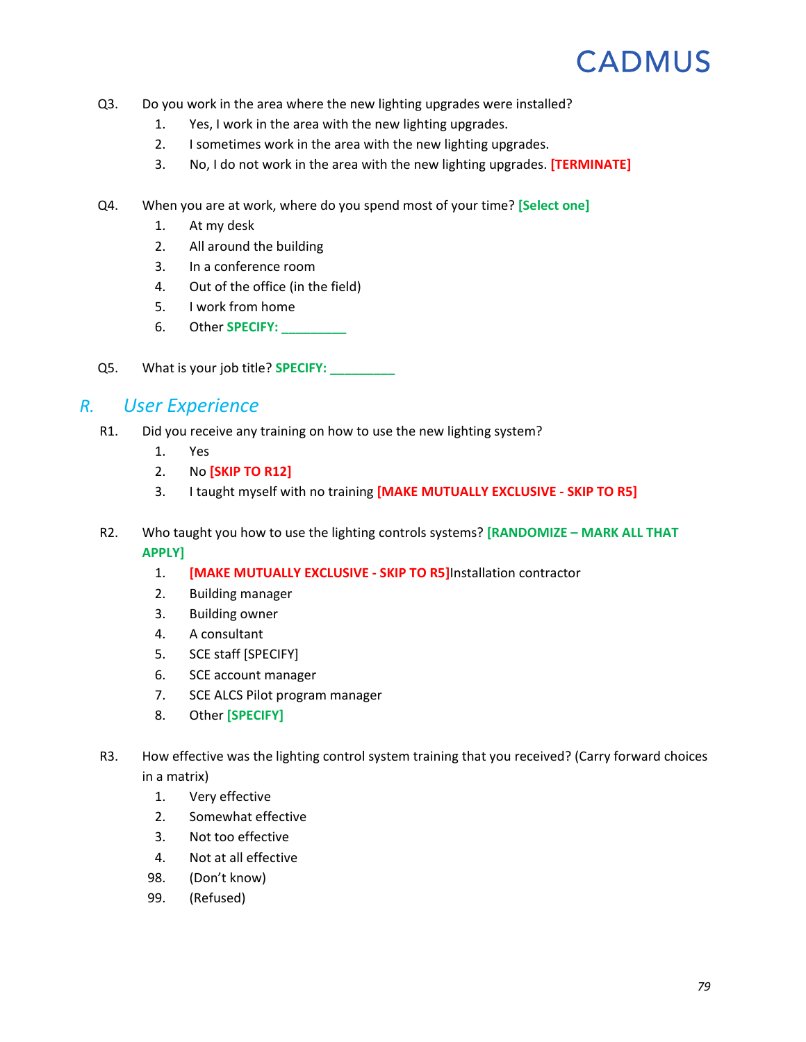Q3. Do you work in the area where the new lighting upgrades were installed?

1. Yes, I work in the area with the new lighting upgrades.
2. I sometimes work in the area with the new lighting upgrades.
3. No, I do not work in the area with the new lighting upgrades. **[TERMINATE]**

Q4. When you are at work, where do you spend most of your time? **[Select one]**

1. At my desk
2. All around the building
3. In a conference room
4. Out of the office (in the field)
5. I work from home
6. Other **SPECIFY: _________**

Q5. What is your job title? **SPECIFY: _________**

## R. *User Experience*

R1. Did you receive any training on how to use the new lighting system?

1. Yes
2. No **[SKIP TO R12]**
3. I taught myself with no training **[MAKE MUTUALLY EXCLUSIVE - SKIP TO R5]**

R2. Who taught you how to use the lighting controls systems? **[RANDOMIZE – MARK ALL THAT APPLY]**

1. **[MAKE MUTUALLY EXCLUSIVE - SKIP TO R5]**Installation contractor
2. Building manager
3. Building owner
4. A consultant
5. SCE staff [SPECIFY]
6. SCE account manager
7. SCE ALCS Pilot program manager
8. Other **[SPECIFY]**

R3. How effective was the lighting control system training that you received? (Carry forward choices in a matrix)

1. Very effective
2. Somewhat effective
3. Not too effective
4. Not at all effective

98. (Don't know)

99. (Refused)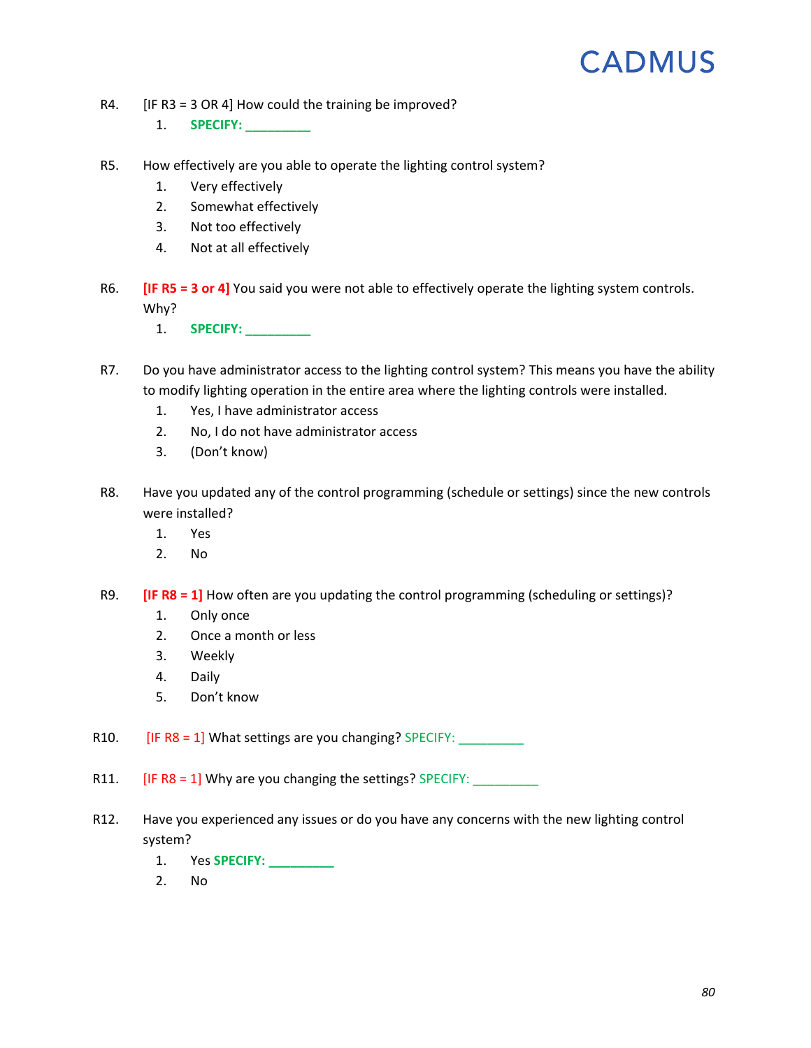R4. [IF R3 = 3 OR 4] How could the training be improved?

1. **SPECIFY: _________**

R5. How effectively are you able to operate the lighting control system?

1. Very effectively
2. Somewhat effectively
3. Not too effectively
4. Not at all effectively

R6. **[IF R5 = 3 or 4]** You said you were not able to effectively operate the lighting system controls. Why?

1. **SPECIFY: _________**

R7. Do you have administrator access to the lighting control system? This means you have the ability to modify lighting operation in the entire area where the lighting controls were installed.

1. Yes, I have administrator access
2. No, I do not have administrator access
3. (Don't know)

R8. Have you updated any of the control programming (schedule or settings) since the new controls were installed?

1. Yes
2. No

R9. **[IF R8 = 1]** How often are you updating the control programming (scheduling or settings)?

1. Only once
2. Once a month or less
3. Weekly
4. Daily
5. Don't know

R10. [IF R8 = 1] What settings are you changing? SPECIFY: _________

R11. [IF R8 = 1] Why are you changing the settings? SPECIFY: _________

R12. Have you experienced any issues or do you have any concerns with the new lighting control system?

1. Yes **SPECIFY: _________**
2. No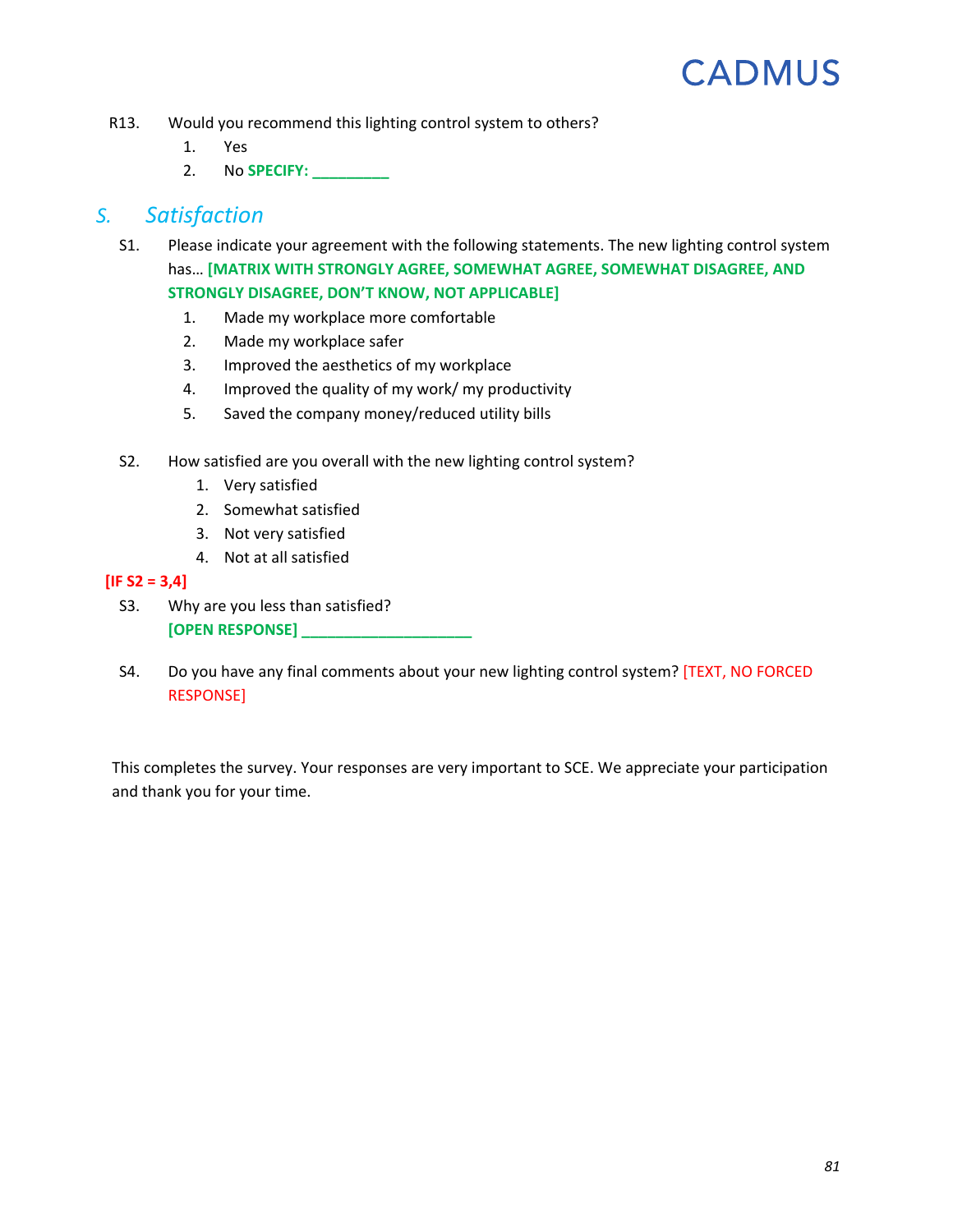R13. Would you recommend this lighting control system to others?

1. Yes
2. No **SPECIFY: _________**

## S. *Satisfaction*

S1. Please indicate your agreement with the following statements. The new lighting control system has… **[MATRIX WITH STRONGLY AGREE, SOMEWHAT AGREE, SOMEWHAT DISAGREE, AND STRONGLY DISAGREE, DON'T KNOW, NOT APPLICABLE]**

1. Made my workplace more comfortable
2. Made my workplace safer
3. Improved the aesthetics of my workplace
4. Improved the quality of my work/ my productivity
5. Saved the company money/reduced utility bills

S2. How satisfied are you overall with the new lighting control system?

1. Very satisfied
2. Somewhat satisfied
3. Not very satisfied
4. Not at all satisfied

**[IF S2 = 3,4]**

S3. Why are you less than satisfied?
**[OPEN RESPONSE] ____________________**

S4. Do you have any final comments about your new lighting control system? [TEXT, NO FORCED RESPONSE]

This completes the survey. Your responses are very important to SCE. We appreciate your participation and thank you for your time.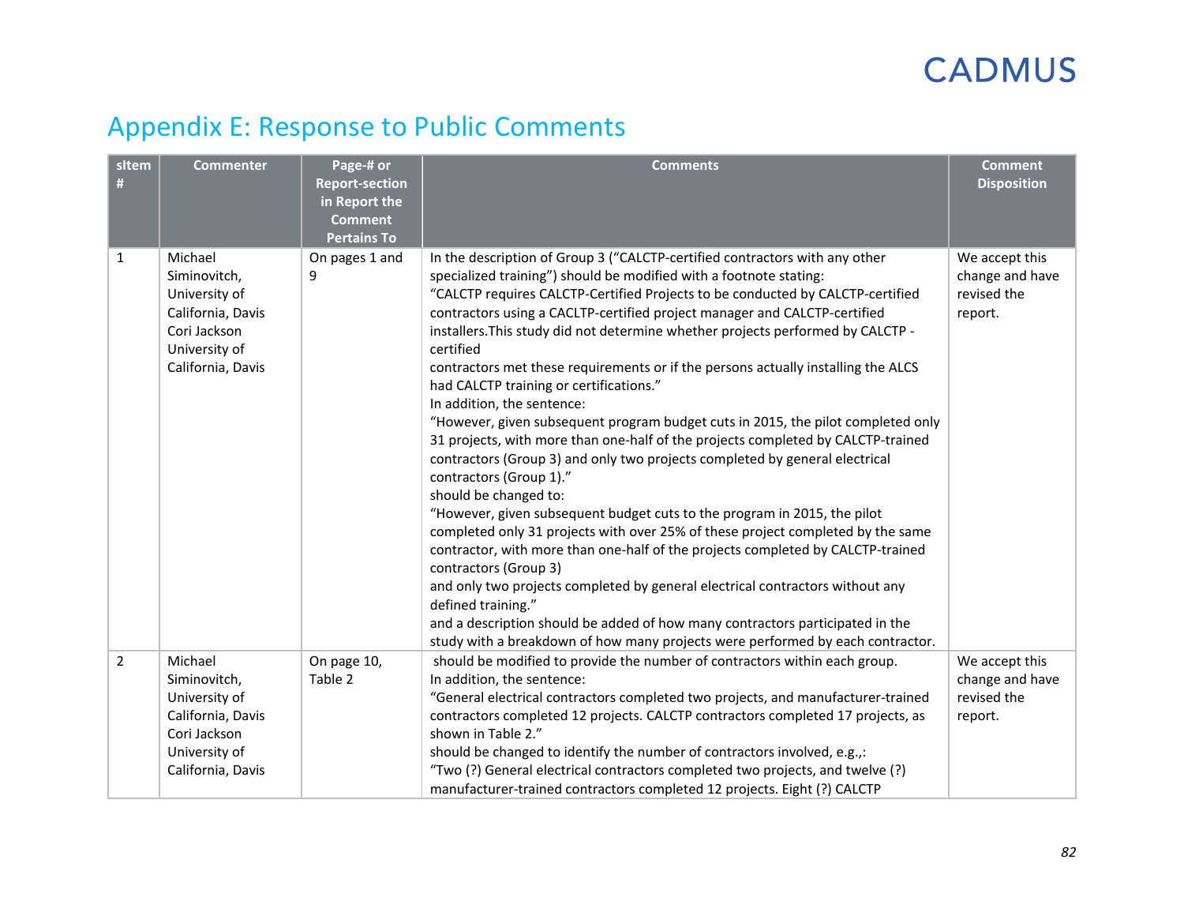## Appendix E: Response to Public Comments

| sItem # | Commenter | Page-# or Report-section in Report the Comment Pertains To | Comments | Comment Disposition |
|---|---|---|---|---|
| 1 | Michael Siminovitch, University of California, Davis Cori Jackson University of California, Davis | On pages 1 and 9 | In the description of Group 3 ("CALCTP-certified contractors with any other specialized training") should be modified with a footnote stating: "CALCTP requires CALCTP-Certified Projects to be conducted by CALCTP-certified contractors using a CACLTP-certified project manager and CALCTP-certified installers.This study did not determine whether projects performed by CALCTP - certified contractors met these requirements or if the persons actually installing the ALCS had CALCTP training or certifications." In addition, the sentence: "However, given subsequent program budget cuts in 2015, the pilot completed only 31 projects, with more than one-half of the projects completed by CALCTP-trained contractors (Group 3) and only two projects completed by general electrical contractors (Group 1)." should be changed to: "However, given subsequent budget cuts to the program in 2015, the pilot completed only 31 projects with over 25% of these project completed by the same contractor, with more than one-half of the projects completed by CALCTP-trained contractors (Group 3) and only two projects completed by general electrical contractors without any defined training." and a description should be added of how many contractors participated in the study with a breakdown of how many projects were performed by each contractor. | We accept this change and have revised the report. |
| 2 | Michael Siminovitch, University of California, Davis Cori Jackson University of California, Davis | On page 10, Table 2 | should be modified to provide the number of contractors within each group. In addition, the sentence: "General electrical contractors completed two projects, and manufacturer-trained contractors completed 12 projects. CALCTP contractors completed 17 projects, as shown in Table 2." should be changed to identify the number of contractors involved, e.g.,: "Two (?) General electrical contractors completed two projects, and twelve (?) manufacturer-trained contractors completed 12 projects. Eight (?) CALCTP | We accept this change and have revised the report. |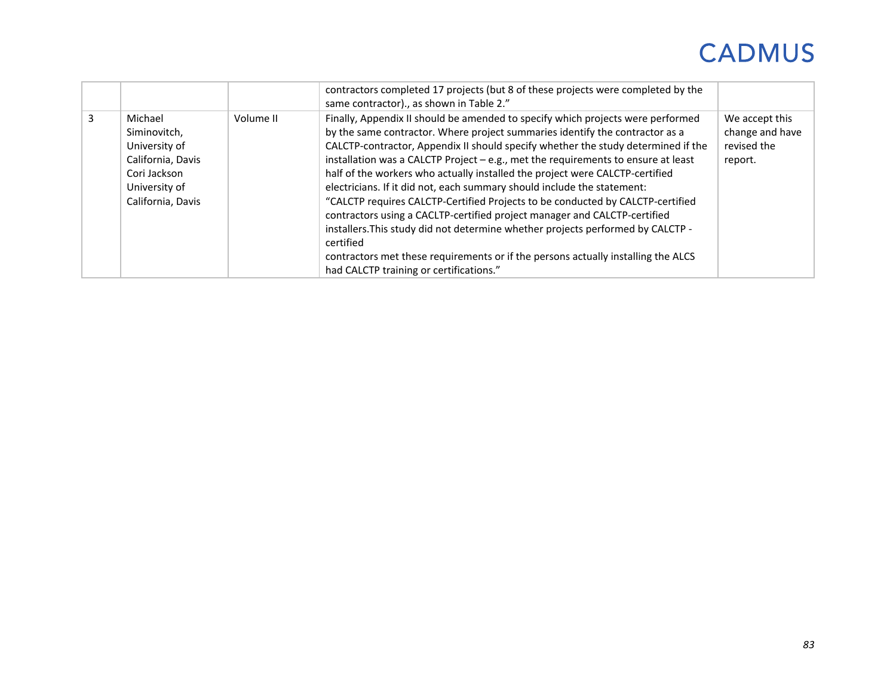| | | | | |
|---|---|---|---|---|
| | | | contractors completed 17 projects (but 8 of these projects were completed by the same contractor)., as shown in Table 2." | |
| 3 | Michael Siminovitch, University of California, Davis Cori Jackson University of California, Davis | Volume II | Finally, Appendix II should be amended to specify which projects were performed by the same contractor. Where project summaries identify the contractor as a CALCTP-contractor, Appendix II should specify whether the study determined if the installation was a CALCTP Project – e.g., met the requirements to ensure at least half of the workers who actually installed the project were CALCTP-certified electricians. If it did not, each summary should include the statement: "CALCTP requires CALCTP-Certified Projects to be conducted by CALCTP-certified contractors using a CACLTP-certified project manager and CALCTP-certified installers.This study did not determine whether projects performed by CALCTP - certified contractors met these requirements or if the persons actually installing the ALCS had CALCTP training or certifications." | We accept this change and have revised the report. |